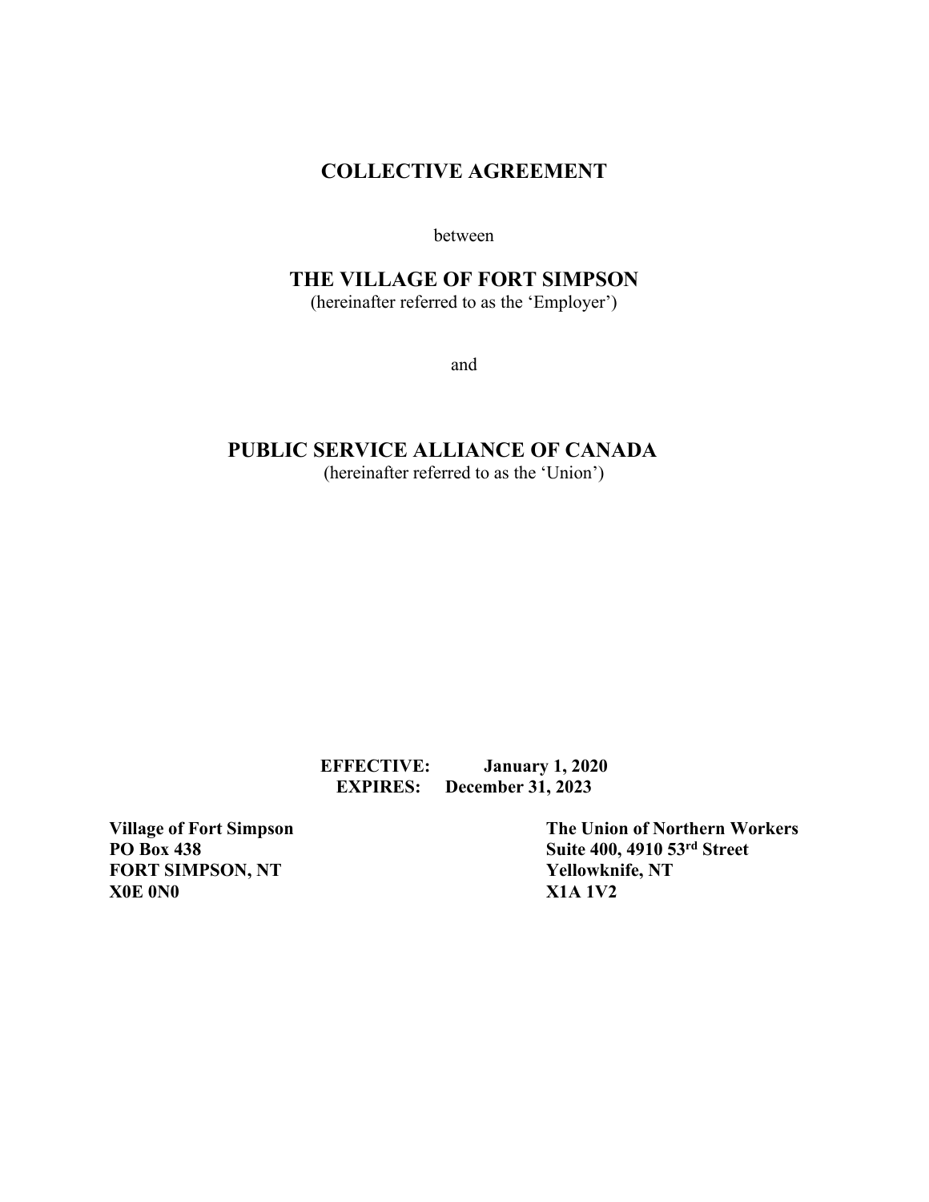# COLLECTIVE AGREEMENT

between

## THE VILLAGE OF FORT SIMPSON

(hereinafter referred to as the 'Employer')

and

## PUBLIC SERVICE ALLIANCE OF CANADA

(hereinafter referred to as the 'Union')

**EFFECTIVE: January 1, 2020**
**EXPIRES: December 31, 2023**

**Village of Fort Simpson**
**PO Box 438**
**FORT SIMPSON, NT**
**X0E 0N0**

**The Union of Northern Workers**
**Suite 400, 4910 53rd Street**
**Yellowknife, NT**
**X1A 1V2**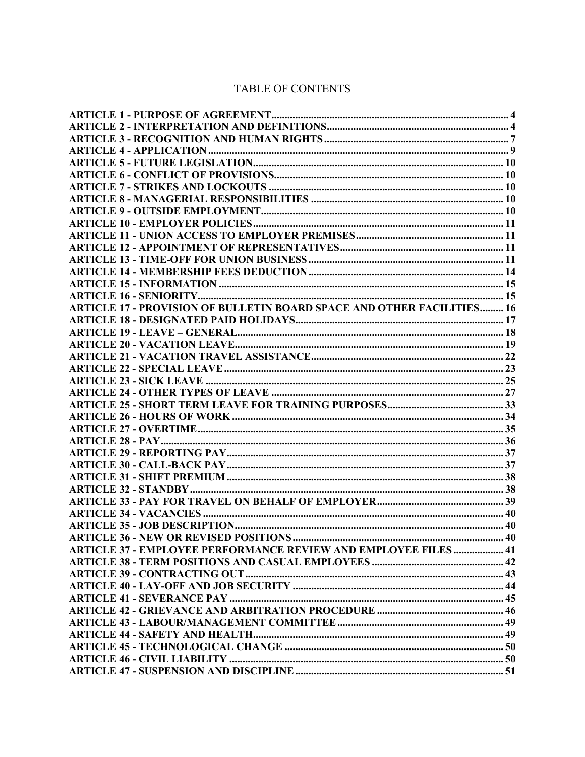# TABLE OF CONTENTS

**ARTICLE 1 - PURPOSE OF AGREEMENT** .......... 4
**ARTICLE 2 - INTERPRETATION AND DEFINITIONS** .......... 4
**ARTICLE 3 - RECOGNITION AND HUMAN RIGHTS** .......... 7
**ARTICLE 4 - APPLICATION** .......... 9
**ARTICLE 5 - FUTURE LEGISLATION** .......... 10
**ARTICLE 6 - CONFLICT OF PROVISIONS** .......... 10
**ARTICLE 7 - STRIKES AND LOCKOUTS** .......... 10
**ARTICLE 8 - MANAGERIAL RESPONSIBILITIES** .......... 10
**ARTICLE 9 - OUTSIDE EMPLOYMENT** .......... 10
**ARTICLE 10 - EMPLOYER POLICIES** .......... 11
**ARTICLE 11 - UNION ACCESS TO EMPLOYER PREMISES** .......... 11
**ARTICLE 12 - APPOINTMENT OF REPRESENTATIVES** .......... 11
**ARTICLE 13 - TIME-OFF FOR UNION BUSINESS** .......... 11
**ARTICLE 14 - MEMBERSHIP FEES DEDUCTION** .......... 14
**ARTICLE 15 - INFORMATION** .......... 15
**ARTICLE 16 - SENIORITY** .......... 15
**ARTICLE 17 - PROVISION OF BULLETIN BOARD SPACE AND OTHER FACILITIES** .......... 16
**ARTICLE 18 - DESIGNATED PAID HOLIDAYS** .......... 17
**ARTICLE 19 - LEAVE – GENERAL** .......... 18
**ARTICLE 20 - VACATION LEAVE** .......... 19
**ARTICLE 21 - VACATION TRAVEL ASSISTANCE** .......... 22
**ARTICLE 22 - SPECIAL LEAVE** .......... 23
**ARTICLE 23 - SICK LEAVE** .......... 25
**ARTICLE 24 - OTHER TYPES OF LEAVE** .......... 27
**ARTICLE 25 - SHORT TERM LEAVE FOR TRAINING PURPOSES** .......... 33
**ARTICLE 26 - HOURS OF WORK** .......... 34
**ARTICLE 27 - OVERTIME** .......... 35
**ARTICLE 28 - PAY** .......... 36
**ARTICLE 29 - REPORTING PAY** .......... 37
**ARTICLE 30 - CALL-BACK PAY** .......... 37
**ARTICLE 31 - SHIFT PREMIUM** .......... 38
**ARTICLE 32 - STANDBY** .......... 38
**ARTICLE 33 - PAY FOR TRAVEL ON BEHALF OF EMPLOYER** .......... 39
**ARTICLE 34 - VACANCIES** .......... 40
**ARTICLE 35 - JOB DESCRIPTION** .......... 40
**ARTICLE 36 - NEW OR REVISED POSITIONS** .......... 40
**ARTICLE 37 - EMPLOYEE PERFORMANCE REVIEW AND EMPLOYEE FILES** .......... 41
**ARTICLE 38 - TERM POSITIONS AND CASUAL EMPLOYEES** .......... 42
**ARTICLE 39 - CONTRACTING OUT** .......... 43
**ARTICLE 40 - LAY-OFF AND JOB SECURITY** .......... 44
**ARTICLE 41 - SEVERANCE PAY** .......... 45
**ARTICLE 42 - GRIEVANCE AND ARBITRATION PROCEDURE** .......... 46
**ARTICLE 43 - LABOUR/MANAGEMENT COMMITTEE** .......... 49
**ARTICLE 44 - SAFETY AND HEALTH** .......... 49
**ARTICLE 45 - TECHNOLOGICAL CHANGE** .......... 50
**ARTICLE 46 - CIVIL LIABILITY** .......... 50
**ARTICLE 47 - SUSPENSION AND DISCIPLINE** .......... 51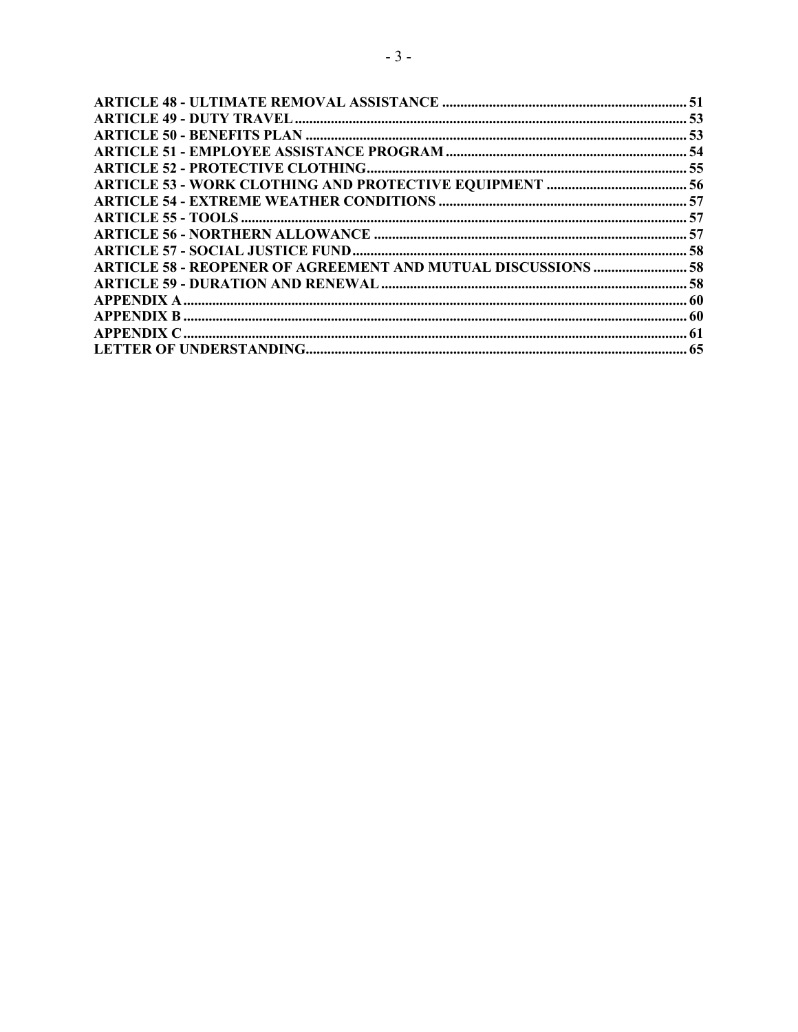**ARTICLE 48 - ULTIMATE REMOVAL ASSISTANCE** .................... 51
**ARTICLE 49 - DUTY TRAVEL** .................... 53
**ARTICLE 50 - BENEFITS PLAN** .................... 53
**ARTICLE 51 - EMPLOYEE ASSISTANCE PROGRAM** .................... 54
**ARTICLE 52 - PROTECTIVE CLOTHING** .................... 55
**ARTICLE 53 - WORK CLOTHING AND PROTECTIVE EQUIPMENT** .................... 56
**ARTICLE 54 - EXTREME WEATHER CONDITIONS** .................... 57
**ARTICLE 55 - TOOLS** .................... 57
**ARTICLE 56 - NORTHERN ALLOWANCE** .................... 57
**ARTICLE 57 - SOCIAL JUSTICE FUND** .................... 58
**ARTICLE 58 - REOPENER OF AGREEMENT AND MUTUAL DISCUSSIONS** .................... 58
**ARTICLE 59 - DURATION AND RENEWAL** .................... 58
**APPENDIX A** .................... 60
**APPENDIX B** .................... 60
**APPENDIX C** .................... 61
**LETTER OF UNDERSTANDING** .................... 65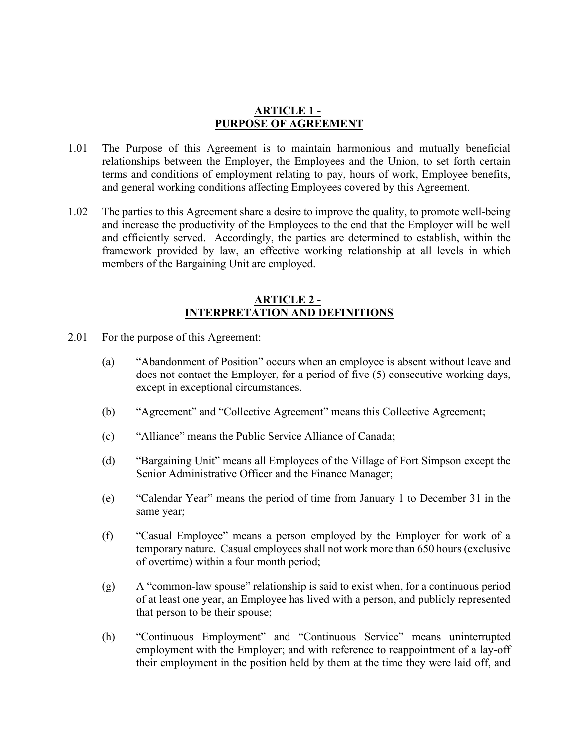## ARTICLE 1 - PURPOSE OF AGREEMENT

1.01 The Purpose of this Agreement is to maintain harmonious and mutually beneficial relationships between the Employer, the Employees and the Union, to set forth certain terms and conditions of employment relating to pay, hours of work, Employee benefits, and general working conditions affecting Employees covered by this Agreement.

1.02 The parties to this Agreement share a desire to improve the quality, to promote well-being and increase the productivity of the Employees to the end that the Employer will be well and efficiently served. Accordingly, the parties are determined to establish, within the framework provided by law, an effective working relationship at all levels in which members of the Bargaining Unit are employed.

## ARTICLE 2 - INTERPRETATION AND DEFINITIONS

2.01 For the purpose of this Agreement:

(a) "Abandonment of Position" occurs when an employee is absent without leave and does not contact the Employer, for a period of five (5) consecutive working days, except in exceptional circumstances.

(b) "Agreement" and "Collective Agreement" means this Collective Agreement;

(c) "Alliance" means the Public Service Alliance of Canada;

(d) "Bargaining Unit" means all Employees of the Village of Fort Simpson except the Senior Administrative Officer and the Finance Manager;

(e) "Calendar Year" means the period of time from January 1 to December 31 in the same year;

(f) "Casual Employee" means a person employed by the Employer for work of a temporary nature. Casual employees shall not work more than 650 hours (exclusive of overtime) within a four month period;

(g) A "common-law spouse" relationship is said to exist when, for a continuous period of at least one year, an Employee has lived with a person, and publicly represented that person to be their spouse;

(h) "Continuous Employment" and "Continuous Service" means uninterrupted employment with the Employer; and with reference to reappointment of a lay-off their employment in the position held by them at the time they were laid off, and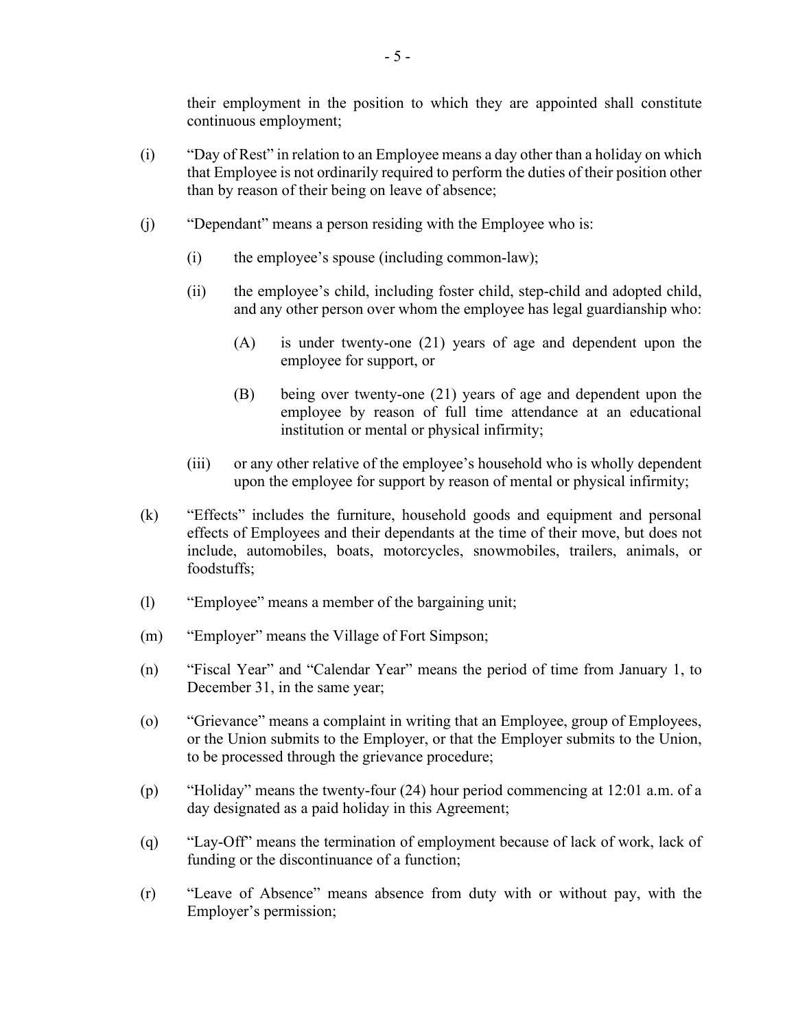their employment in the position to which they are appointed shall constitute continuous employment;

(i) "Day of Rest" in relation to an Employee means a day other than a holiday on which that Employee is not ordinarily required to perform the duties of their position other than by reason of their being on leave of absence;

(j) "Dependant" means a person residing with the Employee who is:

   (i) the employee's spouse (including common-law);

   (ii) the employee's child, including foster child, step-child and adopted child, and any other person over whom the employee has legal guardianship who:

      (A) is under twenty-one (21) years of age and dependent upon the employee for support, or

      (B) being over twenty-one (21) years of age and dependent upon the employee by reason of full time attendance at an educational institution or mental or physical infirmity;

   (iii) or any other relative of the employee's household who is wholly dependent upon the employee for support by reason of mental or physical infirmity;

(k) "Effects" includes the furniture, household goods and equipment and personal effects of Employees and their dependants at the time of their move, but does not include, automobiles, boats, motorcycles, snowmobiles, trailers, animals, or foodstuffs;

(l) "Employee" means a member of the bargaining unit;

(m) "Employer" means the Village of Fort Simpson;

(n) "Fiscal Year" and "Calendar Year" means the period of time from January 1, to December 31, in the same year;

(o) "Grievance" means a complaint in writing that an Employee, group of Employees, or the Union submits to the Employer, or that the Employer submits to the Union, to be processed through the grievance procedure;

(p) "Holiday" means the twenty-four (24) hour period commencing at 12:01 a.m. of a day designated as a paid holiday in this Agreement;

(q) "Lay-Off" means the termination of employment because of lack of work, lack of funding or the discontinuance of a function;

(r) "Leave of Absence" means absence from duty with or without pay, with the Employer's permission;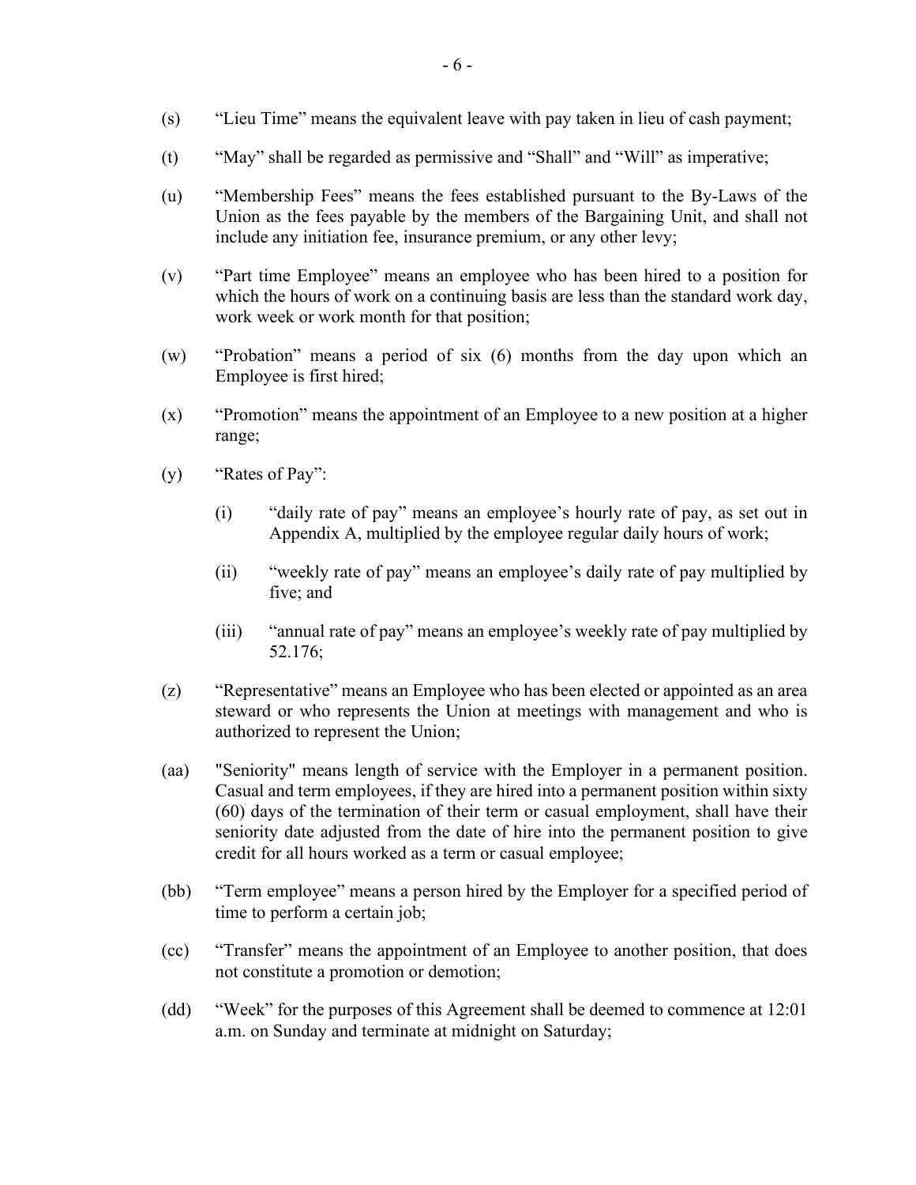(s) "Lieu Time" means the equivalent leave with pay taken in lieu of cash payment;

(t) "May" shall be regarded as permissive and "Shall" and "Will" as imperative;

(u) "Membership Fees" means the fees established pursuant to the By-Laws of the Union as the fees payable by the members of the Bargaining Unit, and shall not include any initiation fee, insurance premium, or any other levy;

(v) "Part time Employee" means an employee who has been hired to a position for which the hours of work on a continuing basis are less than the standard work day, work week or work month for that position;

(w) "Probation" means a period of six (6) months from the day upon which an Employee is first hired;

(x) "Promotion" means the appointment of an Employee to a new position at a higher range;

(y) "Rates of Pay":

 (i) "daily rate of pay" means an employee's hourly rate of pay, as set out in Appendix A, multiplied by the employee regular daily hours of work;

 (ii) "weekly rate of pay" means an employee's daily rate of pay multiplied by five; and

 (iii) "annual rate of pay" means an employee's weekly rate of pay multiplied by 52.176;

(z) "Representative" means an Employee who has been elected or appointed as an area steward or who represents the Union at meetings with management and who is authorized to represent the Union;

(aa) "Seniority" means length of service with the Employer in a permanent position. Casual and term employees, if they are hired into a permanent position within sixty (60) days of the termination of their term or casual employment, shall have their seniority date adjusted from the date of hire into the permanent position to give credit for all hours worked as a term or casual employee;

(bb) "Term employee" means a person hired by the Employer for a specified period of time to perform a certain job;

(cc) "Transfer" means the appointment of an Employee to another position, that does not constitute a promotion or demotion;

(dd) "Week" for the purposes of this Agreement shall be deemed to commence at 12:01 a.m. on Sunday and terminate at midnight on Saturday;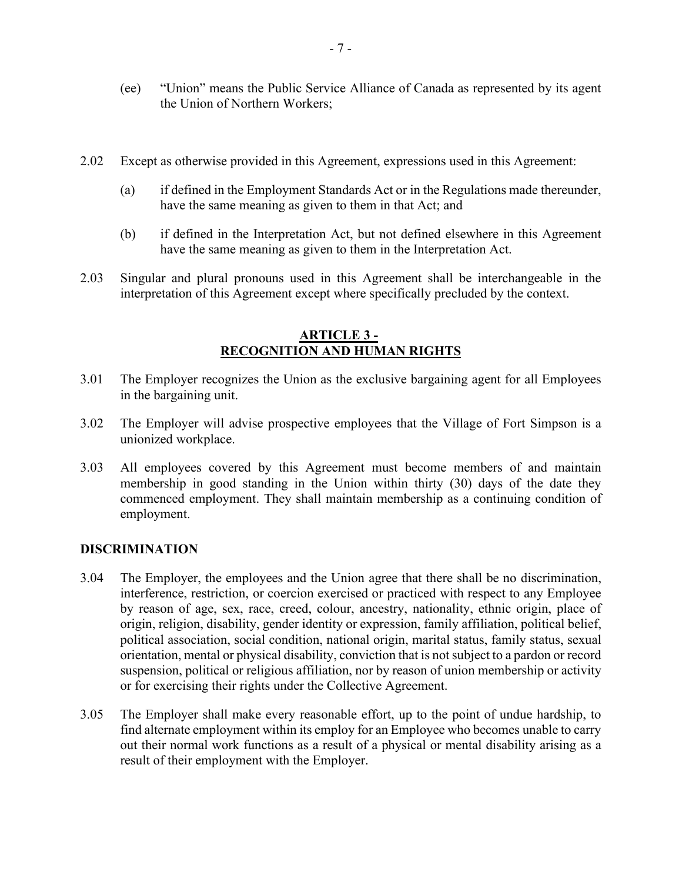(ee) "Union" means the Public Service Alliance of Canada as represented by its agent the Union of Northern Workers;

2.02 Except as otherwise provided in this Agreement, expressions used in this Agreement:

(a) if defined in the Employment Standards Act or in the Regulations made thereunder, have the same meaning as given to them in that Act; and

(b) if defined in the Interpretation Act, but not defined elsewhere in this Agreement have the same meaning as given to them in the Interpretation Act.

2.03 Singular and plural pronouns used in this Agreement shall be interchangeable in the interpretation of this Agreement except where specifically precluded by the context.

## ARTICLE 3 - RECOGNITION AND HUMAN RIGHTS

3.01 The Employer recognizes the Union as the exclusive bargaining agent for all Employees in the bargaining unit.

3.02 The Employer will advise prospective employees that the Village of Fort Simpson is a unionized workplace.

3.03 All employees covered by this Agreement must become members of and maintain membership in good standing in the Union within thirty (30) days of the date they commenced employment. They shall maintain membership as a continuing condition of employment.

**DISCRIMINATION**

3.04 The Employer, the employees and the Union agree that there shall be no discrimination, interference, restriction, or coercion exercised or practiced with respect to any Employee by reason of age, sex, race, creed, colour, ancestry, nationality, ethnic origin, place of origin, religion, disability, gender identity or expression, family affiliation, political belief, political association, social condition, national origin, marital status, family status, sexual orientation, mental or physical disability, conviction that is not subject to a pardon or record suspension, political or religious affiliation, nor by reason of union membership or activity or for exercising their rights under the Collective Agreement.

3.05 The Employer shall make every reasonable effort, up to the point of undue hardship, to find alternate employment within its employ for an Employee who becomes unable to carry out their normal work functions as a result of a physical or mental disability arising as a result of their employment with the Employer.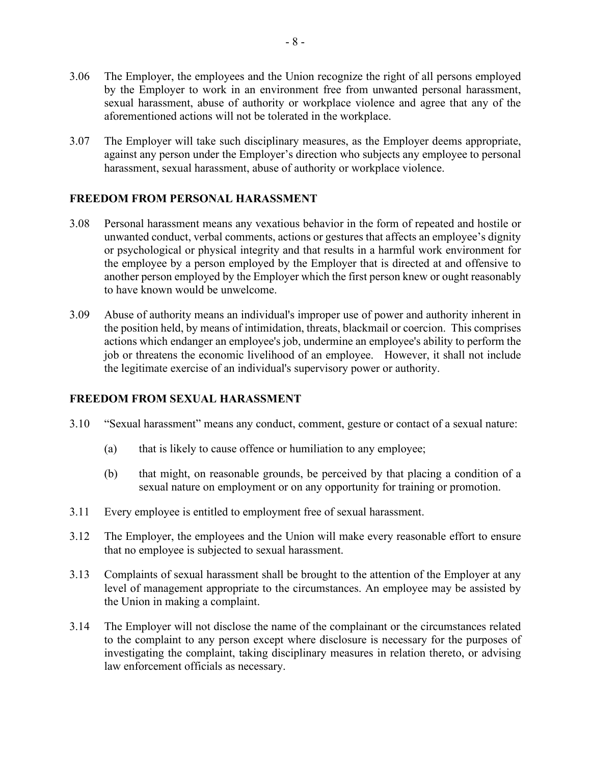3.06 The Employer, the employees and the Union recognize the right of all persons employed by the Employer to work in an environment free from unwanted personal harassment, sexual harassment, abuse of authority or workplace violence and agree that any of the aforementioned actions will not be tolerated in the workplace.

3.07 The Employer will take such disciplinary measures, as the Employer deems appropriate, against any person under the Employer's direction who subjects any employee to personal harassment, sexual harassment, abuse of authority or workplace violence.

## FREEDOM FROM PERSONAL HARASSMENT

3.08 Personal harassment means any vexatious behavior in the form of repeated and hostile or unwanted conduct, verbal comments, actions or gestures that affects an employee's dignity or psychological or physical integrity and that results in a harmful work environment for the employee by a person employed by the Employer that is directed at and offensive to another person employed by the Employer which the first person knew or ought reasonably to have known would be unwelcome.

3.09 Abuse of authority means an individual's improper use of power and authority inherent in the position held, by means of intimidation, threats, blackmail or coercion. This comprises actions which endanger an employee's job, undermine an employee's ability to perform the job or threatens the economic livelihood of an employee. However, it shall not include the legitimate exercise of an individual's supervisory power or authority.

## FREEDOM FROM SEXUAL HARASSMENT

3.10 "Sexual harassment" means any conduct, comment, gesture or contact of a sexual nature:

(a) that is likely to cause offence or humiliation to any employee;

(b) that might, on reasonable grounds, be perceived by that placing a condition of a sexual nature on employment or on any opportunity for training or promotion.

3.11 Every employee is entitled to employment free of sexual harassment.

3.12 The Employer, the employees and the Union will make every reasonable effort to ensure that no employee is subjected to sexual harassment.

3.13 Complaints of sexual harassment shall be brought to the attention of the Employer at any level of management appropriate to the circumstances. An employee may be assisted by the Union in making a complaint.

3.14 The Employer will not disclose the name of the complainant or the circumstances related to the complaint to any person except where disclosure is necessary for the purposes of investigating the complaint, taking disciplinary measures in relation thereto, or advising law enforcement officials as necessary.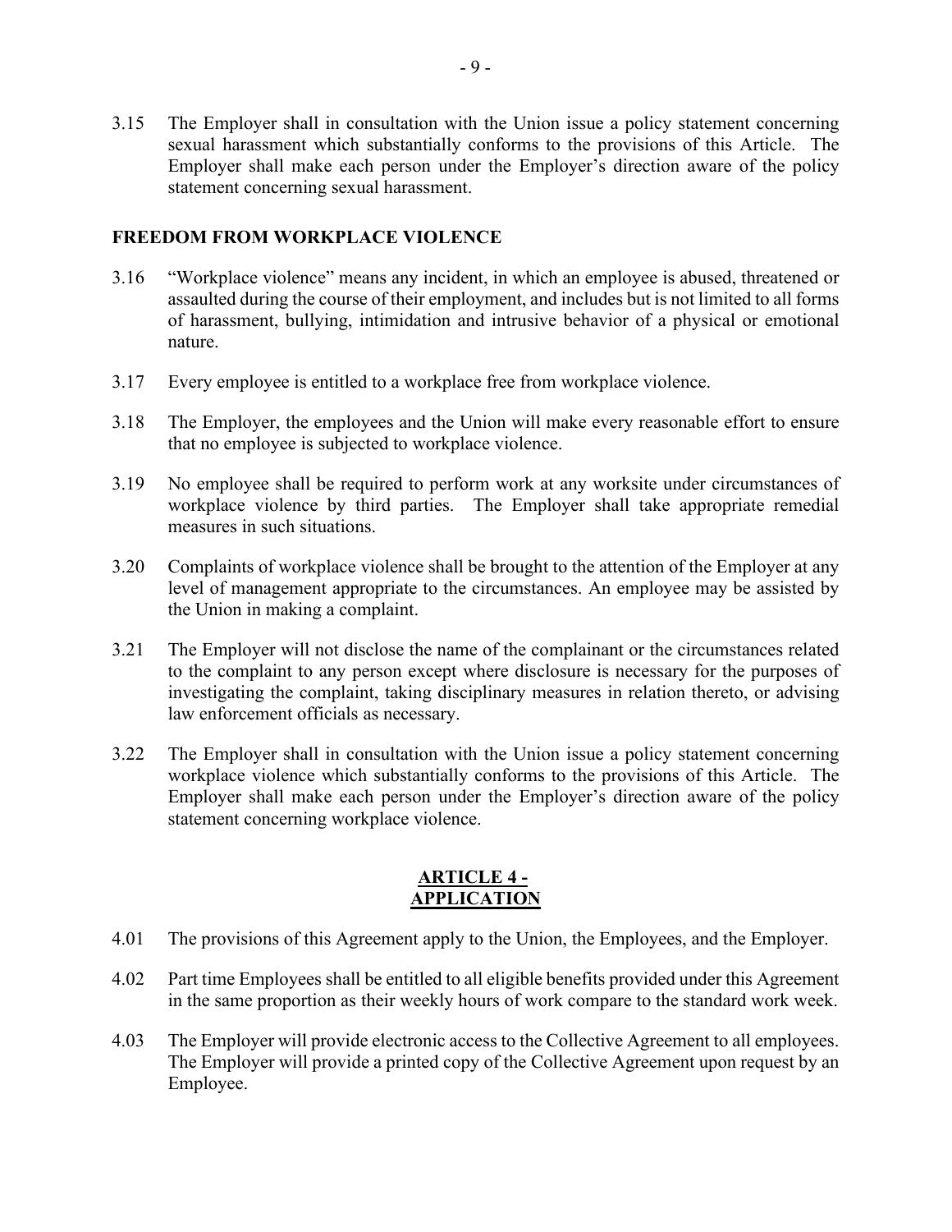3.15 The Employer shall in consultation with the Union issue a policy statement concerning sexual harassment which substantially conforms to the provisions of this Article. The Employer shall make each person under the Employer's direction aware of the policy statement concerning sexual harassment.

**FREEDOM FROM WORKPLACE VIOLENCE**

3.16 "Workplace violence" means any incident, in which an employee is abused, threatened or assaulted during the course of their employment, and includes but is not limited to all forms of harassment, bullying, intimidation and intrusive behavior of a physical or emotional nature.

3.17 Every employee is entitled to a workplace free from workplace violence.

3.18 The Employer, the employees and the Union will make every reasonable effort to ensure that no employee is subjected to workplace violence.

3.19 No employee shall be required to perform work at any worksite under circumstances of workplace violence by third parties. The Employer shall take appropriate remedial measures in such situations.

3.20 Complaints of workplace violence shall be brought to the attention of the Employer at any level of management appropriate to the circumstances. An employee may be assisted by the Union in making a complaint.

3.21 The Employer will not disclose the name of the complainant or the circumstances related to the complaint to any person except where disclosure is necessary for the purposes of investigating the complaint, taking disciplinary measures in relation thereto, or advising law enforcement officials as necessary.

3.22 The Employer shall in consultation with the Union issue a policy statement concerning workplace violence which substantially conforms to the provisions of this Article. The Employer shall make each person under the Employer's direction aware of the policy statement concerning workplace violence.

## ARTICLE 4 - APPLICATION

4.01 The provisions of this Agreement apply to the Union, the Employees, and the Employer.

4.02 Part time Employees shall be entitled to all eligible benefits provided under this Agreement in the same proportion as their weekly hours of work compare to the standard work week.

4.03 The Employer will provide electronic access to the Collective Agreement to all employees. The Employer will provide a printed copy of the Collective Agreement upon request by an Employee.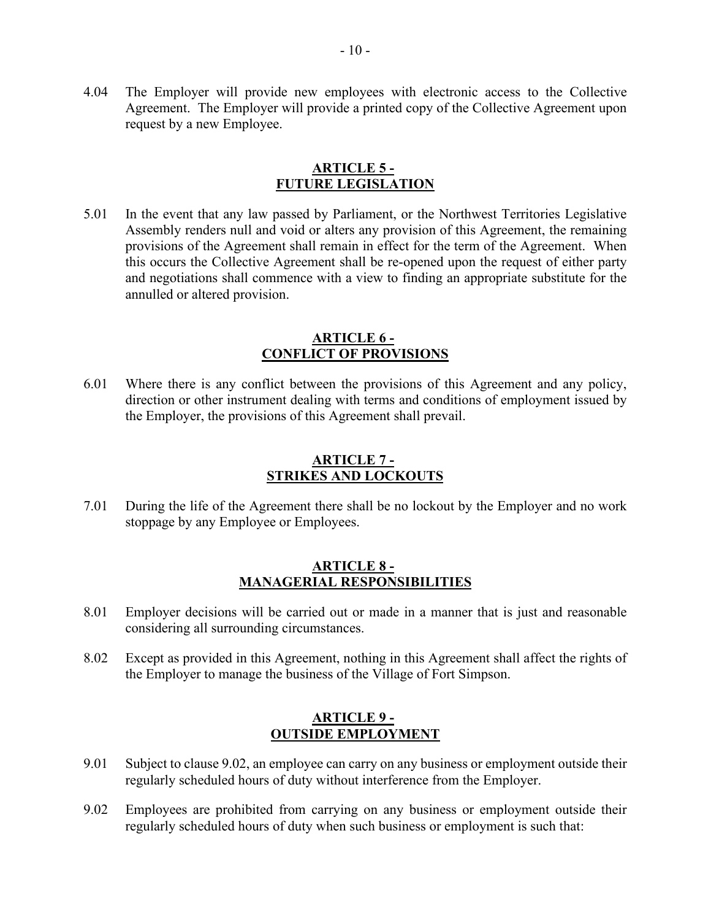4.04 The Employer will provide new employees with electronic access to the Collective Agreement. The Employer will provide a printed copy of the Collective Agreement upon request by a new Employee.

## ARTICLE 5 - FUTURE LEGISLATION

5.01 In the event that any law passed by Parliament, or the Northwest Territories Legislative Assembly renders null and void or alters any provision of this Agreement, the remaining provisions of the Agreement shall remain in effect for the term of the Agreement. When this occurs the Collective Agreement shall be re-opened upon the request of either party and negotiations shall commence with a view to finding an appropriate substitute for the annulled or altered provision.

## ARTICLE 6 - CONFLICT OF PROVISIONS

6.01 Where there is any conflict between the provisions of this Agreement and any policy, direction or other instrument dealing with terms and conditions of employment issued by the Employer, the provisions of this Agreement shall prevail.

## ARTICLE 7 - STRIKES AND LOCKOUTS

7.01 During the life of the Agreement there shall be no lockout by the Employer and no work stoppage by any Employee or Employees.

## ARTICLE 8 - MANAGERIAL RESPONSIBILITIES

8.01 Employer decisions will be carried out or made in a manner that is just and reasonable considering all surrounding circumstances.

8.02 Except as provided in this Agreement, nothing in this Agreement shall affect the rights of the Employer to manage the business of the Village of Fort Simpson.

## ARTICLE 9 - OUTSIDE EMPLOYMENT

9.01 Subject to clause 9.02, an employee can carry on any business or employment outside their regularly scheduled hours of duty without interference from the Employer.

9.02 Employees are prohibited from carrying on any business or employment outside their regularly scheduled hours of duty when such business or employment is such that: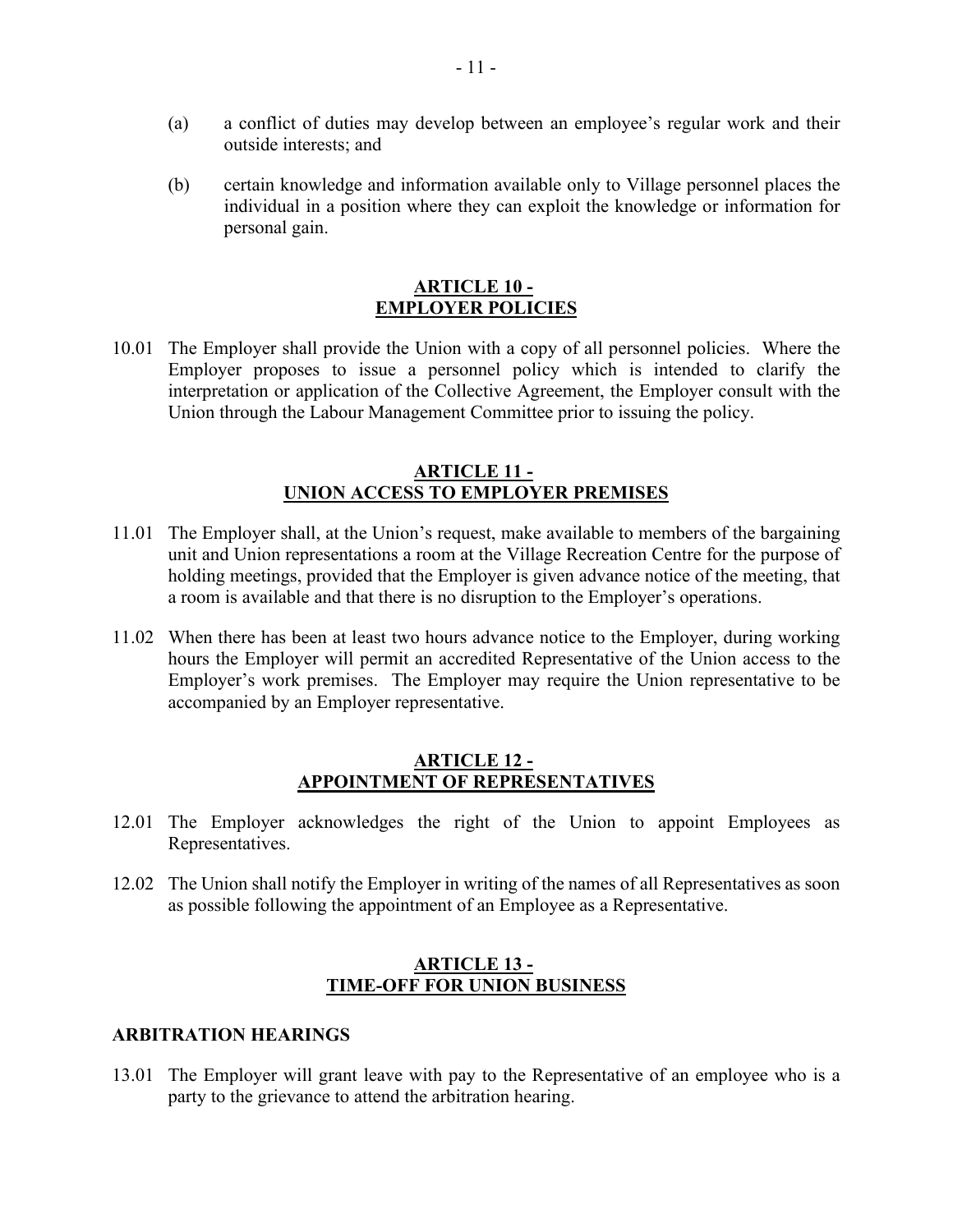(a) a conflict of duties may develop between an employee's regular work and their outside interests; and

(b) certain knowledge and information available only to Village personnel places the individual in a position where they can exploit the knowledge or information for personal gain.

## ARTICLE 10 - EMPLOYER POLICIES

10.01 The Employer shall provide the Union with a copy of all personnel policies. Where the Employer proposes to issue a personnel policy which is intended to clarify the interpretation or application of the Collective Agreement, the Employer consult with the Union through the Labour Management Committee prior to issuing the policy.

## ARTICLE 11 - UNION ACCESS TO EMPLOYER PREMISES

11.01 The Employer shall, at the Union's request, make available to members of the bargaining unit and Union representations a room at the Village Recreation Centre for the purpose of holding meetings, provided that the Employer is given advance notice of the meeting, that a room is available and that there is no disruption to the Employer's operations.

11.02 When there has been at least two hours advance notice to the Employer, during working hours the Employer will permit an accredited Representative of the Union access to the Employer's work premises. The Employer may require the Union representative to be accompanied by an Employer representative.

## ARTICLE 12 - APPOINTMENT OF REPRESENTATIVES

12.01 The Employer acknowledges the right of the Union to appoint Employees as Representatives.

12.02 The Union shall notify the Employer in writing of the names of all Representatives as soon as possible following the appointment of an Employee as a Representative.

## ARTICLE 13 - TIME-OFF FOR UNION BUSINESS

### ARBITRATION HEARINGS

13.01 The Employer will grant leave with pay to the Representative of an employee who is a party to the grievance to attend the arbitration hearing.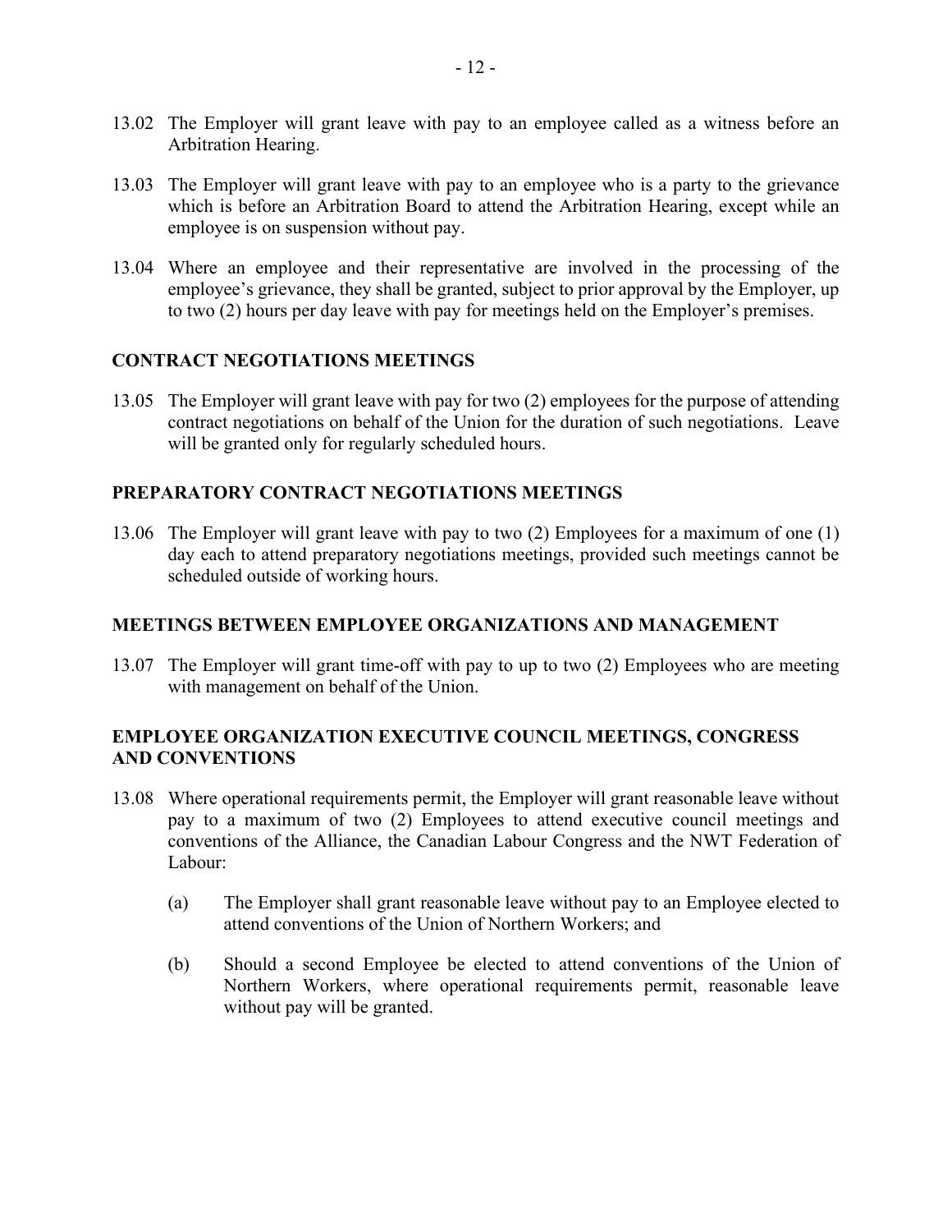13.02 The Employer will grant leave with pay to an employee called as a witness before an Arbitration Hearing.

13.03 The Employer will grant leave with pay to an employee who is a party to the grievance which is before an Arbitration Board to attend the Arbitration Hearing, except while an employee is on suspension without pay.

13.04 Where an employee and their representative are involved in the processing of the employee's grievance, they shall be granted, subject to prior approval by the Employer, up to two (2) hours per day leave with pay for meetings held on the Employer's premises.

**CONTRACT NEGOTIATIONS MEETINGS**

13.05 The Employer will grant leave with pay for two (2) employees for the purpose of attending contract negotiations on behalf of the Union for the duration of such negotiations. Leave will be granted only for regularly scheduled hours.

**PREPARATORY CONTRACT NEGOTIATIONS MEETINGS**

13.06 The Employer will grant leave with pay to two (2) Employees for a maximum of one (1) day each to attend preparatory negotiations meetings, provided such meetings cannot be scheduled outside of working hours.

**MEETINGS BETWEEN EMPLOYEE ORGANIZATIONS AND MANAGEMENT**

13.07 The Employer will grant time-off with pay to up to two (2) Employees who are meeting with management on behalf of the Union.

**EMPLOYEE ORGANIZATION EXECUTIVE COUNCIL MEETINGS, CONGRESS AND CONVENTIONS**

13.08 Where operational requirements permit, the Employer will grant reasonable leave without pay to a maximum of two (2) Employees to attend executive council meetings and conventions of the Alliance, the Canadian Labour Congress and the NWT Federation of Labour:

(a) The Employer shall grant reasonable leave without pay to an Employee elected to attend conventions of the Union of Northern Workers; and

(b) Should a second Employee be elected to attend conventions of the Union of Northern Workers, where operational requirements permit, reasonable leave without pay will be granted.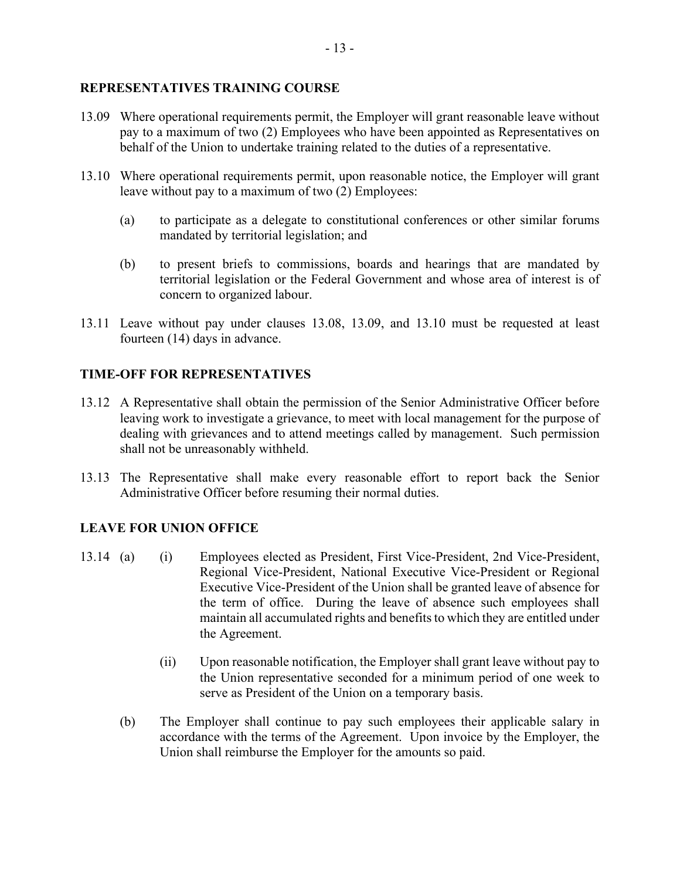## REPRESENTATIVES TRAINING COURSE

13.09 Where operational requirements permit, the Employer will grant reasonable leave without pay to a maximum of two (2) Employees who have been appointed as Representatives on behalf of the Union to undertake training related to the duties of a representative.

13.10 Where operational requirements permit, upon reasonable notice, the Employer will grant leave without pay to a maximum of two (2) Employees:

(a) to participate as a delegate to constitutional conferences or other similar forums mandated by territorial legislation; and

(b) to present briefs to commissions, boards and hearings that are mandated by territorial legislation or the Federal Government and whose area of interest is of concern to organized labour.

13.11 Leave without pay under clauses 13.08, 13.09, and 13.10 must be requested at least fourteen (14) days in advance.

## TIME-OFF FOR REPRESENTATIVES

13.12 A Representative shall obtain the permission of the Senior Administrative Officer before leaving work to investigate a grievance, to meet with local management for the purpose of dealing with grievances and to attend meetings called by management. Such permission shall not be unreasonably withheld.

13.13 The Representative shall make every reasonable effort to report back the Senior Administrative Officer before resuming their normal duties.

## LEAVE FOR UNION OFFICE

13.14 (a) (i) Employees elected as President, First Vice-President, 2nd Vice-President, Regional Vice-President, National Executive Vice-President or Regional Executive Vice-President of the Union shall be granted leave of absence for the term of office. During the leave of absence such employees shall maintain all accumulated rights and benefits to which they are entitled under the Agreement.

(ii) Upon reasonable notification, the Employer shall grant leave without pay to the Union representative seconded for a minimum period of one week to serve as President of the Union on a temporary basis.

(b) The Employer shall continue to pay such employees their applicable salary in accordance with the terms of the Agreement. Upon invoice by the Employer, the Union shall reimburse the Employer for the amounts so paid.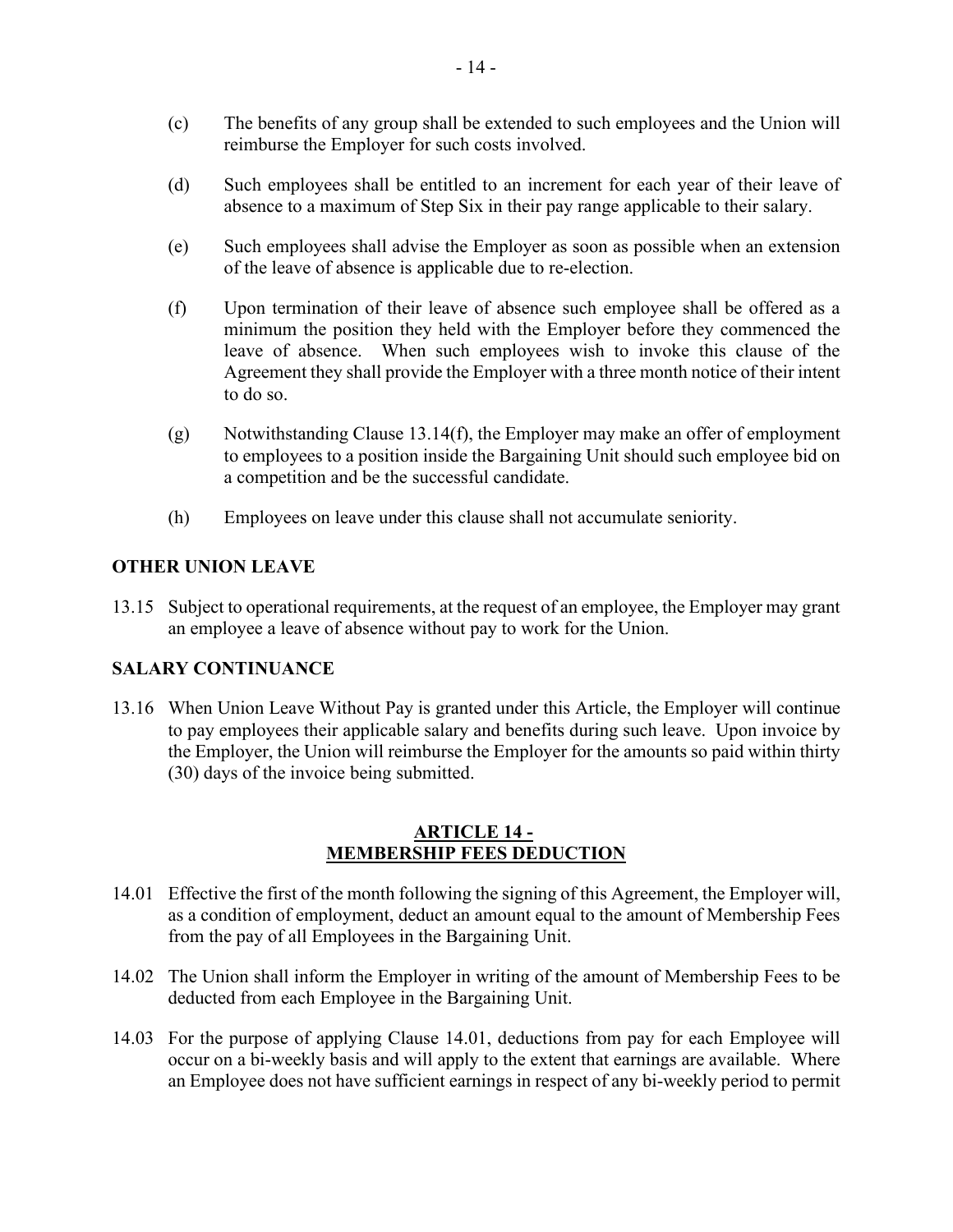(c) The benefits of any group shall be extended to such employees and the Union will reimburse the Employer for such costs involved.

(d) Such employees shall be entitled to an increment for each year of their leave of absence to a maximum of Step Six in their pay range applicable to their salary.

(e) Such employees shall advise the Employer as soon as possible when an extension of the leave of absence is applicable due to re-election.

(f) Upon termination of their leave of absence such employee shall be offered as a minimum the position they held with the Employer before they commenced the leave of absence. When such employees wish to invoke this clause of the Agreement they shall provide the Employer with a three month notice of their intent to do so.

(g) Notwithstanding Clause 13.14(f), the Employer may make an offer of employment to employees to a position inside the Bargaining Unit should such employee bid on a competition and be the successful candidate.

(h) Employees on leave under this clause shall not accumulate seniority.

**OTHER UNION LEAVE**

13.15 Subject to operational requirements, at the request of an employee, the Employer may grant an employee a leave of absence without pay to work for the Union.

**SALARY CONTINUANCE**

13.16 When Union Leave Without Pay is granted under this Article, the Employer will continue to pay employees their applicable salary and benefits during such leave. Upon invoice by the Employer, the Union will reimburse the Employer for the amounts so paid within thirty (30) days of the invoice being submitted.

## ARTICLE 14 - MEMBERSHIP FEES DEDUCTION

14.01 Effective the first of the month following the signing of this Agreement, the Employer will, as a condition of employment, deduct an amount equal to the amount of Membership Fees from the pay of all Employees in the Bargaining Unit.

14.02 The Union shall inform the Employer in writing of the amount of Membership Fees to be deducted from each Employee in the Bargaining Unit.

14.03 For the purpose of applying Clause 14.01, deductions from pay for each Employee will occur on a bi-weekly basis and will apply to the extent that earnings are available. Where an Employee does not have sufficient earnings in respect of any bi-weekly period to permit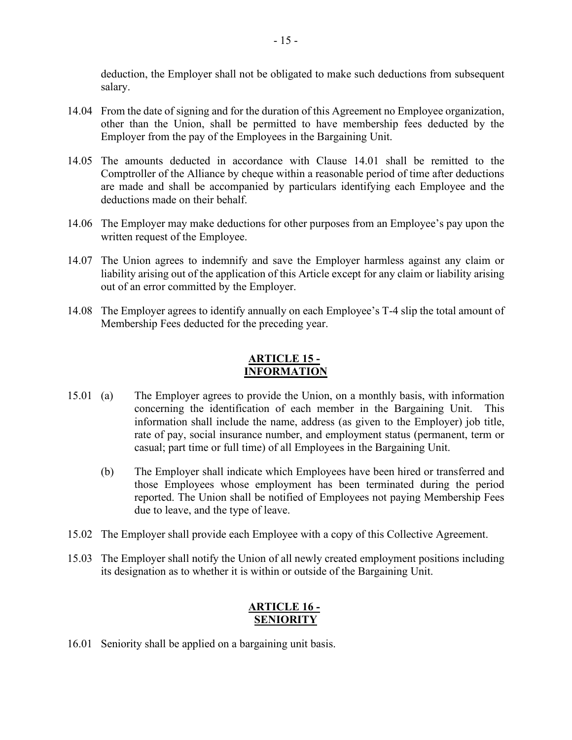deduction, the Employer shall not be obligated to make such deductions from subsequent salary.

14.04 From the date of signing and for the duration of this Agreement no Employee organization, other than the Union, shall be permitted to have membership fees deducted by the Employer from the pay of the Employees in the Bargaining Unit.

14.05 The amounts deducted in accordance with Clause 14.01 shall be remitted to the Comptroller of the Alliance by cheque within a reasonable period of time after deductions are made and shall be accompanied by particulars identifying each Employee and the deductions made on their behalf.

14.06 The Employer may make deductions for other purposes from an Employee's pay upon the written request of the Employee.

14.07 The Union agrees to indemnify and save the Employer harmless against any claim or liability arising out of the application of this Article except for any claim or liability arising out of an error committed by the Employer.

14.08 The Employer agrees to identify annually on each Employee's T-4 slip the total amount of Membership Fees deducted for the preceding year.

## ARTICLE 15 - INFORMATION

15.01 (a) The Employer agrees to provide the Union, on a monthly basis, with information concerning the identification of each member in the Bargaining Unit. This information shall include the name, address (as given to the Employer) job title, rate of pay, social insurance number, and employment status (permanent, term or casual; part time or full time) of all Employees in the Bargaining Unit.

(b) The Employer shall indicate which Employees have been hired or transferred and those Employees whose employment has been terminated during the period reported. The Union shall be notified of Employees not paying Membership Fees due to leave, and the type of leave.

15.02 The Employer shall provide each Employee with a copy of this Collective Agreement.

15.03 The Employer shall notify the Union of all newly created employment positions including its designation as to whether it is within or outside of the Bargaining Unit.

## ARTICLE 16 - SENIORITY

16.01 Seniority shall be applied on a bargaining unit basis.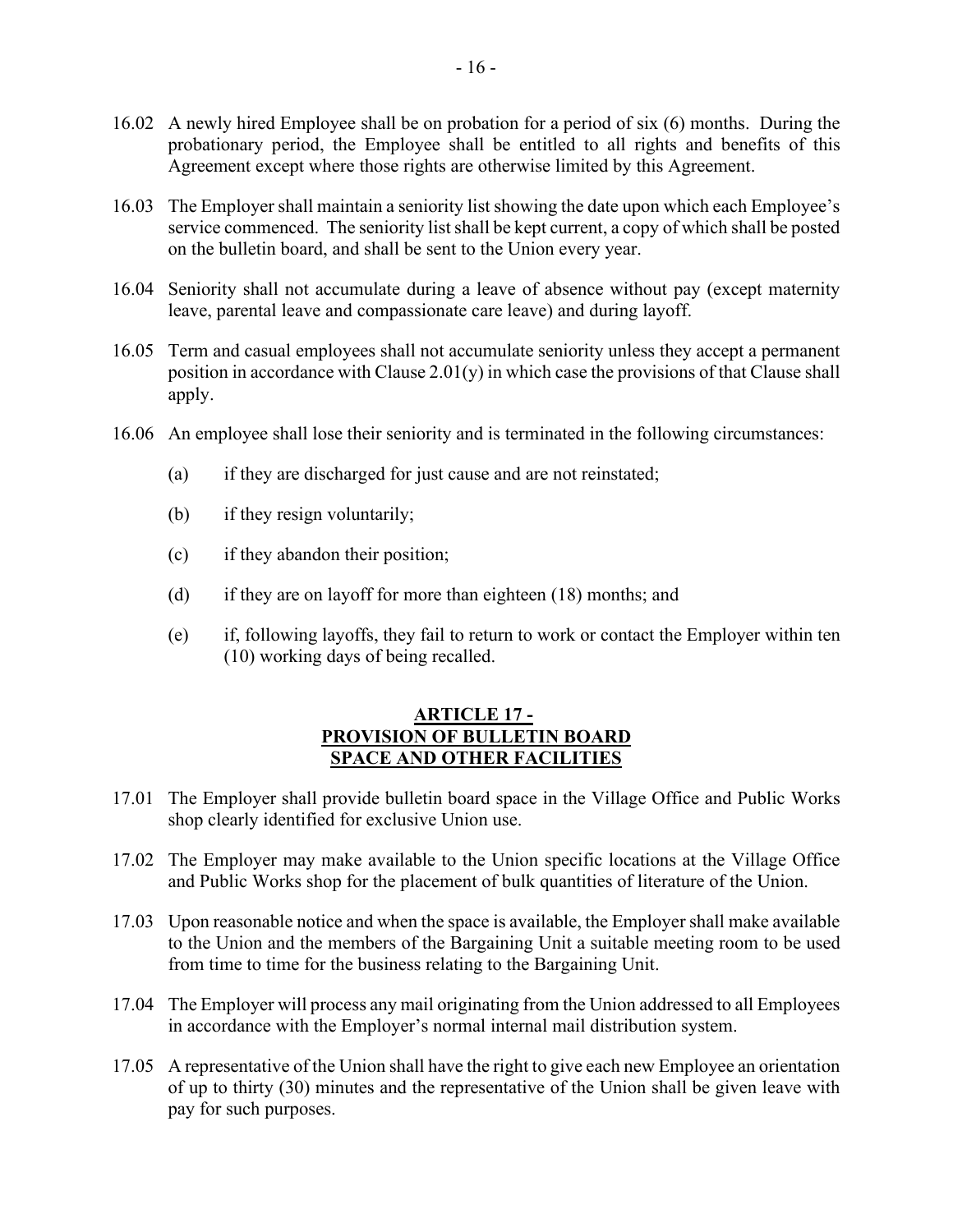16.02 A newly hired Employee shall be on probation for a period of six (6) months. During the probationary period, the Employee shall be entitled to all rights and benefits of this Agreement except where those rights are otherwise limited by this Agreement.

16.03 The Employer shall maintain a seniority list showing the date upon which each Employee's service commenced. The seniority list shall be kept current, a copy of which shall be posted on the bulletin board, and shall be sent to the Union every year.

16.04 Seniority shall not accumulate during a leave of absence without pay (except maternity leave, parental leave and compassionate care leave) and during layoff.

16.05 Term and casual employees shall not accumulate seniority unless they accept a permanent position in accordance with Clause 2.01(y) in which case the provisions of that Clause shall apply.

16.06 An employee shall lose their seniority and is terminated in the following circumstances:

(a) if they are discharged for just cause and are not reinstated;

(b) if they resign voluntarily;

(c) if they abandon their position;

(d) if they are on layoff for more than eighteen (18) months; and

(e) if, following layoffs, they fail to return to work or contact the Employer within ten (10) working days of being recalled.

## ARTICLE 17 - PROVISION OF BULLETIN BOARD SPACE AND OTHER FACILITIES

17.01 The Employer shall provide bulletin board space in the Village Office and Public Works shop clearly identified for exclusive Union use.

17.02 The Employer may make available to the Union specific locations at the Village Office and Public Works shop for the placement of bulk quantities of literature of the Union.

17.03 Upon reasonable notice and when the space is available, the Employer shall make available to the Union and the members of the Bargaining Unit a suitable meeting room to be used from time to time for the business relating to the Bargaining Unit.

17.04 The Employer will process any mail originating from the Union addressed to all Employees in accordance with the Employer's normal internal mail distribution system.

17.05 A representative of the Union shall have the right to give each new Employee an orientation of up to thirty (30) minutes and the representative of the Union shall be given leave with pay for such purposes.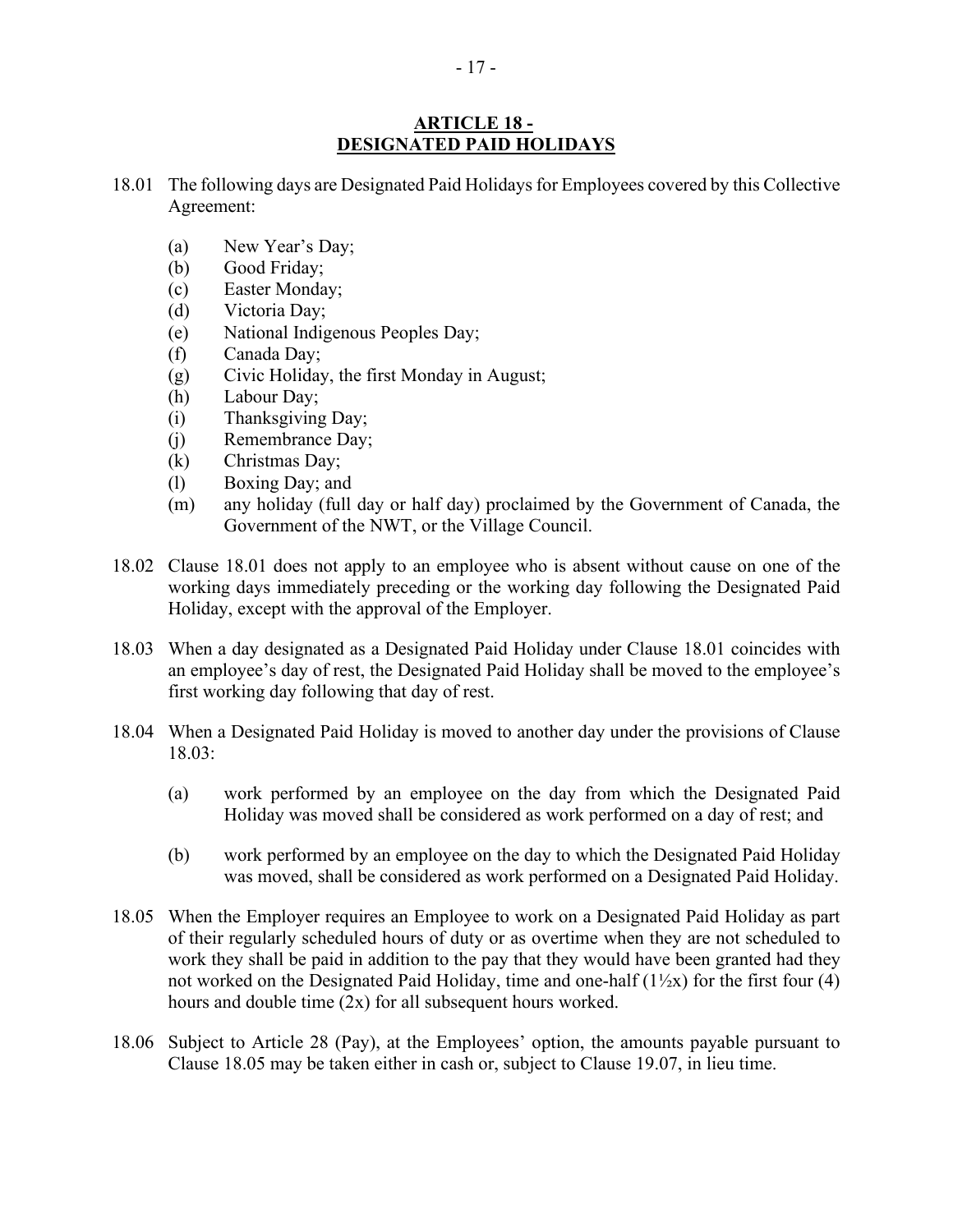## ARTICLE 18 - DESIGNATED PAID HOLIDAYS

18.01 The following days are Designated Paid Holidays for Employees covered by this Collective Agreement:

(a) New Year's Day;
(b) Good Friday;
(c) Easter Monday;
(d) Victoria Day;
(e) National Indigenous Peoples Day;
(f) Canada Day;
(g) Civic Holiday, the first Monday in August;
(h) Labour Day;
(i) Thanksgiving Day;
(j) Remembrance Day;
(k) Christmas Day;
(l) Boxing Day; and
(m) any holiday (full day or half day) proclaimed by the Government of Canada, the Government of the NWT, or the Village Council.

18.02 Clause 18.01 does not apply to an employee who is absent without cause on one of the working days immediately preceding or the working day following the Designated Paid Holiday, except with the approval of the Employer.

18.03 When a day designated as a Designated Paid Holiday under Clause 18.01 coincides with an employee's day of rest, the Designated Paid Holiday shall be moved to the employee's first working day following that day of rest.

18.04 When a Designated Paid Holiday is moved to another day under the provisions of Clause 18.03:

(a) work performed by an employee on the day from which the Designated Paid Holiday was moved shall be considered as work performed on a day of rest; and

(b) work performed by an employee on the day to which the Designated Paid Holiday was moved, shall be considered as work performed on a Designated Paid Holiday.

18.05 When the Employer requires an Employee to work on a Designated Paid Holiday as part of their regularly scheduled hours of duty or as overtime when they are not scheduled to work they shall be paid in addition to the pay that they would have been granted had they not worked on the Designated Paid Holiday, time and one-half (1½x) for the first four (4) hours and double time (2x) for all subsequent hours worked.

18.06 Subject to Article 28 (Pay), at the Employees' option, the amounts payable pursuant to Clause 18.05 may be taken either in cash or, subject to Clause 19.07, in lieu time.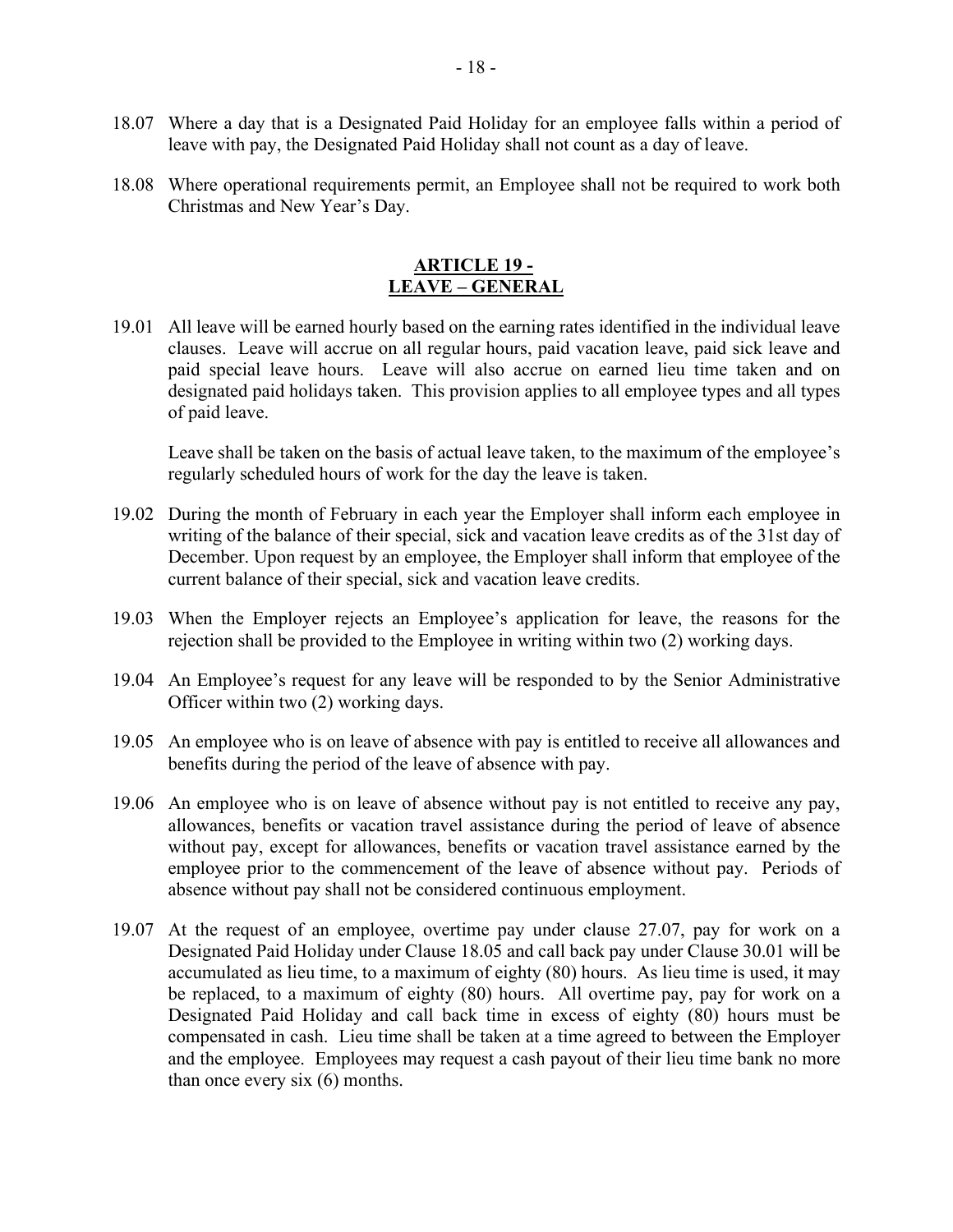18.07 Where a day that is a Designated Paid Holiday for an employee falls within a period of leave with pay, the Designated Paid Holiday shall not count as a day of leave.

18.08 Where operational requirements permit, an Employee shall not be required to work both Christmas and New Year's Day.

## ARTICLE 19 - LEAVE – GENERAL

19.01 All leave will be earned hourly based on the earning rates identified in the individual leave clauses. Leave will accrue on all regular hours, paid vacation leave, paid sick leave and paid special leave hours. Leave will also accrue on earned lieu time taken and on designated paid holidays taken. This provision applies to all employee types and all types of paid leave.

Leave shall be taken on the basis of actual leave taken, to the maximum of the employee's regularly scheduled hours of work for the day the leave is taken.

19.02 During the month of February in each year the Employer shall inform each employee in writing of the balance of their special, sick and vacation leave credits as of the 31st day of December. Upon request by an employee, the Employer shall inform that employee of the current balance of their special, sick and vacation leave credits.

19.03 When the Employer rejects an Employee's application for leave, the reasons for the rejection shall be provided to the Employee in writing within two (2) working days.

19.04 An Employee's request for any leave will be responded to by the Senior Administrative Officer within two (2) working days.

19.05 An employee who is on leave of absence with pay is entitled to receive all allowances and benefits during the period of the leave of absence with pay.

19.06 An employee who is on leave of absence without pay is not entitled to receive any pay, allowances, benefits or vacation travel assistance during the period of leave of absence without pay, except for allowances, benefits or vacation travel assistance earned by the employee prior to the commencement of the leave of absence without pay. Periods of absence without pay shall not be considered continuous employment.

19.07 At the request of an employee, overtime pay under clause 27.07, pay for work on a Designated Paid Holiday under Clause 18.05 and call back pay under Clause 30.01 will be accumulated as lieu time, to a maximum of eighty (80) hours. As lieu time is used, it may be replaced, to a maximum of eighty (80) hours. All overtime pay, pay for work on a Designated Paid Holiday and call back time in excess of eighty (80) hours must be compensated in cash. Lieu time shall be taken at a time agreed to between the Employer and the employee. Employees may request a cash payout of their lieu time bank no more than once every six (6) months.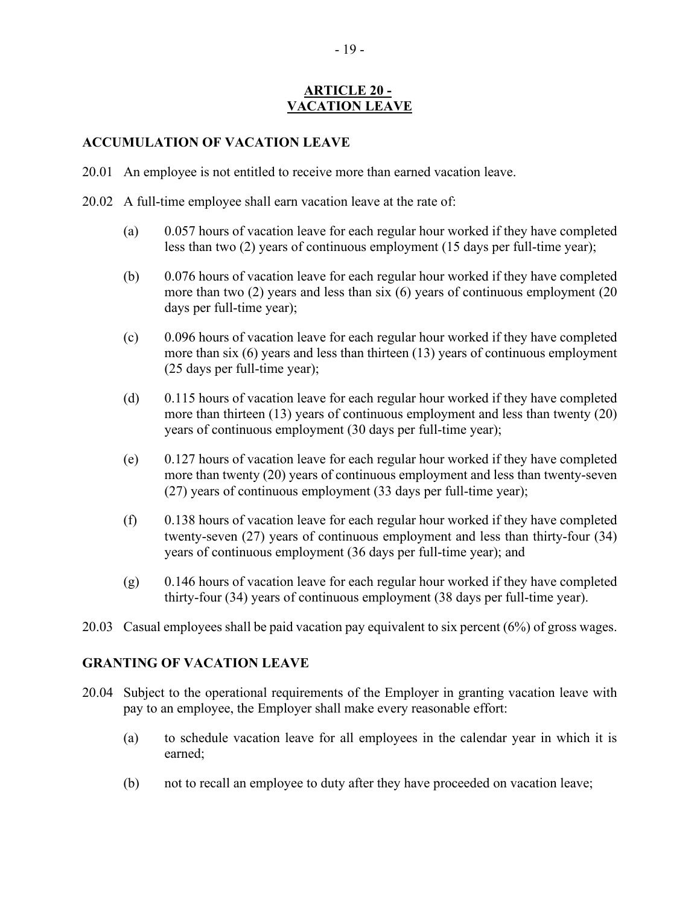## ARTICLE 20 - VACATION LEAVE

### ACCUMULATION OF VACATION LEAVE

20.01 An employee is not entitled to receive more than earned vacation leave.

20.02 A full-time employee shall earn vacation leave at the rate of:

(a) 0.057 hours of vacation leave for each regular hour worked if they have completed less than two (2) years of continuous employment (15 days per full-time year);

(b) 0.076 hours of vacation leave for each regular hour worked if they have completed more than two (2) years and less than six (6) years of continuous employment (20 days per full-time year);

(c) 0.096 hours of vacation leave for each regular hour worked if they have completed more than six (6) years and less than thirteen (13) years of continuous employment (25 days per full-time year);

(d) 0.115 hours of vacation leave for each regular hour worked if they have completed more than thirteen (13) years of continuous employment and less than twenty (20) years of continuous employment (30 days per full-time year);

(e) 0.127 hours of vacation leave for each regular hour worked if they have completed more than twenty (20) years of continuous employment and less than twenty-seven (27) years of continuous employment (33 days per full-time year);

(f) 0.138 hours of vacation leave for each regular hour worked if they have completed twenty-seven (27) years of continuous employment and less than thirty-four (34) years of continuous employment (36 days per full-time year); and

(g) 0.146 hours of vacation leave for each regular hour worked if they have completed thirty-four (34) years of continuous employment (38 days per full-time year).

20.03 Casual employees shall be paid vacation pay equivalent to six percent (6%) of gross wages.

### GRANTING OF VACATION LEAVE

20.04 Subject to the operational requirements of the Employer in granting vacation leave with pay to an employee, the Employer shall make every reasonable effort:

(a) to schedule vacation leave for all employees in the calendar year in which it is earned;

(b) not to recall an employee to duty after they have proceeded on vacation leave;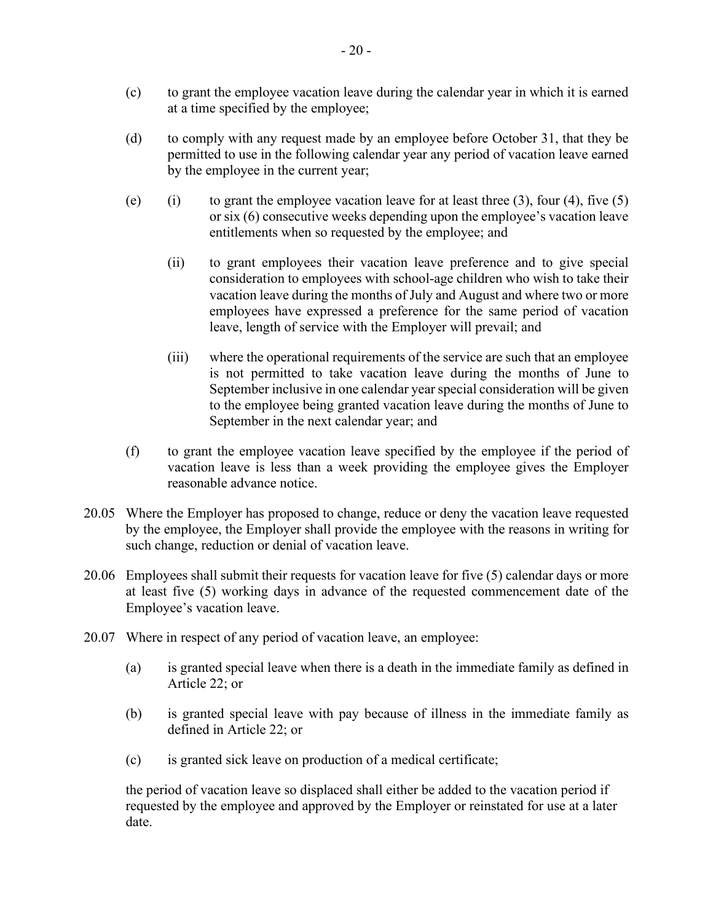(c) to grant the employee vacation leave during the calendar year in which it is earned at a time specified by the employee;

(d) to comply with any request made by an employee before October 31, that they be permitted to use in the following calendar year any period of vacation leave earned by the employee in the current year;

(e) (i) to grant the employee vacation leave for at least three (3), four (4), five (5) or six (6) consecutive weeks depending upon the employee's vacation leave entitlements when so requested by the employee; and

(ii) to grant employees their vacation leave preference and to give special consideration to employees with school-age children who wish to take their vacation leave during the months of July and August and where two or more employees have expressed a preference for the same period of vacation leave, length of service with the Employer will prevail; and

(iii) where the operational requirements of the service are such that an employee is not permitted to take vacation leave during the months of June to September inclusive in one calendar year special consideration will be given to the employee being granted vacation leave during the months of June to September in the next calendar year; and

(f) to grant the employee vacation leave specified by the employee if the period of vacation leave is less than a week providing the employee gives the Employer reasonable advance notice.

20.05 Where the Employer has proposed to change, reduce or deny the vacation leave requested by the employee, the Employer shall provide the employee with the reasons in writing for such change, reduction or denial of vacation leave.

20.06 Employees shall submit their requests for vacation leave for five (5) calendar days or more at least five (5) working days in advance of the requested commencement date of the Employee's vacation leave.

20.07 Where in respect of any period of vacation leave, an employee:

(a) is granted special leave when there is a death in the immediate family as defined in Article 22; or

(b) is granted special leave with pay because of illness in the immediate family as defined in Article 22; or

(c) is granted sick leave on production of a medical certificate;

the period of vacation leave so displaced shall either be added to the vacation period if requested by the employee and approved by the Employer or reinstated for use at a later date.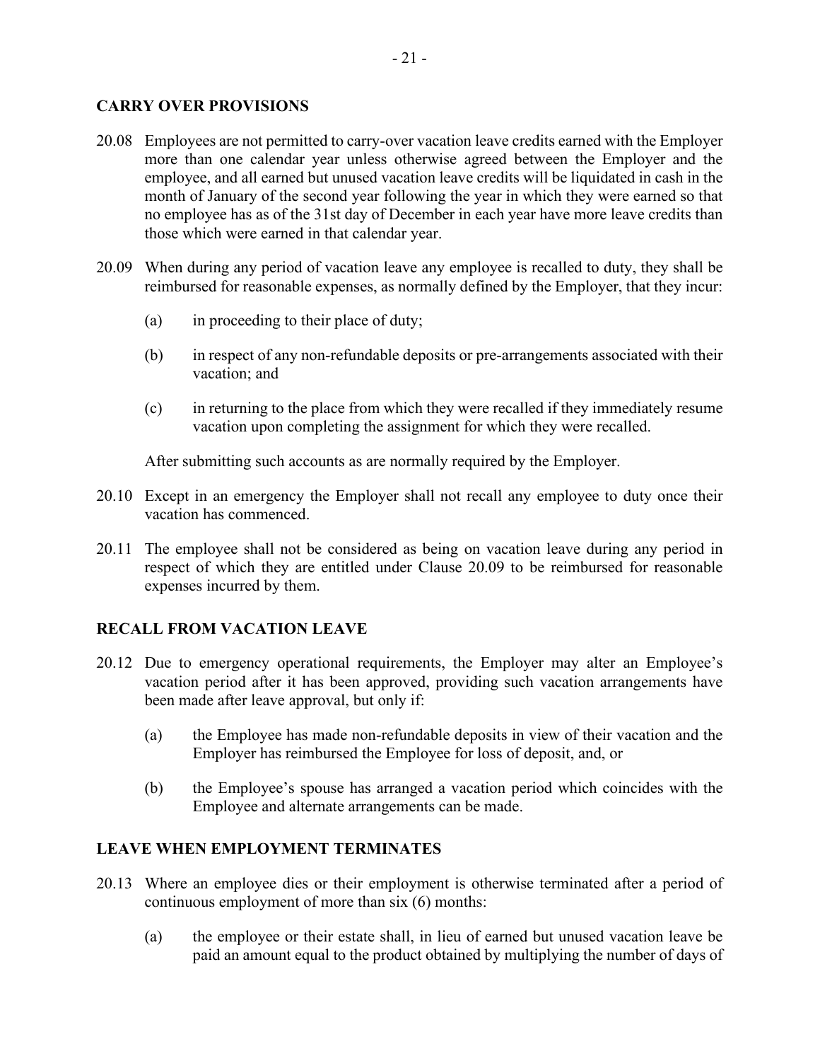## CARRY OVER PROVISIONS

20.08 Employees are not permitted to carry-over vacation leave credits earned with the Employer more than one calendar year unless otherwise agreed between the Employer and the employee, and all earned but unused vacation leave credits will be liquidated in cash in the month of January of the second year following the year in which they were earned so that no employee has as of the 31st day of December in each year have more leave credits than those which were earned in that calendar year.

20.09 When during any period of vacation leave any employee is recalled to duty, they shall be reimbursed for reasonable expenses, as normally defined by the Employer, that they incur:

(a) in proceeding to their place of duty;

(b) in respect of any non-refundable deposits or pre-arrangements associated with their vacation; and

(c) in returning to the place from which they were recalled if they immediately resume vacation upon completing the assignment for which they were recalled.

After submitting such accounts as are normally required by the Employer.

20.10 Except in an emergency the Employer shall not recall any employee to duty once their vacation has commenced.

20.11 The employee shall not be considered as being on vacation leave during any period in respect of which they are entitled under Clause 20.09 to be reimbursed for reasonable expenses incurred by them.

## RECALL FROM VACATION LEAVE

20.12 Due to emergency operational requirements, the Employer may alter an Employee's vacation period after it has been approved, providing such vacation arrangements have been made after leave approval, but only if:

(a) the Employee has made non-refundable deposits in view of their vacation and the Employer has reimbursed the Employee for loss of deposit, and, or

(b) the Employee's spouse has arranged a vacation period which coincides with the Employee and alternate arrangements can be made.

## LEAVE WHEN EMPLOYMENT TERMINATES

20.13 Where an employee dies or their employment is otherwise terminated after a period of continuous employment of more than six (6) months:

(a) the employee or their estate shall, in lieu of earned but unused vacation leave be paid an amount equal to the product obtained by multiplying the number of days of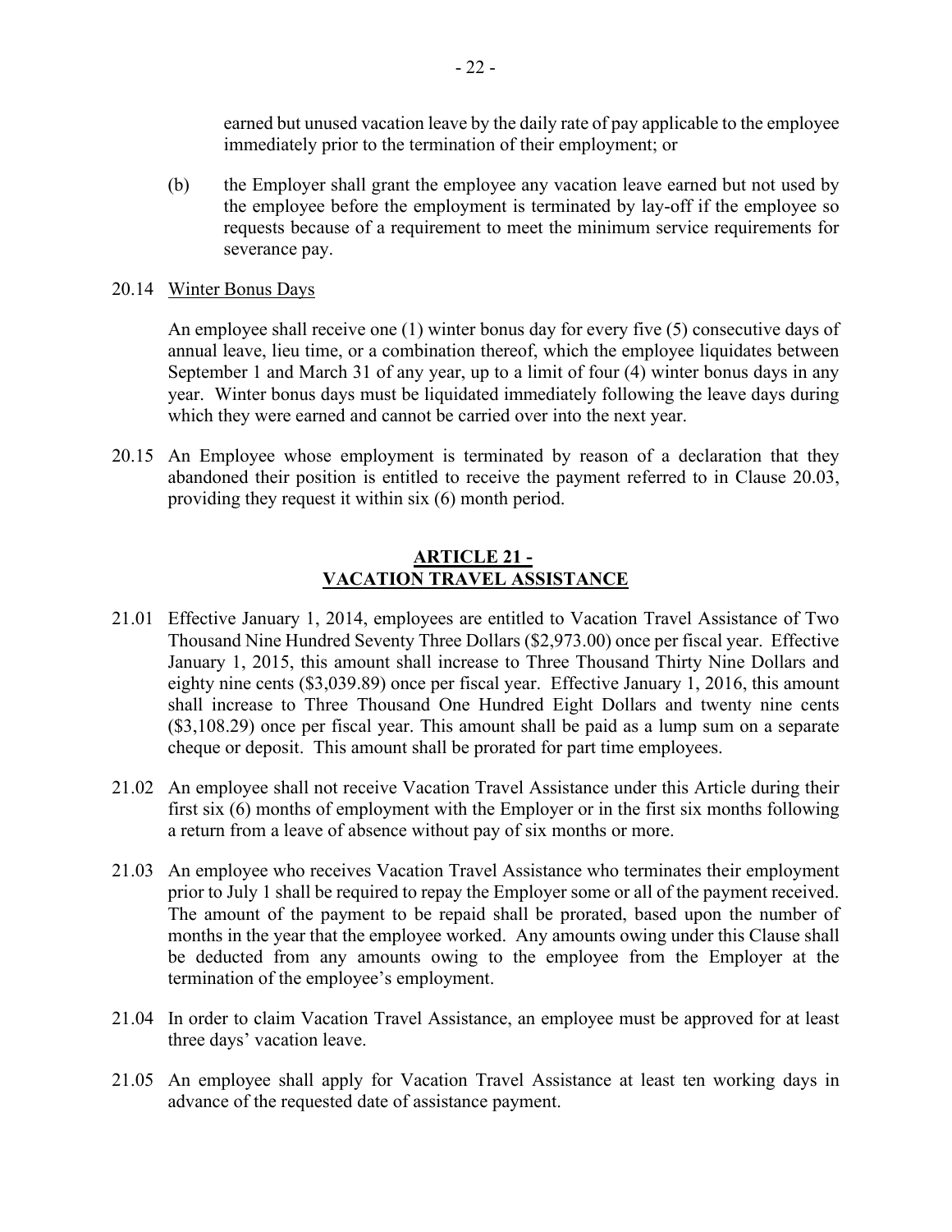earned but unused vacation leave by the daily rate of pay applicable to the employee immediately prior to the termination of their employment; or

(b) the Employer shall grant the employee any vacation leave earned but not used by the employee before the employment is terminated by lay-off if the employee so requests because of a requirement to meet the minimum service requirements for severance pay.

20.14 Winter Bonus Days

An employee shall receive one (1) winter bonus day for every five (5) consecutive days of annual leave, lieu time, or a combination thereof, which the employee liquidates between September 1 and March 31 of any year, up to a limit of four (4) winter bonus days in any year. Winter bonus days must be liquidated immediately following the leave days during which they were earned and cannot be carried over into the next year.

20.15 An Employee whose employment is terminated by reason of a declaration that they abandoned their position is entitled to receive the payment referred to in Clause 20.03, providing they request it within six (6) month period.

## ARTICLE 21 - VACATION TRAVEL ASSISTANCE

21.01 Effective January 1, 2014, employees are entitled to Vacation Travel Assistance of Two Thousand Nine Hundred Seventy Three Dollars ($2,973.00) once per fiscal year. Effective January 1, 2015, this amount shall increase to Three Thousand Thirty Nine Dollars and eighty nine cents ($3,039.89) once per fiscal year. Effective January 1, 2016, this amount shall increase to Three Thousand One Hundred Eight Dollars and twenty nine cents ($3,108.29) once per fiscal year. This amount shall be paid as a lump sum on a separate cheque or deposit. This amount shall be prorated for part time employees.

21.02 An employee shall not receive Vacation Travel Assistance under this Article during their first six (6) months of employment with the Employer or in the first six months following a return from a leave of absence without pay of six months or more.

21.03 An employee who receives Vacation Travel Assistance who terminates their employment prior to July 1 shall be required to repay the Employer some or all of the payment received. The amount of the payment to be repaid shall be prorated, based upon the number of months in the year that the employee worked. Any amounts owing under this Clause shall be deducted from any amounts owing to the employee from the Employer at the termination of the employee's employment.

21.04 In order to claim Vacation Travel Assistance, an employee must be approved for at least three days' vacation leave.

21.05 An employee shall apply for Vacation Travel Assistance at least ten working days in advance of the requested date of assistance payment.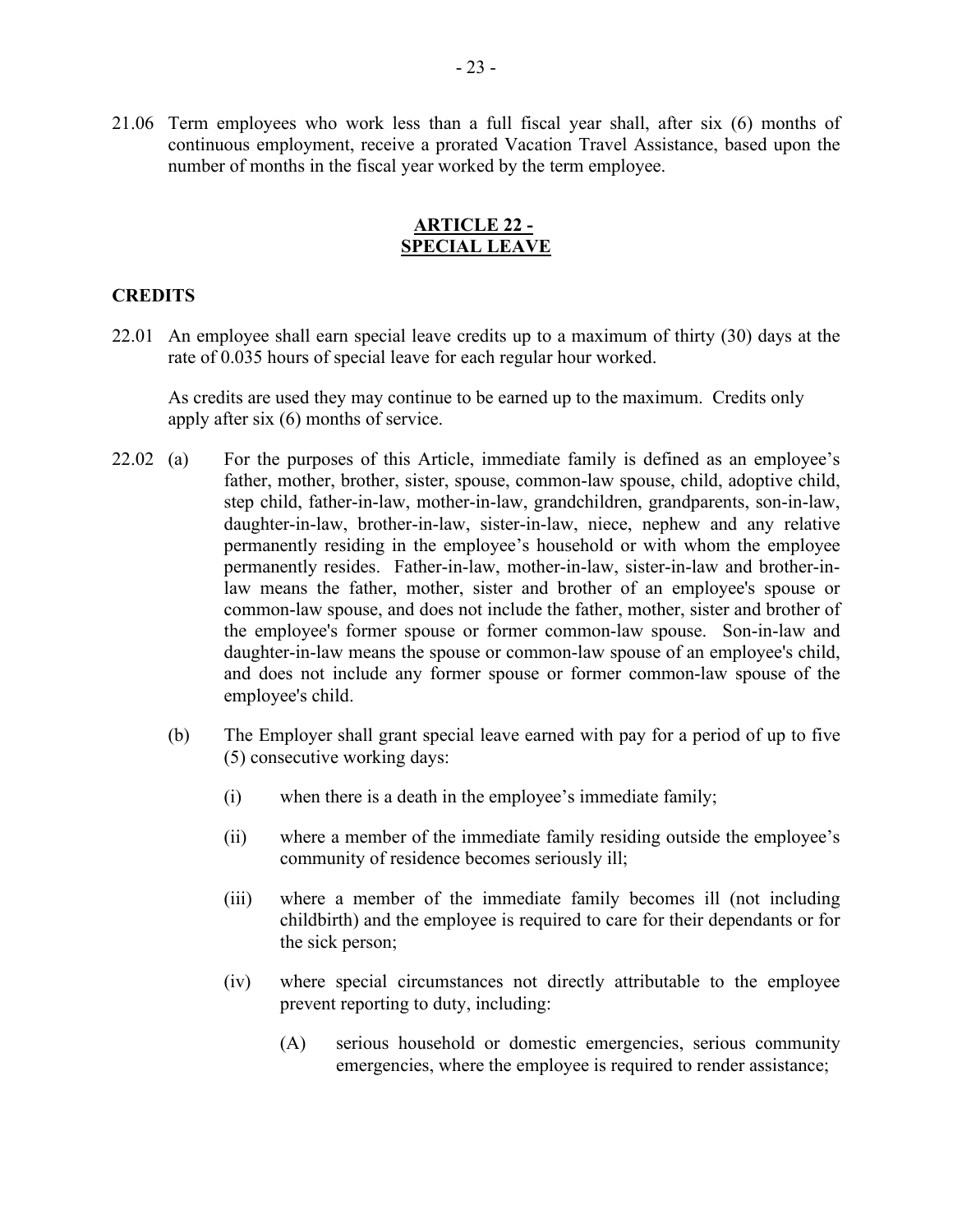21.06 Term employees who work less than a full fiscal year shall, after six (6) months of continuous employment, receive a prorated Vacation Travel Assistance, based upon the number of months in the fiscal year worked by the term employee.

## ARTICLE 22 - SPECIAL LEAVE

### CREDITS

22.01 An employee shall earn special leave credits up to a maximum of thirty (30) days at the rate of 0.035 hours of special leave for each regular hour worked.

As credits are used they may continue to be earned up to the maximum. Credits only apply after six (6) months of service.

22.02 (a) For the purposes of this Article, immediate family is defined as an employee's father, mother, brother, sister, spouse, common-law spouse, child, adoptive child, step child, father-in-law, mother-in-law, grandchildren, grandparents, son-in-law, daughter-in-law, brother-in-law, sister-in-law, niece, nephew and any relative permanently residing in the employee's household or with whom the employee permanently resides. Father-in-law, mother-in-law, sister-in-law and brother-in-law means the father, mother, sister and brother of an employee's spouse or common-law spouse, and does not include the father, mother, sister and brother of the employee's former spouse or former common-law spouse. Son-in-law and daughter-in-law means the spouse or common-law spouse of an employee's child, and does not include any former spouse or former common-law spouse of the employee's child.

(b) The Employer shall grant special leave earned with pay for a period of up to five (5) consecutive working days:

(i) when there is a death in the employee's immediate family;

(ii) where a member of the immediate family residing outside the employee's community of residence becomes seriously ill;

(iii) where a member of the immediate family becomes ill (not including childbirth) and the employee is required to care for their dependants or for the sick person;

(iv) where special circumstances not directly attributable to the employee prevent reporting to duty, including:

(A) serious household or domestic emergencies, serious community emergencies, where the employee is required to render assistance;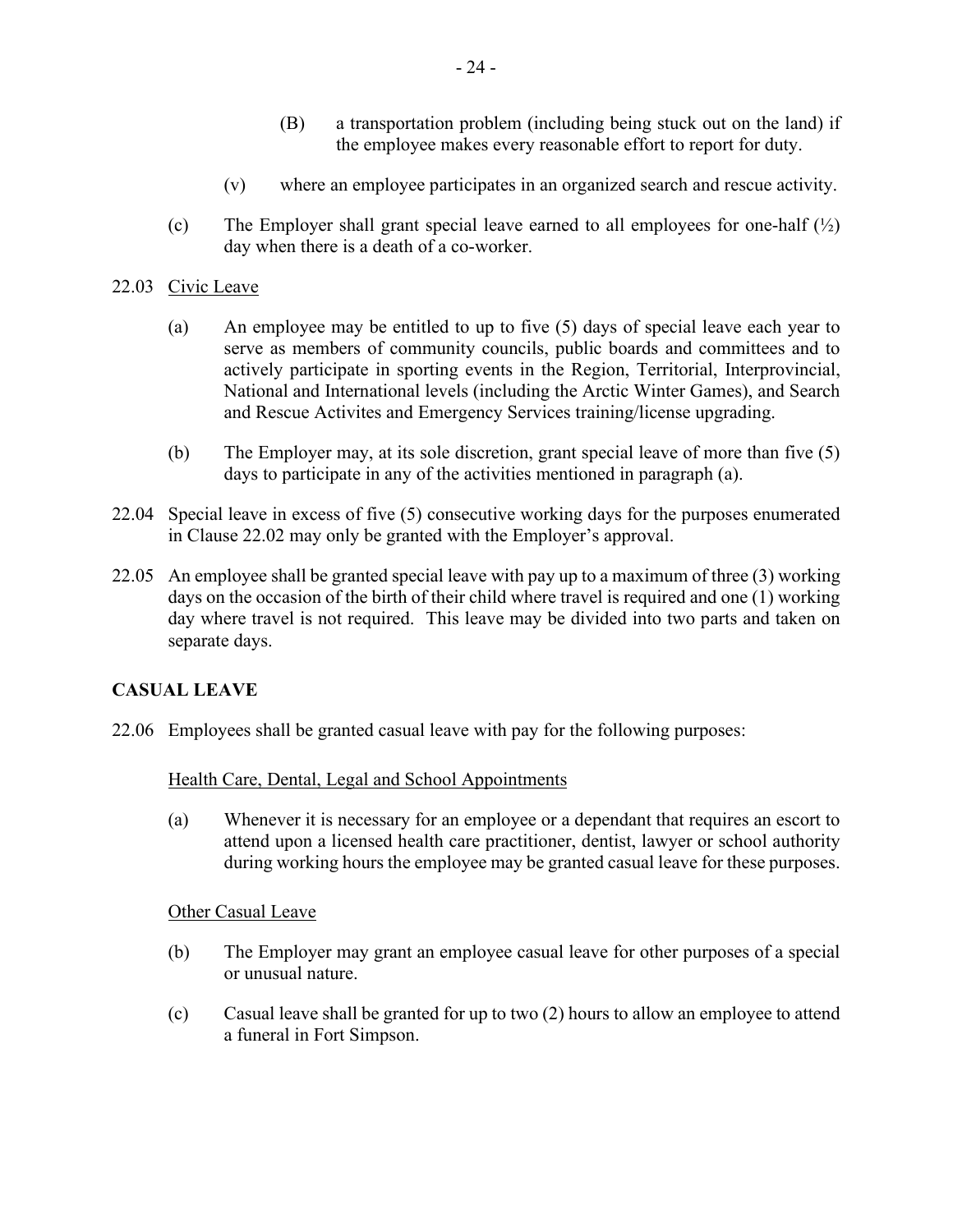(B) a transportation problem (including being stuck out on the land) if the employee makes every reasonable effort to report for duty.

(v) where an employee participates in an organized search and rescue activity.

(c) The Employer shall grant special leave earned to all employees for one-half (½) day when there is a death of a co-worker.

22.03 Civic Leave

(a) An employee may be entitled to up to five (5) days of special leave each year to serve as members of community councils, public boards and committees and to actively participate in sporting events in the Region, Territorial, Interprovincial, National and International levels (including the Arctic Winter Games), and Search and Rescue Activites and Emergency Services training/license upgrading.

(b) The Employer may, at its sole discretion, grant special leave of more than five (5) days to participate in any of the activities mentioned in paragraph (a).

22.04 Special leave in excess of five (5) consecutive working days for the purposes enumerated in Clause 22.02 may only be granted with the Employer's approval.

22.05 An employee shall be granted special leave with pay up to a maximum of three (3) working days on the occasion of the birth of their child where travel is required and one (1) working day where travel is not required. This leave may be divided into two parts and taken on separate days.

## CASUAL LEAVE

22.06 Employees shall be granted casual leave with pay for the following purposes:

Health Care, Dental, Legal and School Appointments

(a) Whenever it is necessary for an employee or a dependant that requires an escort to attend upon a licensed health care practitioner, dentist, lawyer or school authority during working hours the employee may be granted casual leave for these purposes.

Other Casual Leave

(b) The Employer may grant an employee casual leave for other purposes of a special or unusual nature.

(c) Casual leave shall be granted for up to two (2) hours to allow an employee to attend a funeral in Fort Simpson.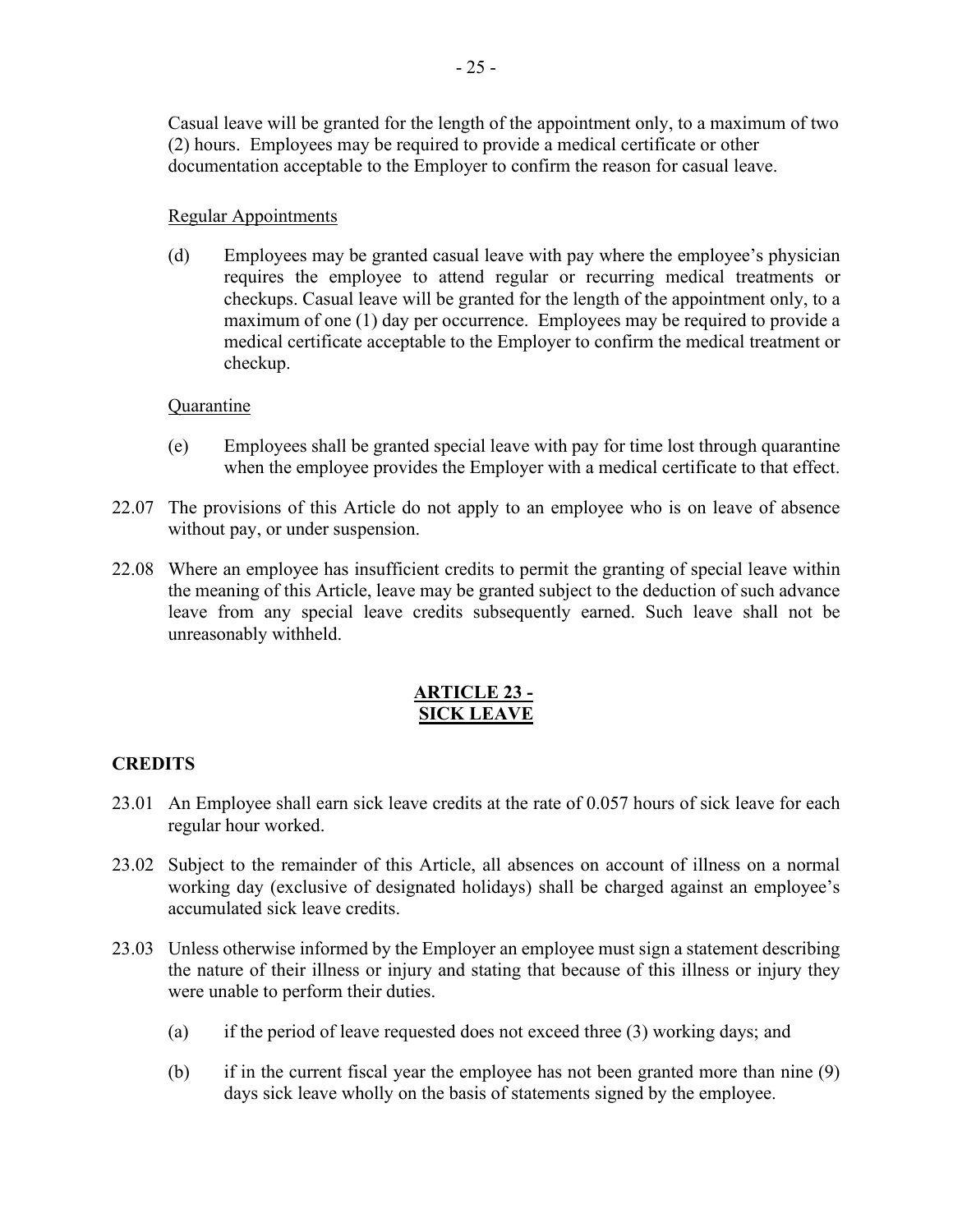Casual leave will be granted for the length of the appointment only, to a maximum of two (2) hours. Employees may be required to provide a medical certificate or other documentation acceptable to the Employer to confirm the reason for casual leave.

Regular Appointments

(d) Employees may be granted casual leave with pay where the employee's physician requires the employee to attend regular or recurring medical treatments or checkups. Casual leave will be granted for the length of the appointment only, to a maximum of one (1) day per occurrence. Employees may be required to provide a medical certificate acceptable to the Employer to confirm the medical treatment or checkup.

Quarantine

(e) Employees shall be granted special leave with pay for time lost through quarantine when the employee provides the Employer with a medical certificate to that effect.

22.07 The provisions of this Article do not apply to an employee who is on leave of absence without pay, or under suspension.

22.08 Where an employee has insufficient credits to permit the granting of special leave within the meaning of this Article, leave may be granted subject to the deduction of such advance leave from any special leave credits subsequently earned. Such leave shall not be unreasonably withheld.

## ARTICLE 23 - SICK LEAVE

**CREDITS**

23.01 An Employee shall earn sick leave credits at the rate of 0.057 hours of sick leave for each regular hour worked.

23.02 Subject to the remainder of this Article, all absences on account of illness on a normal working day (exclusive of designated holidays) shall be charged against an employee's accumulated sick leave credits.

23.03 Unless otherwise informed by the Employer an employee must sign a statement describing the nature of their illness or injury and stating that because of this illness or injury they were unable to perform their duties.

(a) if the period of leave requested does not exceed three (3) working days; and

(b) if in the current fiscal year the employee has not been granted more than nine (9) days sick leave wholly on the basis of statements signed by the employee.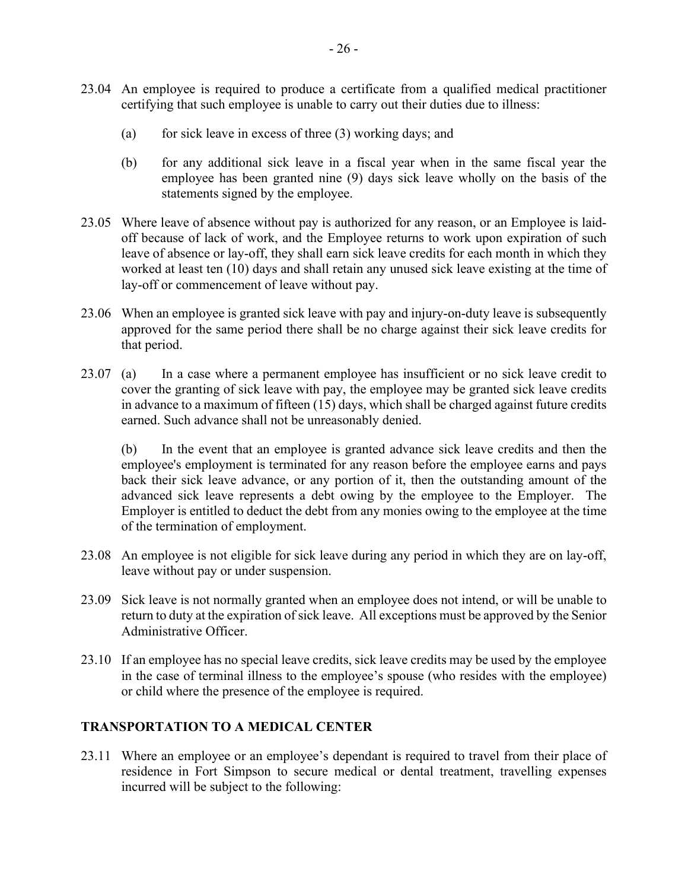23.04 An employee is required to produce a certificate from a qualified medical practitioner certifying that such employee is unable to carry out their duties due to illness:

(a) for sick leave in excess of three (3) working days; and

(b) for any additional sick leave in a fiscal year when in the same fiscal year the employee has been granted nine (9) days sick leave wholly on the basis of the statements signed by the employee.

23.05 Where leave of absence without pay is authorized for any reason, or an Employee is laid-off because of lack of work, and the Employee returns to work upon expiration of such leave of absence or lay-off, they shall earn sick leave credits for each month in which they worked at least ten (10) days and shall retain any unused sick leave existing at the time of lay-off or commencement of leave without pay.

23.06 When an employee is granted sick leave with pay and injury-on-duty leave is subsequently approved for the same period there shall be no charge against their sick leave credits for that period.

23.07 (a) In a case where a permanent employee has insufficient or no sick leave credit to cover the granting of sick leave with pay, the employee may be granted sick leave credits in advance to a maximum of fifteen (15) days, which shall be charged against future credits earned. Such advance shall not be unreasonably denied.

(b) In the event that an employee is granted advance sick leave credits and then the employee's employment is terminated for any reason before the employee earns and pays back their sick leave advance, or any portion of it, then the outstanding amount of the advanced sick leave represents a debt owing by the employee to the Employer. The Employer is entitled to deduct the debt from any monies owing to the employee at the time of the termination of employment.

23.08 An employee is not eligible for sick leave during any period in which they are on lay-off, leave without pay or under suspension.

23.09 Sick leave is not normally granted when an employee does not intend, or will be unable to return to duty at the expiration of sick leave. All exceptions must be approved by the Senior Administrative Officer.

23.10 If an employee has no special leave credits, sick leave credits may be used by the employee in the case of terminal illness to the employee's spouse (who resides with the employee) or child where the presence of the employee is required.

## TRANSPORTATION TO A MEDICAL CENTER

23.11 Where an employee or an employee's dependant is required to travel from their place of residence in Fort Simpson to secure medical or dental treatment, travelling expenses incurred will be subject to the following: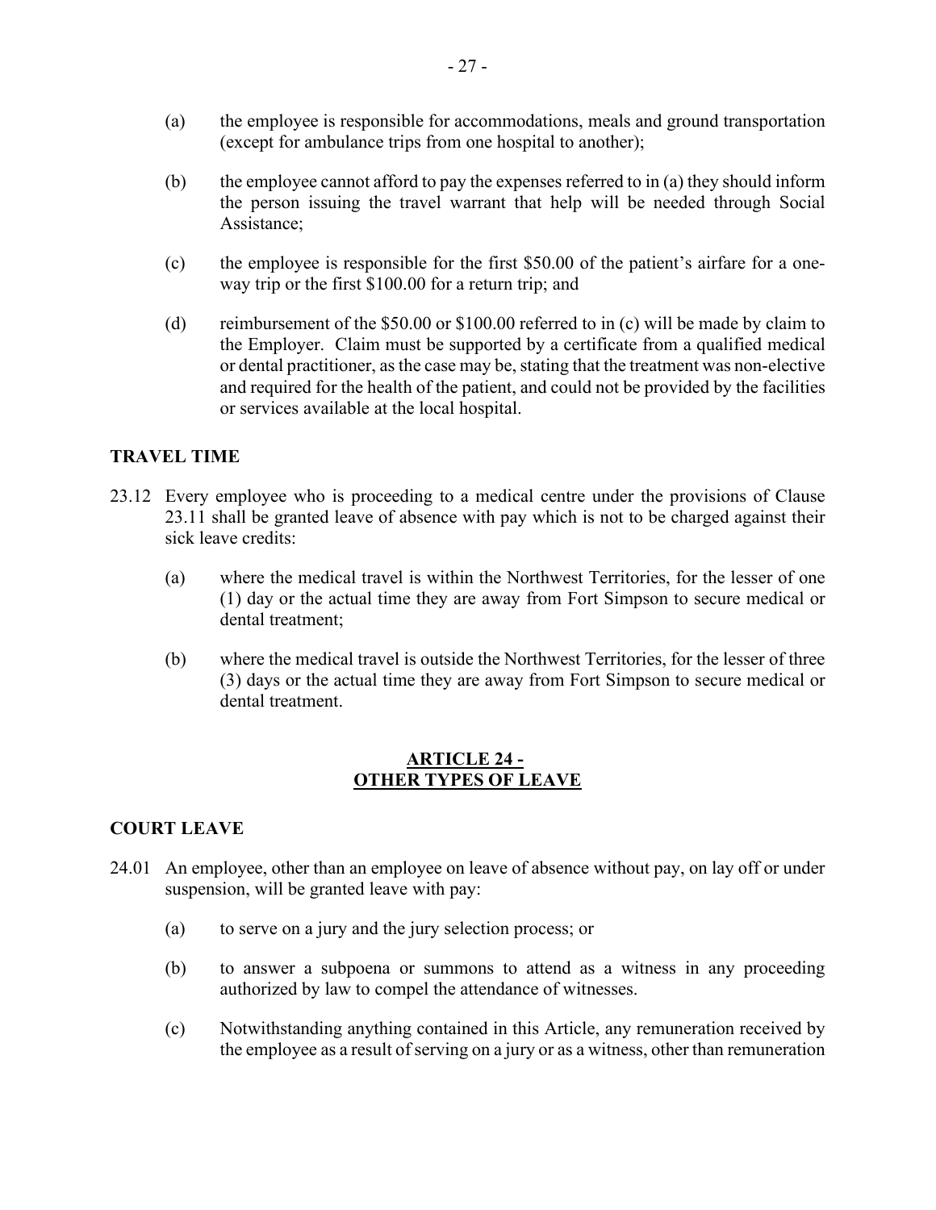(a) the employee is responsible for accommodations, meals and ground transportation (except for ambulance trips from one hospital to another);

(b) the employee cannot afford to pay the expenses referred to in (a) they should inform the person issuing the travel warrant that help will be needed through Social Assistance;

(c) the employee is responsible for the first $50.00 of the patient's airfare for a one-way trip or the first $100.00 for a return trip; and

(d) reimbursement of the $50.00 or $100.00 referred to in (c) will be made by claim to the Employer. Claim must be supported by a certificate from a qualified medical or dental practitioner, as the case may be, stating that the treatment was non-elective and required for the health of the patient, and could not be provided by the facilities or services available at the local hospital.

**TRAVEL TIME**

23.12 Every employee who is proceeding to a medical centre under the provisions of Clause 23.11 shall be granted leave of absence with pay which is not to be charged against their sick leave credits:

(a) where the medical travel is within the Northwest Territories, for the lesser of one (1) day or the actual time they are away from Fort Simpson to secure medical or dental treatment;

(b) where the medical travel is outside the Northwest Territories, for the lesser of three (3) days or the actual time they are away from Fort Simpson to secure medical or dental treatment.

## ARTICLE 24 - OTHER TYPES OF LEAVE

**COURT LEAVE**

24.01 An employee, other than an employee on leave of absence without pay, on lay off or under suspension, will be granted leave with pay:

(a) to serve on a jury and the jury selection process; or

(b) to answer a subpoena or summons to attend as a witness in any proceeding authorized by law to compel the attendance of witnesses.

(c) Notwithstanding anything contained in this Article, any remuneration received by the employee as a result of serving on a jury or as a witness, other than remuneration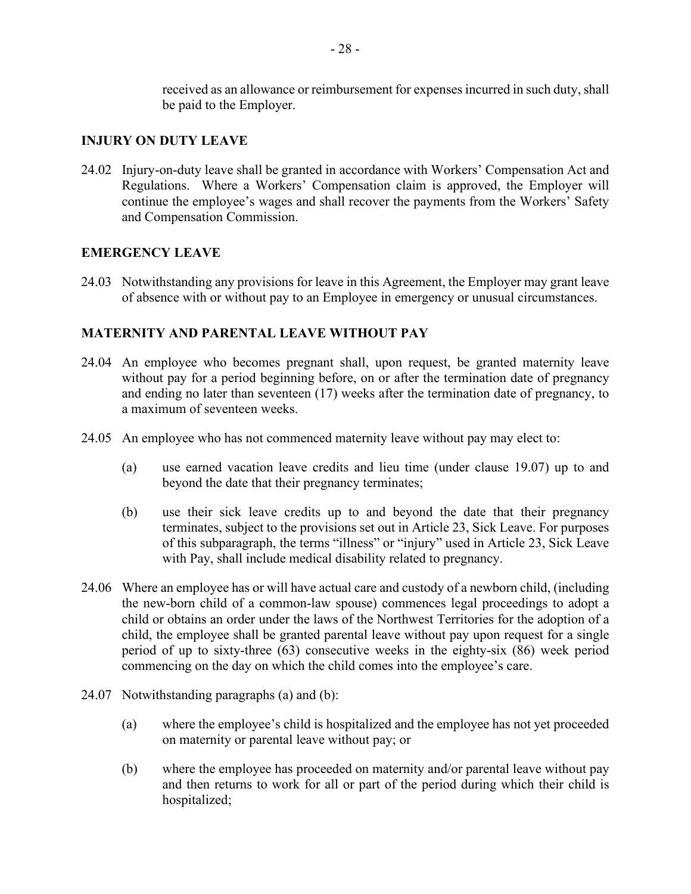received as an allowance or reimbursement for expenses incurred in such duty, shall be paid to the Employer.

### INJURY ON DUTY LEAVE

24.02 Injury-on-duty leave shall be granted in accordance with Workers' Compensation Act and Regulations. Where a Workers' Compensation claim is approved, the Employer will continue the employee's wages and shall recover the payments from the Workers' Safety and Compensation Commission.

### EMERGENCY LEAVE

24.03 Notwithstanding any provisions for leave in this Agreement, the Employer may grant leave of absence with or without pay to an Employee in emergency or unusual circumstances.

### MATERNITY AND PARENTAL LEAVE WITHOUT PAY

24.04 An employee who becomes pregnant shall, upon request, be granted maternity leave without pay for a period beginning before, on or after the termination date of pregnancy and ending no later than seventeen (17) weeks after the termination date of pregnancy, to a maximum of seventeen weeks.

24.05 An employee who has not commenced maternity leave without pay may elect to:

(a) use earned vacation leave credits and lieu time (under clause 19.07) up to and beyond the date that their pregnancy terminates;

(b) use their sick leave credits up to and beyond the date that their pregnancy terminates, subject to the provisions set out in Article 23, Sick Leave. For purposes of this subparagraph, the terms "illness" or "injury" used in Article 23, Sick Leave with Pay, shall include medical disability related to pregnancy.

24.06 Where an employee has or will have actual care and custody of a newborn child, (including the new-born child of a common-law spouse) commences legal proceedings to adopt a child or obtains an order under the laws of the Northwest Territories for the adoption of a child, the employee shall be granted parental leave without pay upon request for a single period of up to sixty-three (63) consecutive weeks in the eighty-six (86) week period commencing on the day on which the child comes into the employee's care.

24.07 Notwithstanding paragraphs (a) and (b):

(a) where the employee's child is hospitalized and the employee has not yet proceeded on maternity or parental leave without pay; or

(b) where the employee has proceeded on maternity and/or parental leave without pay and then returns to work for all or part of the period during which their child is hospitalized;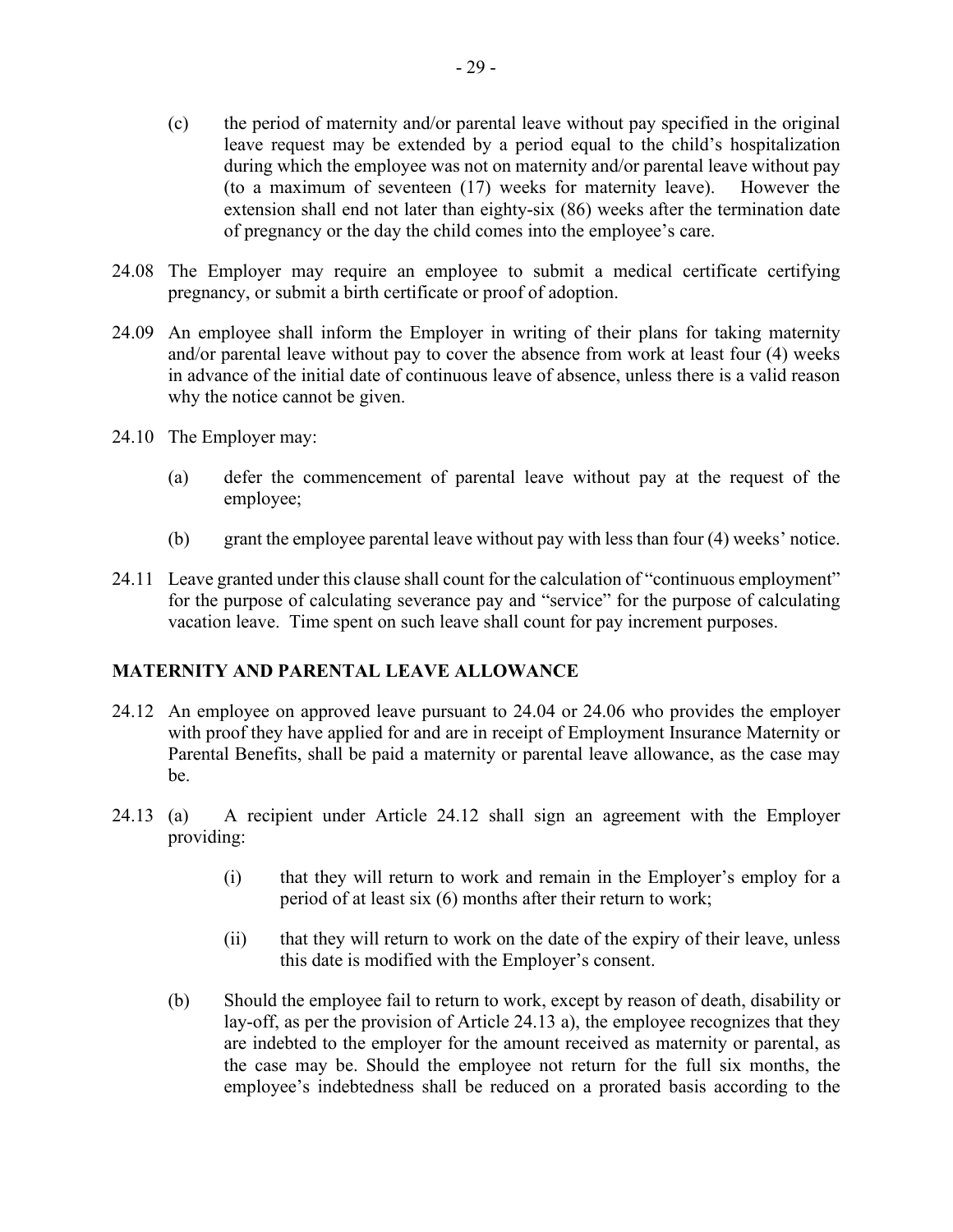(c) the period of maternity and/or parental leave without pay specified in the original leave request may be extended by a period equal to the child's hospitalization during which the employee was not on maternity and/or parental leave without pay (to a maximum of seventeen (17) weeks for maternity leave). However the extension shall end not later than eighty-six (86) weeks after the termination date of pregnancy or the day the child comes into the employee's care.

24.08 The Employer may require an employee to submit a medical certificate certifying pregnancy, or submit a birth certificate or proof of adoption.

24.09 An employee shall inform the Employer in writing of their plans for taking maternity and/or parental leave without pay to cover the absence from work at least four (4) weeks in advance of the initial date of continuous leave of absence, unless there is a valid reason why the notice cannot be given.

24.10 The Employer may:

(a) defer the commencement of parental leave without pay at the request of the employee;

(b) grant the employee parental leave without pay with less than four (4) weeks' notice.

24.11 Leave granted under this clause shall count for the calculation of "continuous employment" for the purpose of calculating severance pay and "service" for the purpose of calculating vacation leave. Time spent on such leave shall count for pay increment purposes.

## MATERNITY AND PARENTAL LEAVE ALLOWANCE

24.12 An employee on approved leave pursuant to 24.04 or 24.06 who provides the employer with proof they have applied for and are in receipt of Employment Insurance Maternity or Parental Benefits, shall be paid a maternity or parental leave allowance, as the case may be.

24.13 (a) A recipient under Article 24.12 shall sign an agreement with the Employer providing:

(i) that they will return to work and remain in the Employer's employ for a period of at least six (6) months after their return to work;

(ii) that they will return to work on the date of the expiry of their leave, unless this date is modified with the Employer's consent.

(b) Should the employee fail to return to work, except by reason of death, disability or lay-off, as per the provision of Article 24.13 a), the employee recognizes that they are indebted to the employer for the amount received as maternity or parental, as the case may be. Should the employee not return for the full six months, the employee's indebtedness shall be reduced on a prorated basis according to the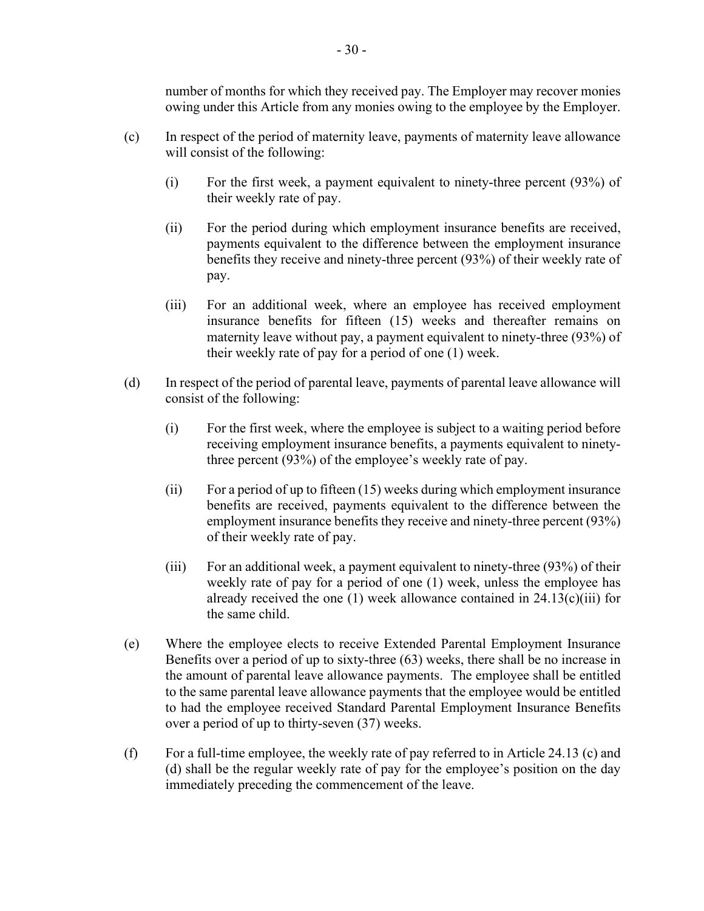number of months for which they received pay. The Employer may recover monies owing under this Article from any monies owing to the employee by the Employer.

(c) In respect of the period of maternity leave, payments of maternity leave allowance will consist of the following:

   (i) For the first week, a payment equivalent to ninety-three percent (93%) of their weekly rate of pay.

   (ii) For the period during which employment insurance benefits are received, payments equivalent to the difference between the employment insurance benefits they receive and ninety-three percent (93%) of their weekly rate of pay.

   (iii) For an additional week, where an employee has received employment insurance benefits for fifteen (15) weeks and thereafter remains on maternity leave without pay, a payment equivalent to ninety-three (93%) of their weekly rate of pay for a period of one (1) week.

(d) In respect of the period of parental leave, payments of parental leave allowance will consist of the following:

   (i) For the first week, where the employee is subject to a waiting period before receiving employment insurance benefits, a payments equivalent to ninety-three percent (93%) of the employee's weekly rate of pay.

   (ii) For a period of up to fifteen (15) weeks during which employment insurance benefits are received, payments equivalent to the difference between the employment insurance benefits they receive and ninety-three percent (93%) of their weekly rate of pay.

   (iii) For an additional week, a payment equivalent to ninety-three (93%) of their weekly rate of pay for a period of one (1) week, unless the employee has already received the one (1) week allowance contained in 24.13(c)(iii) for the same child.

(e) Where the employee elects to receive Extended Parental Employment Insurance Benefits over a period of up to sixty-three (63) weeks, there shall be no increase in the amount of parental leave allowance payments. The employee shall be entitled to the same parental leave allowance payments that the employee would be entitled to had the employee received Standard Parental Employment Insurance Benefits over a period of up to thirty-seven (37) weeks.

(f) For a full-time employee, the weekly rate of pay referred to in Article 24.13 (c) and (d) shall be the regular weekly rate of pay for the employee's position on the day immediately preceding the commencement of the leave.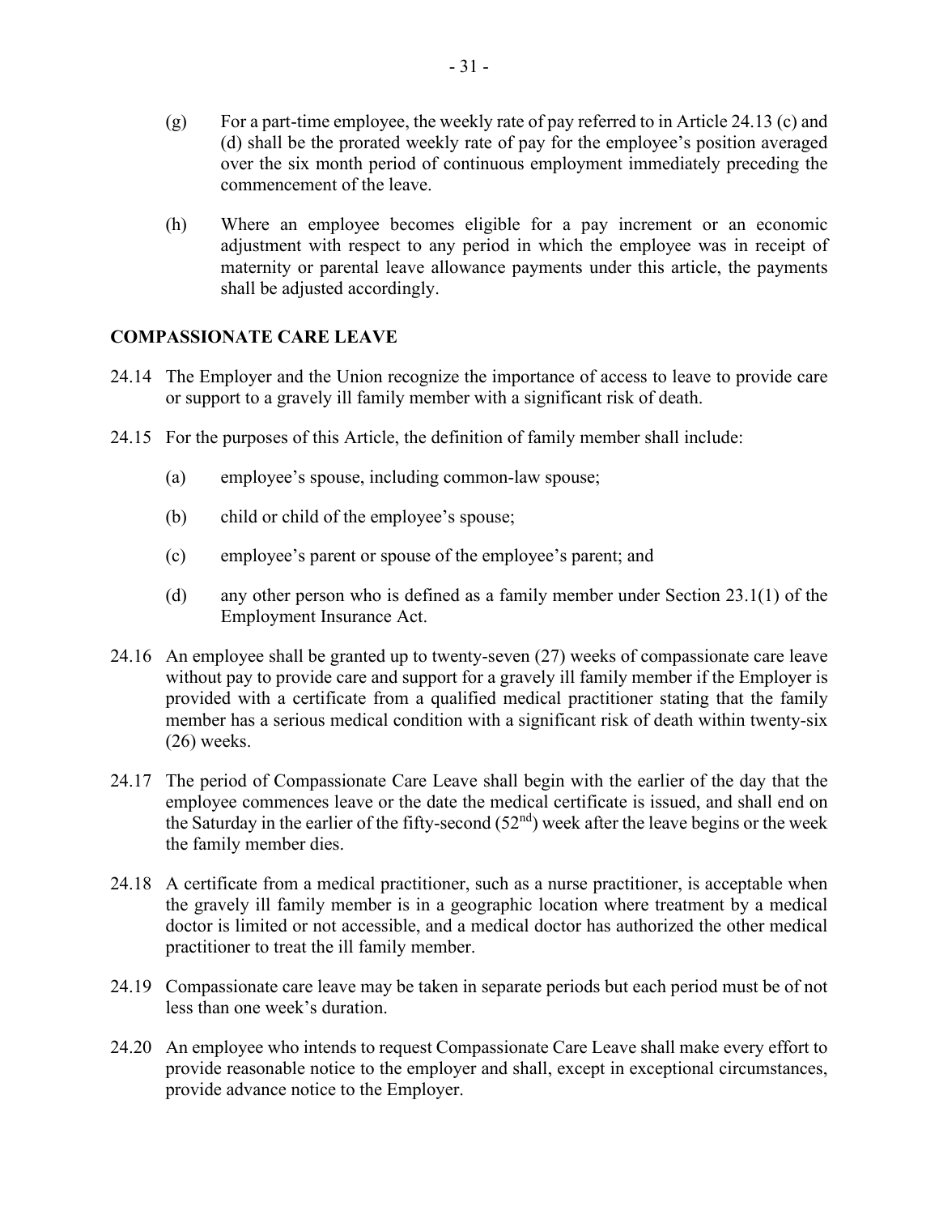(g) For a part-time employee, the weekly rate of pay referred to in Article 24.13 (c) and (d) shall be the prorated weekly rate of pay for the employee's position averaged over the six month period of continuous employment immediately preceding the commencement of the leave.

(h) Where an employee becomes eligible for a pay increment or an economic adjustment with respect to any period in which the employee was in receipt of maternity or parental leave allowance payments under this article, the payments shall be adjusted accordingly.

## COMPASSIONATE CARE LEAVE

24.14 The Employer and the Union recognize the importance of access to leave to provide care or support to a gravely ill family member with a significant risk of death.

24.15 For the purposes of this Article, the definition of family member shall include:

(a) employee's spouse, including common-law spouse;

(b) child or child of the employee's spouse;

(c) employee's parent or spouse of the employee's parent; and

(d) any other person who is defined as a family member under Section 23.1(1) of the Employment Insurance Act.

24.16 An employee shall be granted up to twenty-seven (27) weeks of compassionate care leave without pay to provide care and support for a gravely ill family member if the Employer is provided with a certificate from a qualified medical practitioner stating that the family member has a serious medical condition with a significant risk of death within twenty-six (26) weeks.

24.17 The period of Compassionate Care Leave shall begin with the earlier of the day that the employee commences leave or the date the medical certificate is issued, and shall end on the Saturday in the earlier of the fifty-second (52nd) week after the leave begins or the week the family member dies.

24.18 A certificate from a medical practitioner, such as a nurse practitioner, is acceptable when the gravely ill family member is in a geographic location where treatment by a medical doctor is limited or not accessible, and a medical doctor has authorized the other medical practitioner to treat the ill family member.

24.19 Compassionate care leave may be taken in separate periods but each period must be of not less than one week's duration.

24.20 An employee who intends to request Compassionate Care Leave shall make every effort to provide reasonable notice to the employer and shall, except in exceptional circumstances, provide advance notice to the Employer.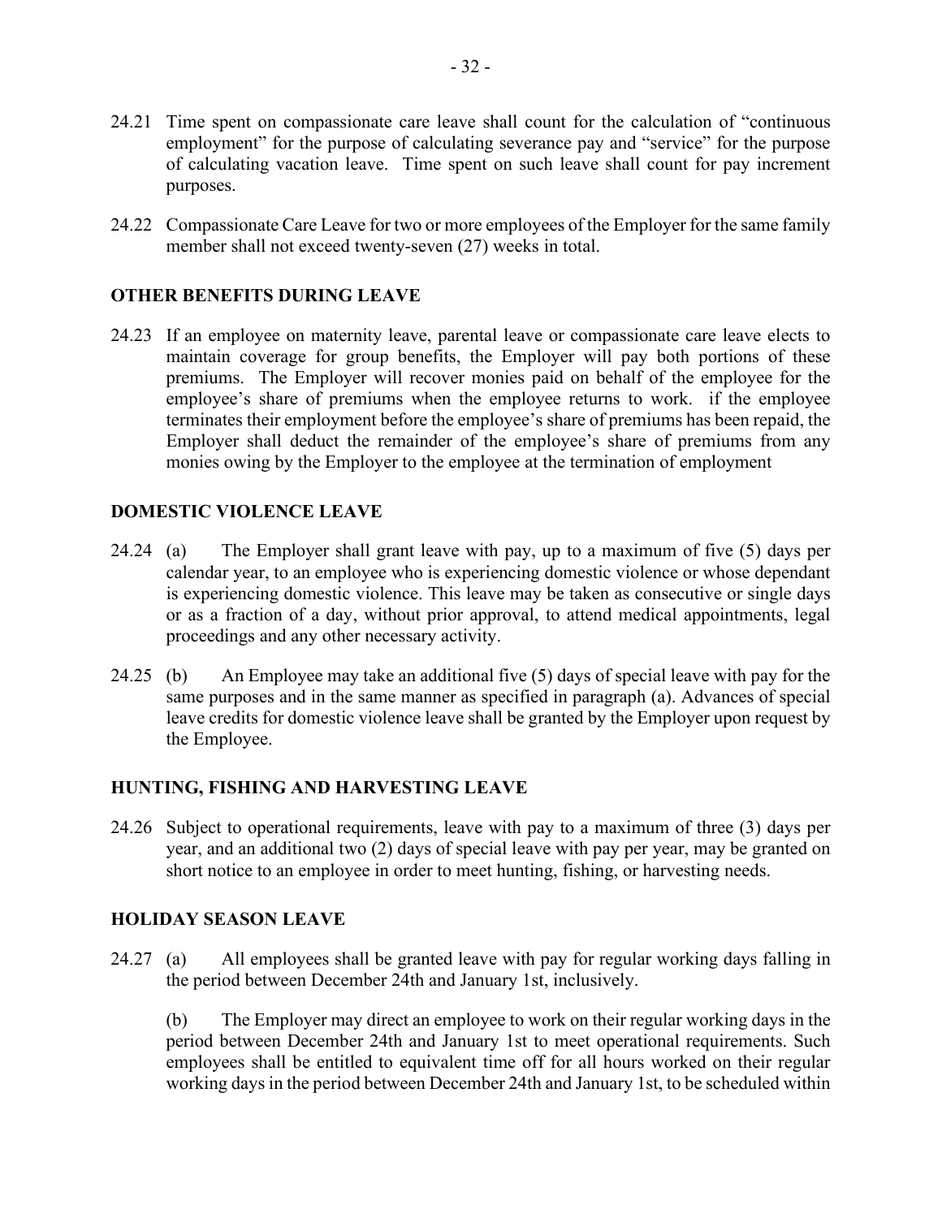24.21 Time spent on compassionate care leave shall count for the calculation of "continuous employment" for the purpose of calculating severance pay and "service" for the purpose of calculating vacation leave. Time spent on such leave shall count for pay increment purposes.

24.22 Compassionate Care Leave for two or more employees of the Employer for the same family member shall not exceed twenty-seven (27) weeks in total.

## OTHER BENEFITS DURING LEAVE

24.23 If an employee on maternity leave, parental leave or compassionate care leave elects to maintain coverage for group benefits, the Employer will pay both portions of these premiums. The Employer will recover monies paid on behalf of the employee for the employee's share of premiums when the employee returns to work. if the employee terminates their employment before the employee's share of premiums has been repaid, the Employer shall deduct the remainder of the employee's share of premiums from any monies owing by the Employer to the employee at the termination of employment

## DOMESTIC VIOLENCE LEAVE

24.24 (a) The Employer shall grant leave with pay, up to a maximum of five (5) days per calendar year, to an employee who is experiencing domestic violence or whose dependant is experiencing domestic violence. This leave may be taken as consecutive or single days or as a fraction of a day, without prior approval, to attend medical appointments, legal proceedings and any other necessary activity.

24.25 (b) An Employee may take an additional five (5) days of special leave with pay for the same purposes and in the same manner as specified in paragraph (a). Advances of special leave credits for domestic violence leave shall be granted by the Employer upon request by the Employee.

## HUNTING, FISHING AND HARVESTING LEAVE

24.26 Subject to operational requirements, leave with pay to a maximum of three (3) days per year, and an additional two (2) days of special leave with pay per year, may be granted on short notice to an employee in order to meet hunting, fishing, or harvesting needs.

## HOLIDAY SEASON LEAVE

24.27 (a) All employees shall be granted leave with pay for regular working days falling in the period between December 24th and January 1st, inclusively.

(b) The Employer may direct an employee to work on their regular working days in the period between December 24th and January 1st to meet operational requirements. Such employees shall be entitled to equivalent time off for all hours worked on their regular working days in the period between December 24th and January 1st, to be scheduled within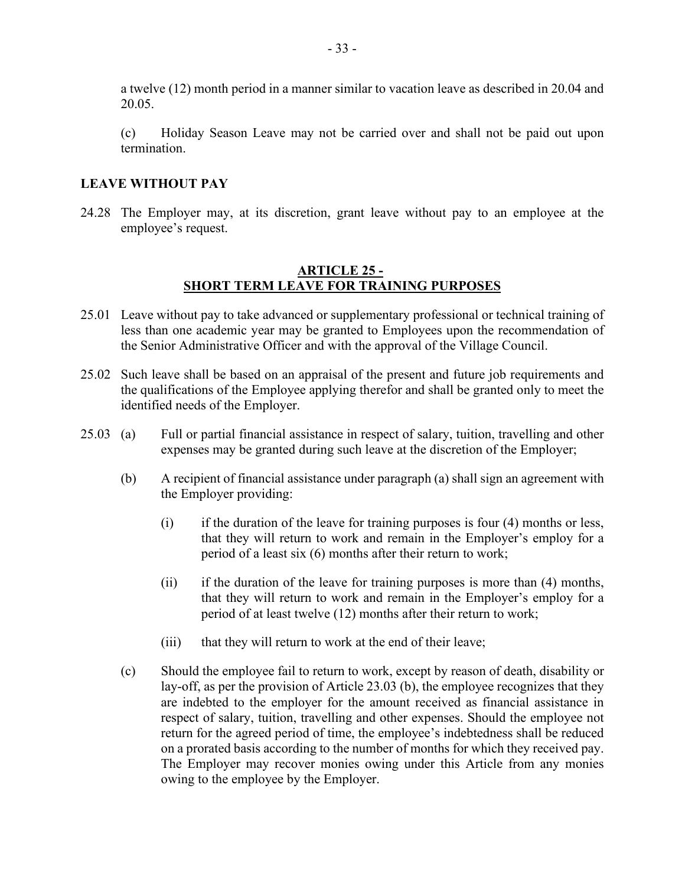a twelve (12) month period in a manner similar to vacation leave as described in 20.04 and 20.05.

(c) Holiday Season Leave may not be carried over and shall not be paid out upon termination.

**LEAVE WITHOUT PAY**

24.28 The Employer may, at its discretion, grant leave without pay to an employee at the employee's request.

## ARTICLE 25 - SHORT TERM LEAVE FOR TRAINING PURPOSES

25.01 Leave without pay to take advanced or supplementary professional or technical training of less than one academic year may be granted to Employees upon the recommendation of the Senior Administrative Officer and with the approval of the Village Council.

25.02 Such leave shall be based on an appraisal of the present and future job requirements and the qualifications of the Employee applying therefor and shall be granted only to meet the identified needs of the Employer.

25.03 (a) Full or partial financial assistance in respect of salary, tuition, travelling and other expenses may be granted during such leave at the discretion of the Employer;

(b) A recipient of financial assistance under paragraph (a) shall sign an agreement with the Employer providing:

(i) if the duration of the leave for training purposes is four (4) months or less, that they will return to work and remain in the Employer's employ for a period of a least six (6) months after their return to work;

(ii) if the duration of the leave for training purposes is more than (4) months, that they will return to work and remain in the Employer's employ for a period of at least twelve (12) months after their return to work;

(iii) that they will return to work at the end of their leave;

(c) Should the employee fail to return to work, except by reason of death, disability or lay-off, as per the provision of Article 23.03 (b), the employee recognizes that they are indebted to the employer for the amount received as financial assistance in respect of salary, tuition, travelling and other expenses. Should the employee not return for the agreed period of time, the employee's indebtedness shall be reduced on a prorated basis according to the number of months for which they received pay. The Employer may recover monies owing under this Article from any monies owing to the employee by the Employer.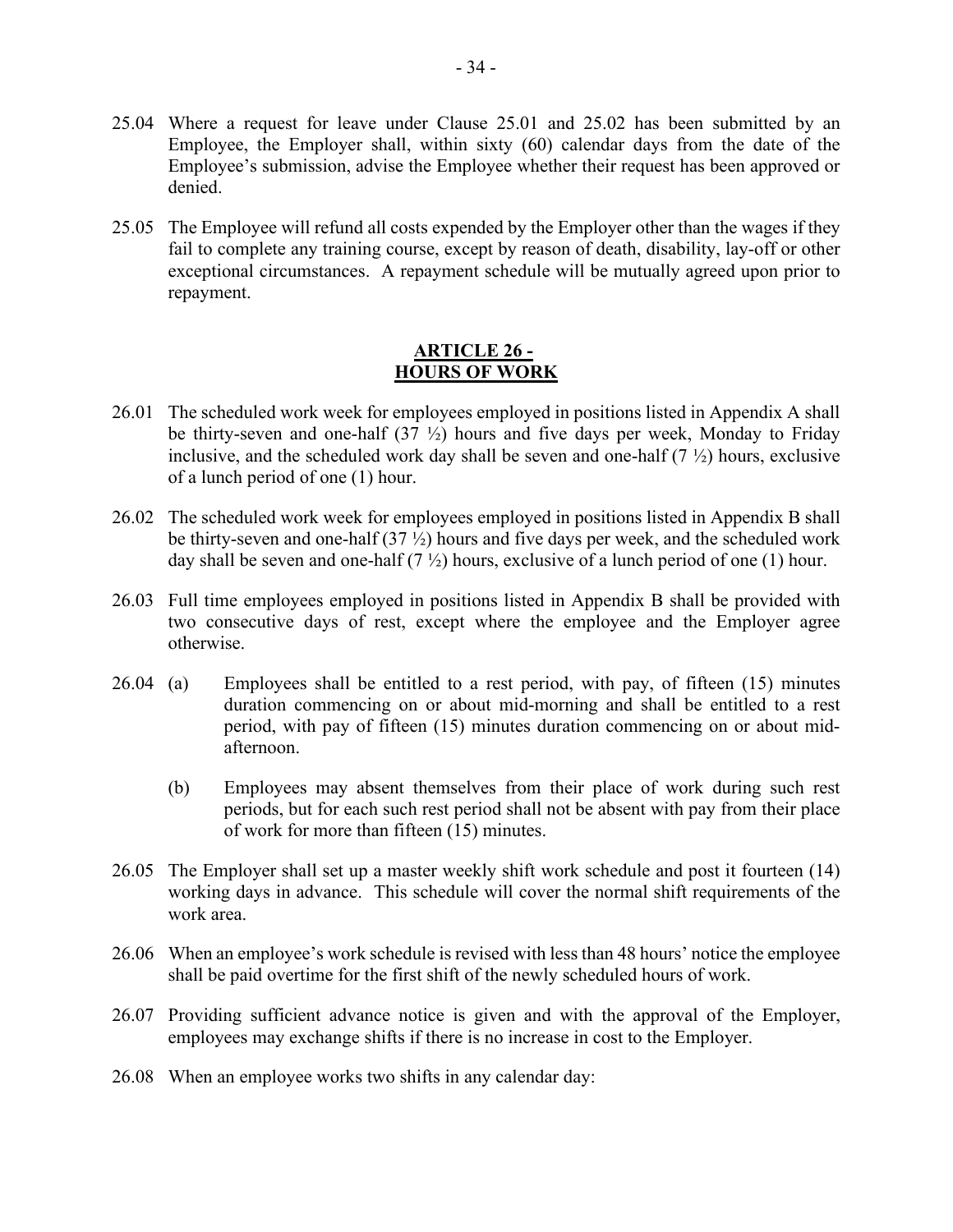25.04 Where a request for leave under Clause 25.01 and 25.02 has been submitted by an Employee, the Employer shall, within sixty (60) calendar days from the date of the Employee's submission, advise the Employee whether their request has been approved or denied.

25.05 The Employee will refund all costs expended by the Employer other than the wages if they fail to complete any training course, except by reason of death, disability, lay-off or other exceptional circumstances. A repayment schedule will be mutually agreed upon prior to repayment.

## ARTICLE 26 - HOURS OF WORK

26.01 The scheduled work week for employees employed in positions listed in Appendix A shall be thirty-seven and one-half (37 ½) hours and five days per week, Monday to Friday inclusive, and the scheduled work day shall be seven and one-half (7 ½) hours, exclusive of a lunch period of one (1) hour.

26.02 The scheduled work week for employees employed in positions listed in Appendix B shall be thirty-seven and one-half (37 ½) hours and five days per week, and the scheduled work day shall be seven and one-half (7 ½) hours, exclusive of a lunch period of one (1) hour.

26.03 Full time employees employed in positions listed in Appendix B shall be provided with two consecutive days of rest, except where the employee and the Employer agree otherwise.

26.04 (a) Employees shall be entitled to a rest period, with pay, of fifteen (15) minutes duration commencing on or about mid-morning and shall be entitled to a rest period, with pay of fifteen (15) minutes duration commencing on or about mid-afternoon.

(b) Employees may absent themselves from their place of work during such rest periods, but for each such rest period shall not be absent with pay from their place of work for more than fifteen (15) minutes.

26.05 The Employer shall set up a master weekly shift work schedule and post it fourteen (14) working days in advance. This schedule will cover the normal shift requirements of the work area.

26.06 When an employee's work schedule is revised with less than 48 hours' notice the employee shall be paid overtime for the first shift of the newly scheduled hours of work.

26.07 Providing sufficient advance notice is given and with the approval of the Employer, employees may exchange shifts if there is no increase in cost to the Employer.

26.08 When an employee works two shifts in any calendar day: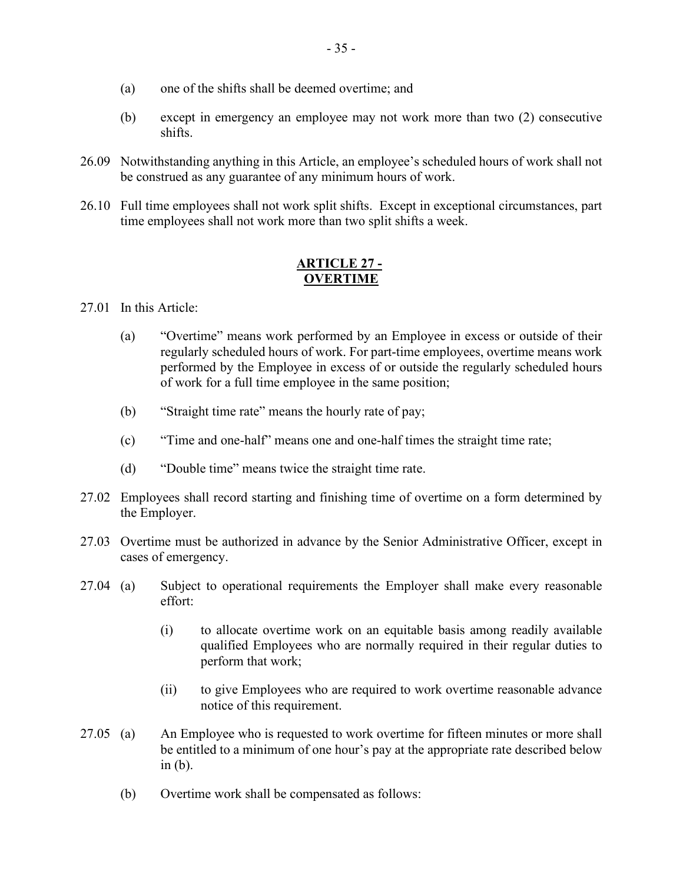(a) one of the shifts shall be deemed overtime; and

(b) except in emergency an employee may not work more than two (2) consecutive shifts.

26.09 Notwithstanding anything in this Article, an employee's scheduled hours of work shall not be construed as any guarantee of any minimum hours of work.

26.10 Full time employees shall not work split shifts. Except in exceptional circumstances, part time employees shall not work more than two split shifts a week.

## ARTICLE 27 - OVERTIME

27.01 In this Article:

(a) "Overtime" means work performed by an Employee in excess or outside of their regularly scheduled hours of work. For part-time employees, overtime means work performed by the Employee in excess of or outside the regularly scheduled hours of work for a full time employee in the same position;

(b) "Straight time rate" means the hourly rate of pay;

(c) "Time and one-half" means one and one-half times the straight time rate;

(d) "Double time" means twice the straight time rate.

27.02 Employees shall record starting and finishing time of overtime on a form determined by the Employer.

27.03 Overtime must be authorized in advance by the Senior Administrative Officer, except in cases of emergency.

27.04 (a) Subject to operational requirements the Employer shall make every reasonable effort:

(i) to allocate overtime work on an equitable basis among readily available qualified Employees who are normally required in their regular duties to perform that work;

(ii) to give Employees who are required to work overtime reasonable advance notice of this requirement.

27.05 (a) An Employee who is requested to work overtime for fifteen minutes or more shall be entitled to a minimum of one hour's pay at the appropriate rate described below in (b).

(b) Overtime work shall be compensated as follows: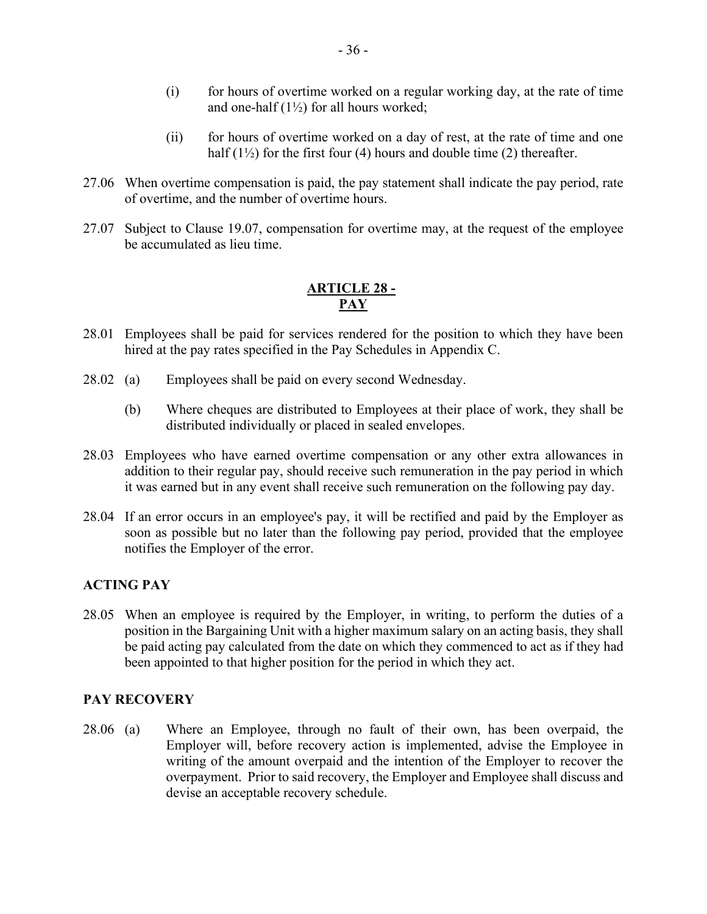(i) for hours of overtime worked on a regular working day, at the rate of time and one-half (1½) for all hours worked;

(ii) for hours of overtime worked on a day of rest, at the rate of time and one half (1½) for the first four (4) hours and double time (2) thereafter.

27.06 When overtime compensation is paid, the pay statement shall indicate the pay period, rate of overtime, and the number of overtime hours.

27.07 Subject to Clause 19.07, compensation for overtime may, at the request of the employee be accumulated as lieu time.

## ARTICLE 28 - PAY

28.01 Employees shall be paid for services rendered for the position to which they have been hired at the pay rates specified in the Pay Schedules in Appendix C.

28.02 (a) Employees shall be paid on every second Wednesday.

(b) Where cheques are distributed to Employees at their place of work, they shall be distributed individually or placed in sealed envelopes.

28.03 Employees who have earned overtime compensation or any other extra allowances in addition to their regular pay, should receive such remuneration in the pay period in which it was earned but in any event shall receive such remuneration on the following pay day.

28.04 If an error occurs in an employee's pay, it will be rectified and paid by the Employer as soon as possible but no later than the following pay period, provided that the employee notifies the Employer of the error.

### ACTING PAY

28.05 When an employee is required by the Employer, in writing, to perform the duties of a position in the Bargaining Unit with a higher maximum salary on an acting basis, they shall be paid acting pay calculated from the date on which they commenced to act as if they had been appointed to that higher position for the period in which they act.

### PAY RECOVERY

28.06 (a) Where an Employee, through no fault of their own, has been overpaid, the Employer will, before recovery action is implemented, advise the Employee in writing of the amount overpaid and the intention of the Employer to recover the overpayment. Prior to said recovery, the Employer and Employee shall discuss and devise an acceptable recovery schedule.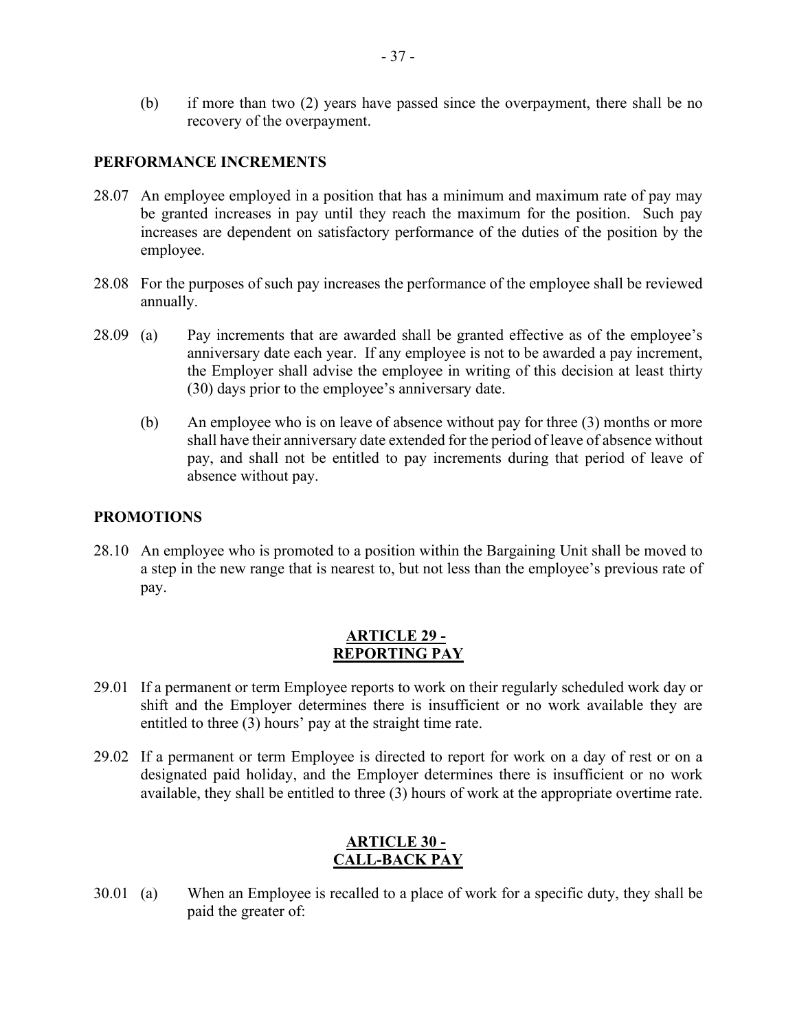(b) if more than two (2) years have passed since the overpayment, there shall be no recovery of the overpayment.

## PERFORMANCE INCREMENTS

28.07 An employee employed in a position that has a minimum and maximum rate of pay may be granted increases in pay until they reach the maximum for the position. Such pay increases are dependent on satisfactory performance of the duties of the position by the employee.

28.08 For the purposes of such pay increases the performance of the employee shall be reviewed annually.

28.09 (a) Pay increments that are awarded shall be granted effective as of the employee's anniversary date each year. If any employee is not to be awarded a pay increment, the Employer shall advise the employee in writing of this decision at least thirty (30) days prior to the employee's anniversary date.

(b) An employee who is on leave of absence without pay for three (3) months or more shall have their anniversary date extended for the period of leave of absence without pay, and shall not be entitled to pay increments during that period of leave of absence without pay.

## PROMOTIONS

28.10 An employee who is promoted to a position within the Bargaining Unit shall be moved to a step in the new range that is nearest to, but not less than the employee's previous rate of pay.

## ARTICLE 29 - REPORTING PAY

29.01 If a permanent or term Employee reports to work on their regularly scheduled work day or shift and the Employer determines there is insufficient or no work available they are entitled to three (3) hours' pay at the straight time rate.

29.02 If a permanent or term Employee is directed to report for work on a day of rest or on a designated paid holiday, and the Employer determines there is insufficient or no work available, they shall be entitled to three (3) hours of work at the appropriate overtime rate.

## ARTICLE 30 - CALL-BACK PAY

30.01 (a) When an Employee is recalled to a place of work for a specific duty, they shall be paid the greater of: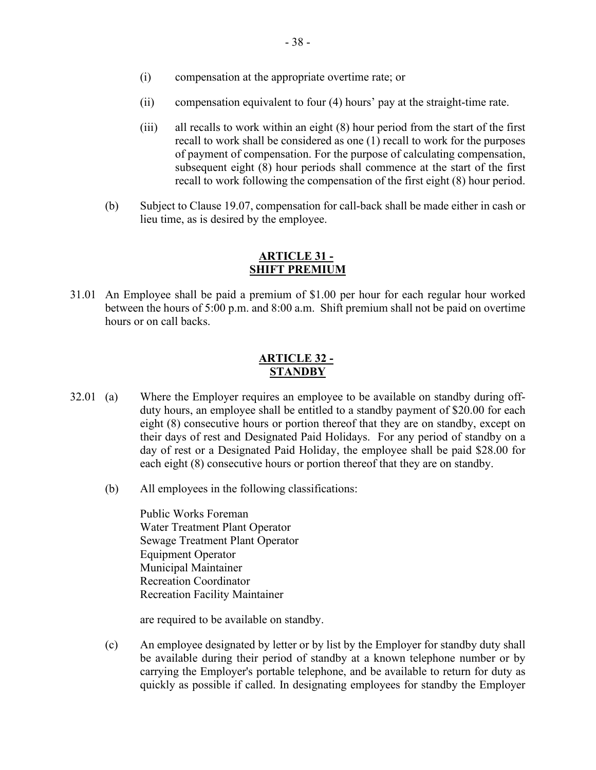(i) compensation at the appropriate overtime rate; or

(ii) compensation equivalent to four (4) hours' pay at the straight-time rate.

(iii) all recalls to work within an eight (8) hour period from the start of the first recall to work shall be considered as one (1) recall to work for the purposes of payment of compensation. For the purpose of calculating compensation, subsequent eight (8) hour periods shall commence at the start of the first recall to work following the compensation of the first eight (8) hour period.

(b) Subject to Clause 19.07, compensation for call-back shall be made either in cash or lieu time, as is desired by the employee.

## ARTICLE 31 - SHIFT PREMIUM

31.01 An Employee shall be paid a premium of $1.00 per hour for each regular hour worked between the hours of 5:00 p.m. and 8:00 a.m. Shift premium shall not be paid on overtime hours or on call backs.

## ARTICLE 32 - STANDBY

32.01 (a) Where the Employer requires an employee to be available on standby during off-duty hours, an employee shall be entitled to a standby payment of $20.00 for each eight (8) consecutive hours or portion thereof that they are on standby, except on their days of rest and Designated Paid Holidays. For any period of standby on a day of rest or a Designated Paid Holiday, the employee shall be paid $28.00 for each eight (8) consecutive hours or portion thereof that they are on standby.

(b) All employees in the following classifications:

Public Works Foreman
Water Treatment Plant Operator
Sewage Treatment Plant Operator
Equipment Operator
Municipal Maintainer
Recreation Coordinator
Recreation Facility Maintainer

are required to be available on standby.

(c) An employee designated by letter or by list by the Employer for standby duty shall be available during their period of standby at a known telephone number or by carrying the Employer's portable telephone, and be available to return for duty as quickly as possible if called. In designating employees for standby the Employer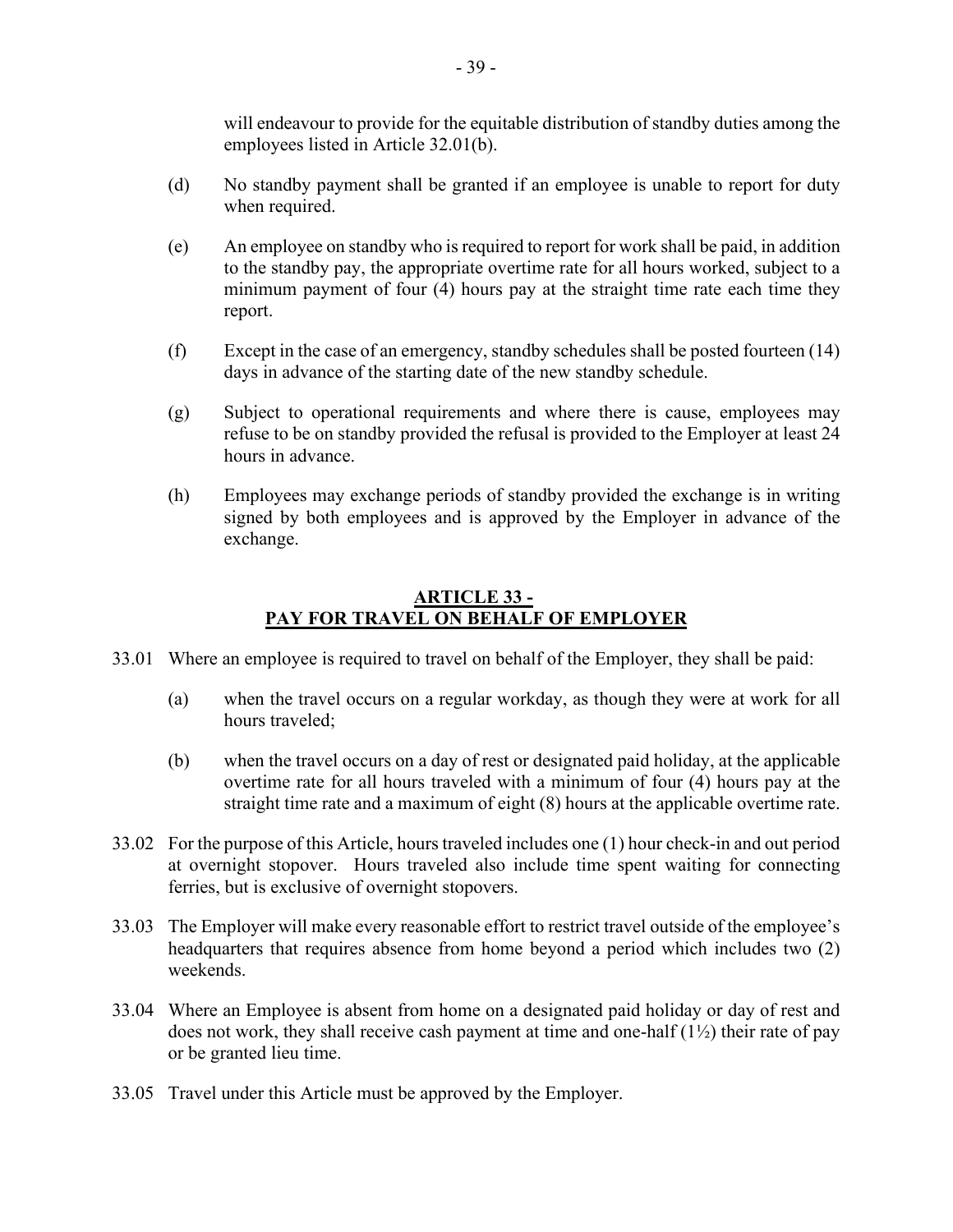will endeavour to provide for the equitable distribution of standby duties among the employees listed in Article 32.01(b).

(d) No standby payment shall be granted if an employee is unable to report for duty when required.

(e) An employee on standby who is required to report for work shall be paid, in addition to the standby pay, the appropriate overtime rate for all hours worked, subject to a minimum payment of four (4) hours pay at the straight time rate each time they report.

(f) Except in the case of an emergency, standby schedules shall be posted fourteen (14) days in advance of the starting date of the new standby schedule.

(g) Subject to operational requirements and where there is cause, employees may refuse to be on standby provided the refusal is provided to the Employer at least 24 hours in advance.

(h) Employees may exchange periods of standby provided the exchange is in writing signed by both employees and is approved by the Employer in advance of the exchange.

## ARTICLE 33 - PAY FOR TRAVEL ON BEHALF OF EMPLOYER

33.01 Where an employee is required to travel on behalf of the Employer, they shall be paid:

(a) when the travel occurs on a regular workday, as though they were at work for all hours traveled;

(b) when the travel occurs on a day of rest or designated paid holiday, at the applicable overtime rate for all hours traveled with a minimum of four (4) hours pay at the straight time rate and a maximum of eight (8) hours at the applicable overtime rate.

33.02 For the purpose of this Article, hours traveled includes one (1) hour check-in and out period at overnight stopover. Hours traveled also include time spent waiting for connecting ferries, but is exclusive of overnight stopovers.

33.03 The Employer will make every reasonable effort to restrict travel outside of the employee's headquarters that requires absence from home beyond a period which includes two (2) weekends.

33.04 Where an Employee is absent from home on a designated paid holiday or day of rest and does not work, they shall receive cash payment at time and one-half (1½) their rate of pay or be granted lieu time.

33.05 Travel under this Article must be approved by the Employer.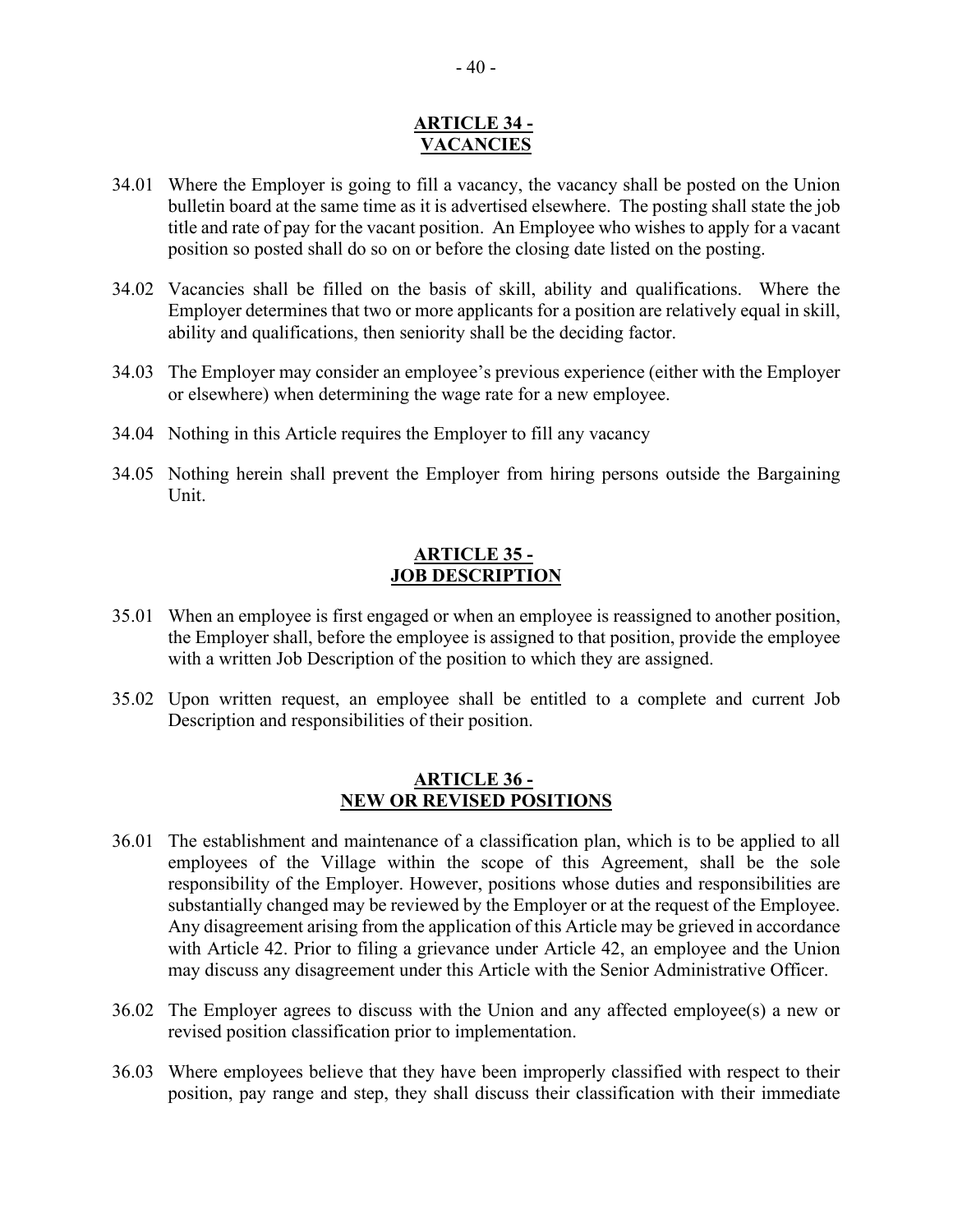## ARTICLE 34 - VACANCIES

34.01 Where the Employer is going to fill a vacancy, the vacancy shall be posted on the Union bulletin board at the same time as it is advertised elsewhere. The posting shall state the job title and rate of pay for the vacant position. An Employee who wishes to apply for a vacant position so posted shall do so on or before the closing date listed on the posting.

34.02 Vacancies shall be filled on the basis of skill, ability and qualifications. Where the Employer determines that two or more applicants for a position are relatively equal in skill, ability and qualifications, then seniority shall be the deciding factor.

34.03 The Employer may consider an employee's previous experience (either with the Employer or elsewhere) when determining the wage rate for a new employee.

34.04 Nothing in this Article requires the Employer to fill any vacancy

34.05 Nothing herein shall prevent the Employer from hiring persons outside the Bargaining Unit.

## ARTICLE 35 - JOB DESCRIPTION

35.01 When an employee is first engaged or when an employee is reassigned to another position, the Employer shall, before the employee is assigned to that position, provide the employee with a written Job Description of the position to which they are assigned.

35.02 Upon written request, an employee shall be entitled to a complete and current Job Description and responsibilities of their position.

## ARTICLE 36 - NEW OR REVISED POSITIONS

36.01 The establishment and maintenance of a classification plan, which is to be applied to all employees of the Village within the scope of this Agreement, shall be the sole responsibility of the Employer. However, positions whose duties and responsibilities are substantially changed may be reviewed by the Employer or at the request of the Employee. Any disagreement arising from the application of this Article may be grieved in accordance with Article 42. Prior to filing a grievance under Article 42, an employee and the Union may discuss any disagreement under this Article with the Senior Administrative Officer.

36.02 The Employer agrees to discuss with the Union and any affected employee(s) a new or revised position classification prior to implementation.

36.03 Where employees believe that they have been improperly classified with respect to their position, pay range and step, they shall discuss their classification with their immediate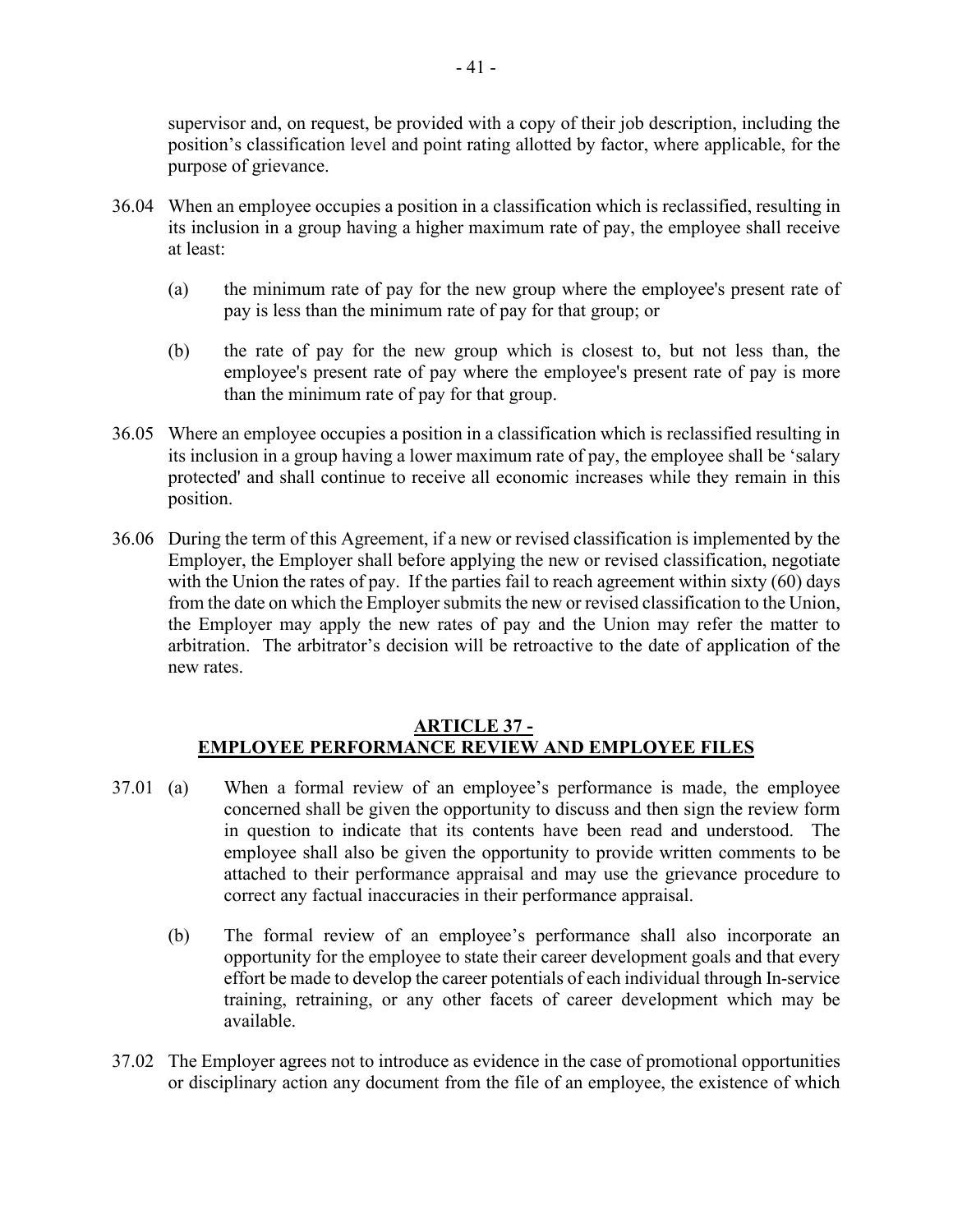supervisor and, on request, be provided with a copy of their job description, including the position's classification level and point rating allotted by factor, where applicable, for the purpose of grievance.

36.04 When an employee occupies a position in a classification which is reclassified, resulting in its inclusion in a group having a higher maximum rate of pay, the employee shall receive at least:

(a) the minimum rate of pay for the new group where the employee's present rate of pay is less than the minimum rate of pay for that group; or

(b) the rate of pay for the new group which is closest to, but not less than, the employee's present rate of pay where the employee's present rate of pay is more than the minimum rate of pay for that group.

36.05 Where an employee occupies a position in a classification which is reclassified resulting in its inclusion in a group having a lower maximum rate of pay, the employee shall be 'salary protected' and shall continue to receive all economic increases while they remain in this position.

36.06 During the term of this Agreement, if a new or revised classification is implemented by the Employer, the Employer shall before applying the new or revised classification, negotiate with the Union the rates of pay. If the parties fail to reach agreement within sixty (60) days from the date on which the Employer submits the new or revised classification to the Union, the Employer may apply the new rates of pay and the Union may refer the matter to arbitration. The arbitrator's decision will be retroactive to the date of application of the new rates.

## ARTICLE 37 - EMPLOYEE PERFORMANCE REVIEW AND EMPLOYEE FILES

37.01 (a) When a formal review of an employee's performance is made, the employee concerned shall be given the opportunity to discuss and then sign the review form in question to indicate that its contents have been read and understood. The employee shall also be given the opportunity to provide written comments to be attached to their performance appraisal and may use the grievance procedure to correct any factual inaccuracies in their performance appraisal.

(b) The formal review of an employee's performance shall also incorporate an opportunity for the employee to state their career development goals and that every effort be made to develop the career potentials of each individual through In-service training, retraining, or any other facets of career development which may be available.

37.02 The Employer agrees not to introduce as evidence in the case of promotional opportunities or disciplinary action any document from the file of an employee, the existence of which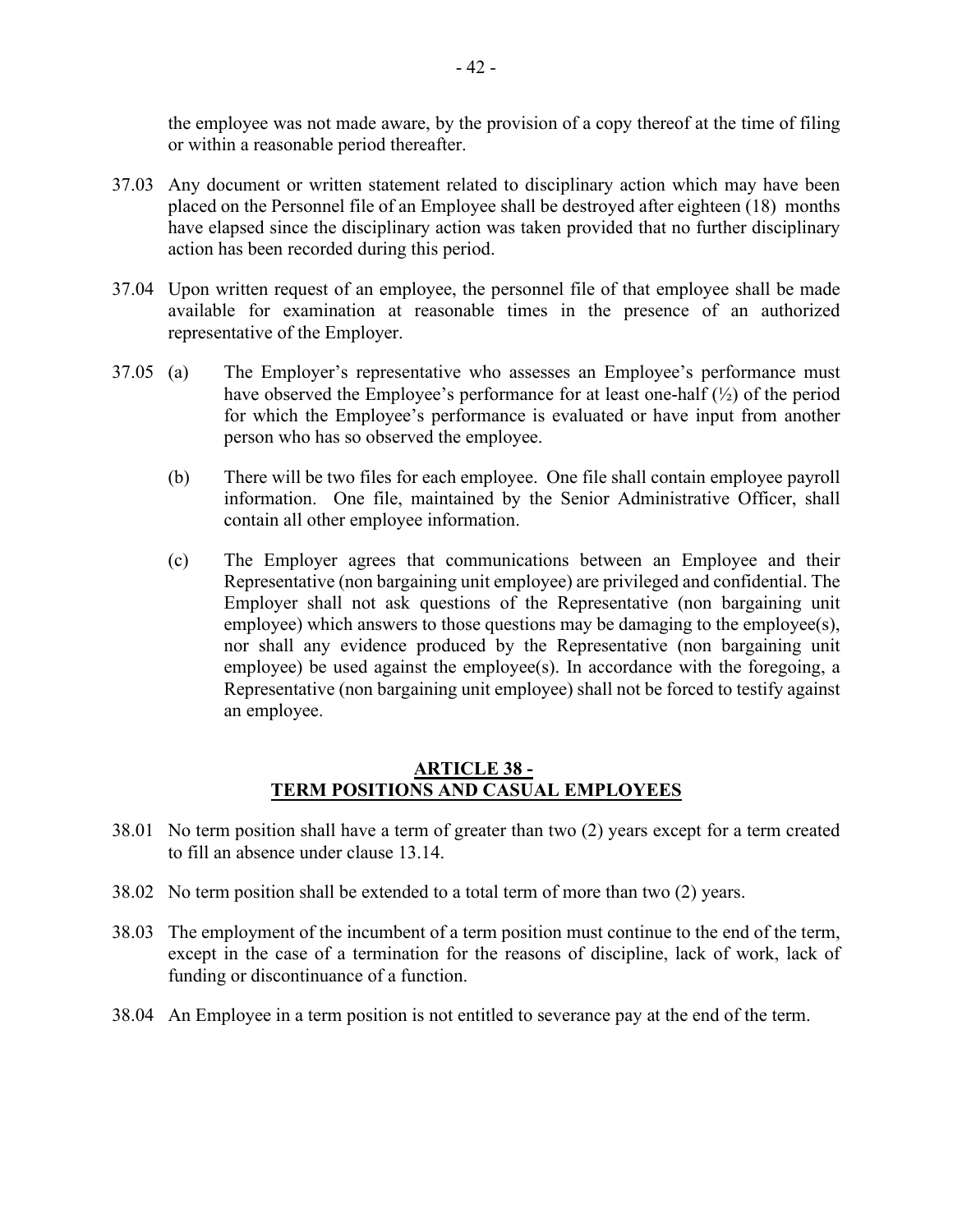the employee was not made aware, by the provision of a copy thereof at the time of filing or within a reasonable period thereafter.

37.03 Any document or written statement related to disciplinary action which may have been placed on the Personnel file of an Employee shall be destroyed after eighteen (18) months have elapsed since the disciplinary action was taken provided that no further disciplinary action has been recorded during this period.

37.04 Upon written request of an employee, the personnel file of that employee shall be made available for examination at reasonable times in the presence of an authorized representative of the Employer.

37.05 (a) The Employer's representative who assesses an Employee's performance must have observed the Employee's performance for at least one-half (½) of the period for which the Employee's performance is evaluated or have input from another person who has so observed the employee.

(b) There will be two files for each employee. One file shall contain employee payroll information. One file, maintained by the Senior Administrative Officer, shall contain all other employee information.

(c) The Employer agrees that communications between an Employee and their Representative (non bargaining unit employee) are privileged and confidential. The Employer shall not ask questions of the Representative (non bargaining unit employee) which answers to those questions may be damaging to the employee(s), nor shall any evidence produced by the Representative (non bargaining unit employee) be used against the employee(s). In accordance with the foregoing, a Representative (non bargaining unit employee) shall not be forced to testify against an employee.

## ARTICLE 38 - TERM POSITIONS AND CASUAL EMPLOYEES

38.01 No term position shall have a term of greater than two (2) years except for a term created to fill an absence under clause 13.14.

38.02 No term position shall be extended to a total term of more than two (2) years.

38.03 The employment of the incumbent of a term position must continue to the end of the term, except in the case of a termination for the reasons of discipline, lack of work, lack of funding or discontinuance of a function.

38.04 An Employee in a term position is not entitled to severance pay at the end of the term.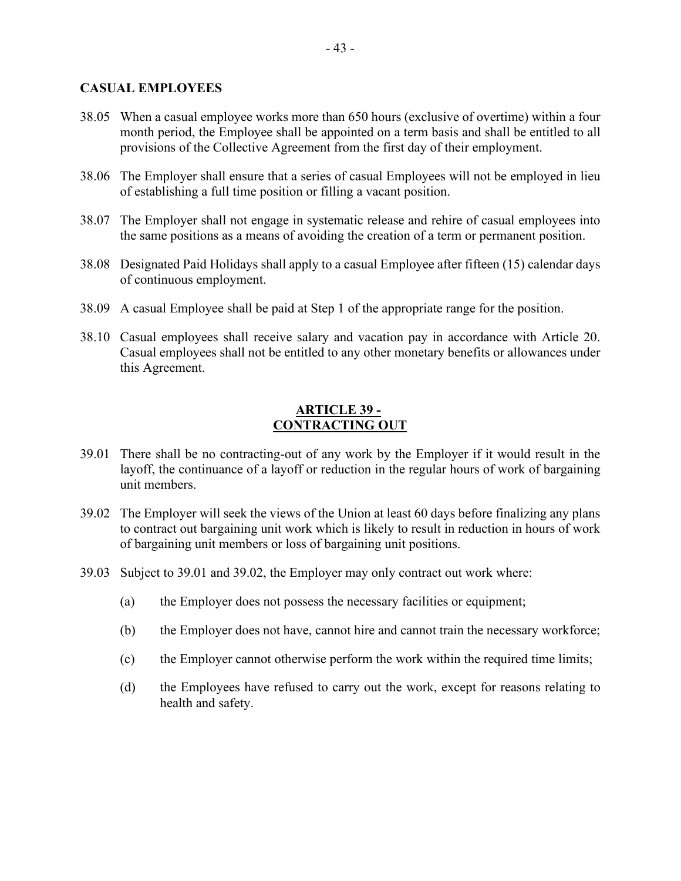**CASUAL EMPLOYEES**

38.05 When a casual employee works more than 650 hours (exclusive of overtime) within a four month period, the Employee shall be appointed on a term basis and shall be entitled to all provisions of the Collective Agreement from the first day of their employment.

38.06 The Employer shall ensure that a series of casual Employees will not be employed in lieu of establishing a full time position or filling a vacant position.

38.07 The Employer shall not engage in systematic release and rehire of casual employees into the same positions as a means of avoiding the creation of a term or permanent position.

38.08 Designated Paid Holidays shall apply to a casual Employee after fifteen (15) calendar days of continuous employment.

38.09 A casual Employee shall be paid at Step 1 of the appropriate range for the position.

38.10 Casual employees shall receive salary and vacation pay in accordance with Article 20. Casual employees shall not be entitled to any other monetary benefits or allowances under this Agreement.

## ARTICLE 39 - CONTRACTING OUT

39.01 There shall be no contracting-out of any work by the Employer if it would result in the layoff, the continuance of a layoff or reduction in the regular hours of work of bargaining unit members.

39.02 The Employer will seek the views of the Union at least 60 days before finalizing any plans to contract out bargaining unit work which is likely to result in reduction in hours of work of bargaining unit members or loss of bargaining unit positions.

39.03 Subject to 39.01 and 39.02, the Employer may only contract out work where:

(a) the Employer does not possess the necessary facilities or equipment;

(b) the Employer does not have, cannot hire and cannot train the necessary workforce;

(c) the Employer cannot otherwise perform the work within the required time limits;

(d) the Employees have refused to carry out the work, except for reasons relating to health and safety.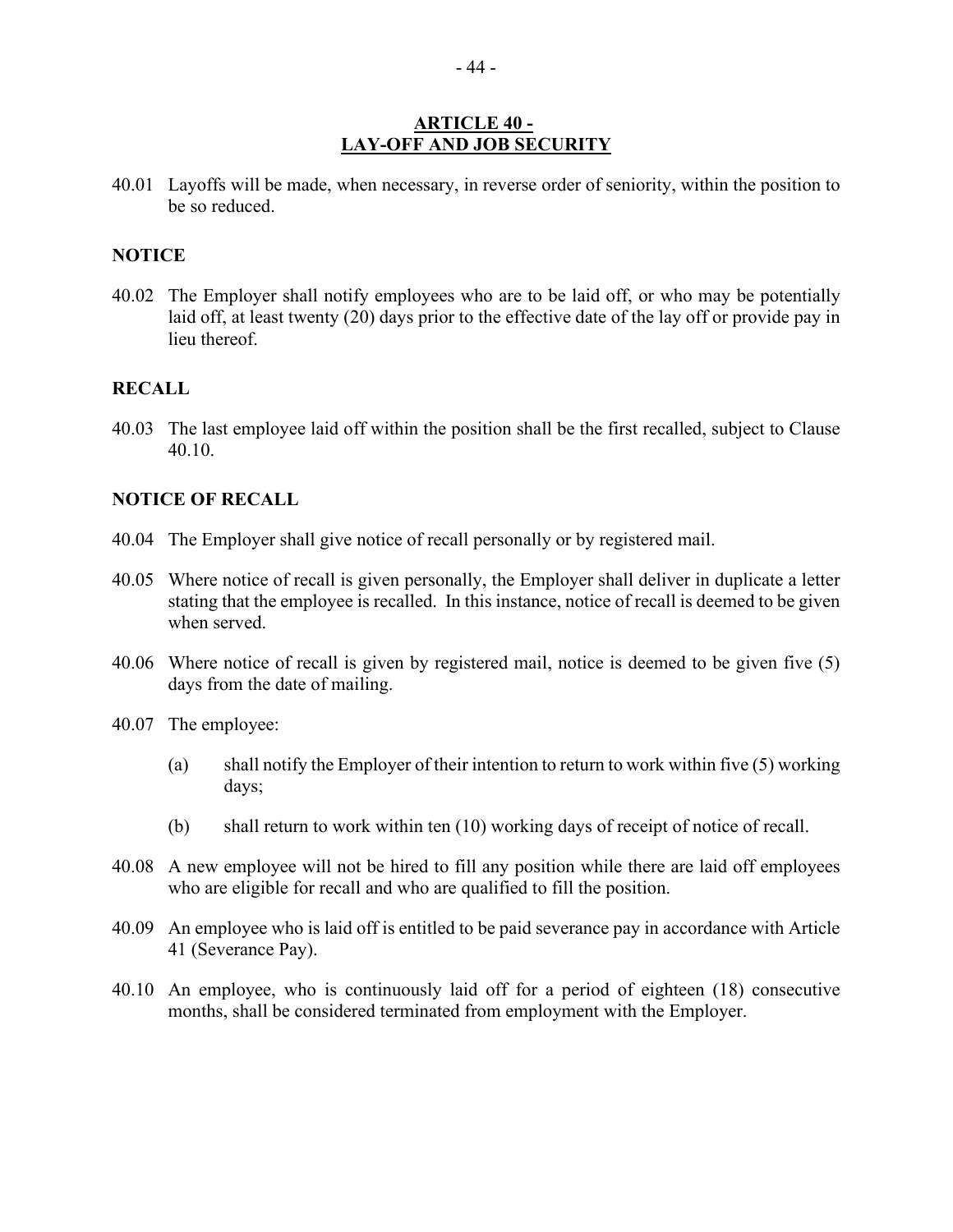## ARTICLE 40 -
## LAY-OFF AND JOB SECURITY

40.01 Layoffs will be made, when necessary, in reverse order of seniority, within the position to be so reduced.

**NOTICE**

40.02 The Employer shall notify employees who are to be laid off, or who may be potentially laid off, at least twenty (20) days prior to the effective date of the lay off or provide pay in lieu thereof.

**RECALL**

40.03 The last employee laid off within the position shall be the first recalled, subject to Clause 40.10.

**NOTICE OF RECALL**

40.04 The Employer shall give notice of recall personally or by registered mail.

40.05 Where notice of recall is given personally, the Employer shall deliver in duplicate a letter stating that the employee is recalled. In this instance, notice of recall is deemed to be given when served.

40.06 Where notice of recall is given by registered mail, notice is deemed to be given five (5) days from the date of mailing.

40.07 The employee:

(a) shall notify the Employer of their intention to return to work within five (5) working days;

(b) shall return to work within ten (10) working days of receipt of notice of recall.

40.08 A new employee will not be hired to fill any position while there are laid off employees who are eligible for recall and who are qualified to fill the position.

40.09 An employee who is laid off is entitled to be paid severance pay in accordance with Article 41 (Severance Pay).

40.10 An employee, who is continuously laid off for a period of eighteen (18) consecutive months, shall be considered terminated from employment with the Employer.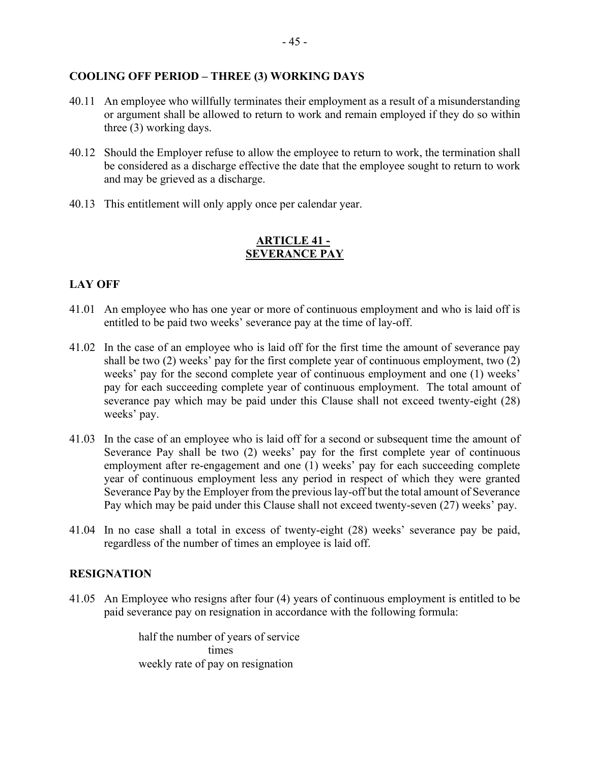**COOLING OFF PERIOD – THREE (3) WORKING DAYS**

40.11 An employee who willfully terminates their employment as a result of a misunderstanding or argument shall be allowed to return to work and remain employed if they do so within three (3) working days.

40.12 Should the Employer refuse to allow the employee to return to work, the termination shall be considered as a discharge effective the date that the employee sought to return to work and may be grieved as a discharge.

40.13 This entitlement will only apply once per calendar year.

## ARTICLE 41 - SEVERANCE PAY

**LAY OFF**

41.01 An employee who has one year or more of continuous employment and who is laid off is entitled to be paid two weeks' severance pay at the time of lay-off.

41.02 In the case of an employee who is laid off for the first time the amount of severance pay shall be two (2) weeks' pay for the first complete year of continuous employment, two (2) weeks' pay for the second complete year of continuous employment and one (1) weeks' pay for each succeeding complete year of continuous employment. The total amount of severance pay which may be paid under this Clause shall not exceed twenty-eight (28) weeks' pay.

41.03 In the case of an employee who is laid off for a second or subsequent time the amount of Severance Pay shall be two (2) weeks' pay for the first complete year of continuous employment after re-engagement and one (1) weeks' pay for each succeeding complete year of continuous employment less any period in respect of which they were granted Severance Pay by the Employer from the previous lay-off but the total amount of Severance Pay which may be paid under this Clause shall not exceed twenty-seven (27) weeks' pay.

41.04 In no case shall a total in excess of twenty-eight (28) weeks' severance pay be paid, regardless of the number of times an employee is laid off.

**RESIGNATION**

41.05 An Employee who resigns after four (4) years of continuous employment is entitled to be paid severance pay on resignation in accordance with the following formula:

half the number of years of service
times
weekly rate of pay on resignation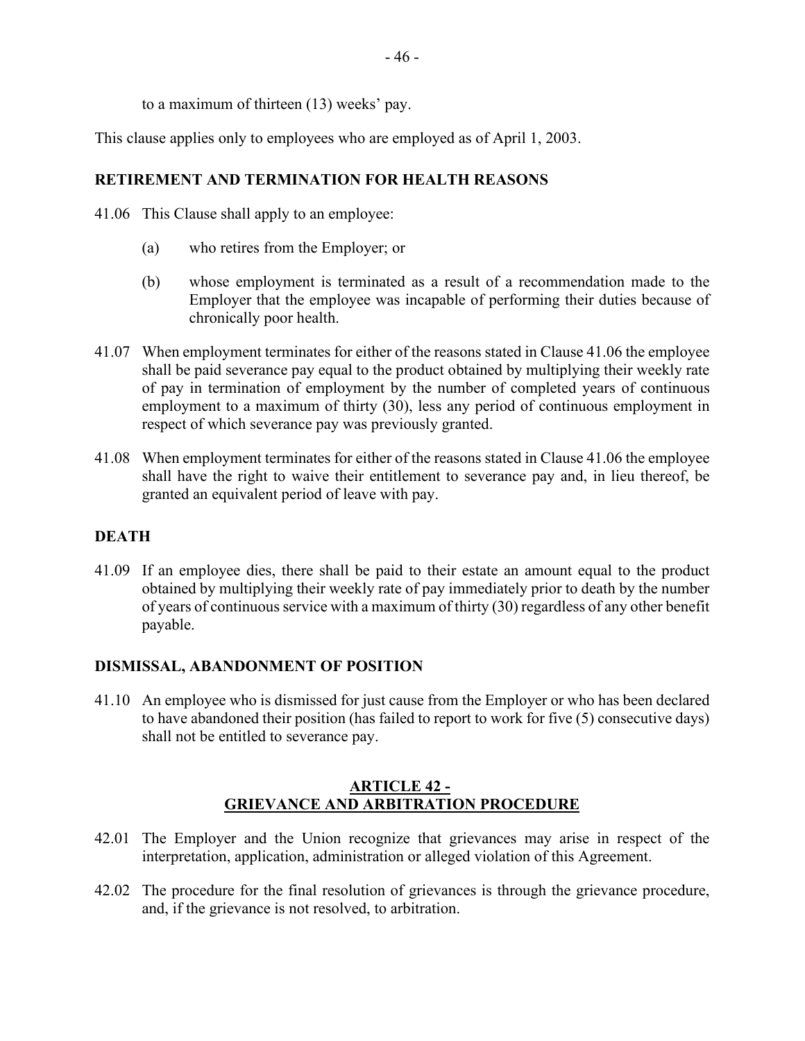to a maximum of thirteen (13) weeks' pay.

This clause applies only to employees who are employed as of April 1, 2003.

**RETIREMENT AND TERMINATION FOR HEALTH REASONS**

41.06 This Clause shall apply to an employee:

(a) who retires from the Employer; or

(b) whose employment is terminated as a result of a recommendation made to the Employer that the employee was incapable of performing their duties because of chronically poor health.

41.07 When employment terminates for either of the reasons stated in Clause 41.06 the employee shall be paid severance pay equal to the product obtained by multiplying their weekly rate of pay in termination of employment by the number of completed years of continuous employment to a maximum of thirty (30), less any period of continuous employment in respect of which severance pay was previously granted.

41.08 When employment terminates for either of the reasons stated in Clause 41.06 the employee shall have the right to waive their entitlement to severance pay and, in lieu thereof, be granted an equivalent period of leave with pay.

**DEATH**

41.09 If an employee dies, there shall be paid to their estate an amount equal to the product obtained by multiplying their weekly rate of pay immediately prior to death by the number of years of continuous service with a maximum of thirty (30) regardless of any other benefit payable.

**DISMISSAL, ABANDONMENT OF POSITION**

41.10 An employee who is dismissed for just cause from the Employer or who has been declared to have abandoned their position (has failed to report to work for five (5) consecutive days) shall not be entitled to severance pay.

## ARTICLE 42 - GRIEVANCE AND ARBITRATION PROCEDURE

42.01 The Employer and the Union recognize that grievances may arise in respect of the interpretation, application, administration or alleged violation of this Agreement.

42.02 The procedure for the final resolution of grievances is through the grievance procedure, and, if the grievance is not resolved, to arbitration.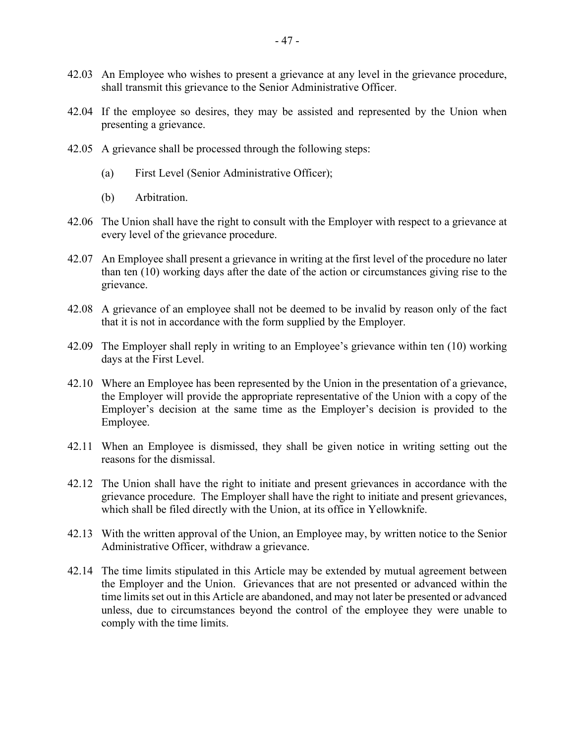42.03 An Employee who wishes to present a grievance at any level in the grievance procedure, shall transmit this grievance to the Senior Administrative Officer.

42.04 If the employee so desires, they may be assisted and represented by the Union when presenting a grievance.

42.05 A grievance shall be processed through the following steps:

(a) First Level (Senior Administrative Officer);

(b) Arbitration.

42.06 The Union shall have the right to consult with the Employer with respect to a grievance at every level of the grievance procedure.

42.07 An Employee shall present a grievance in writing at the first level of the procedure no later than ten (10) working days after the date of the action or circumstances giving rise to the grievance.

42.08 A grievance of an employee shall not be deemed to be invalid by reason only of the fact that it is not in accordance with the form supplied by the Employer.

42.09 The Employer shall reply in writing to an Employee's grievance within ten (10) working days at the First Level.

42.10 Where an Employee has been represented by the Union in the presentation of a grievance, the Employer will provide the appropriate representative of the Union with a copy of the Employer's decision at the same time as the Employer's decision is provided to the Employee.

42.11 When an Employee is dismissed, they shall be given notice in writing setting out the reasons for the dismissal.

42.12 The Union shall have the right to initiate and present grievances in accordance with the grievance procedure. The Employer shall have the right to initiate and present grievances, which shall be filed directly with the Union, at its office in Yellowknife.

42.13 With the written approval of the Union, an Employee may, by written notice to the Senior Administrative Officer, withdraw a grievance.

42.14 The time limits stipulated in this Article may be extended by mutual agreement between the Employer and the Union. Grievances that are not presented or advanced within the time limits set out in this Article are abandoned, and may not later be presented or advanced unless, due to circumstances beyond the control of the employee they were unable to comply with the time limits.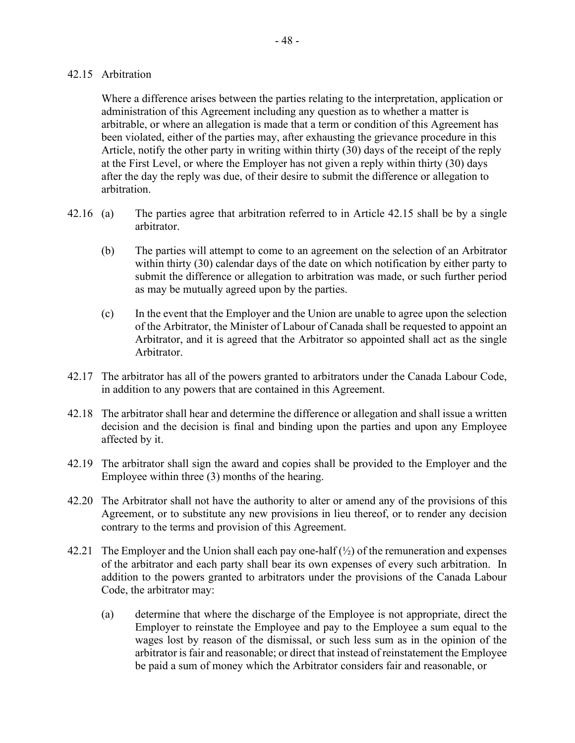42.15 Arbitration

Where a difference arises between the parties relating to the interpretation, application or administration of this Agreement including any question as to whether a matter is arbitrable, or where an allegation is made that a term or condition of this Agreement has been violated, either of the parties may, after exhausting the grievance procedure in this Article, notify the other party in writing within thirty (30) days of the receipt of the reply at the First Level, or where the Employer has not given a reply within thirty (30) days after the day the reply was due, of their desire to submit the difference or allegation to arbitration.

42.16 (a) The parties agree that arbitration referred to in Article 42.15 shall be by a single arbitrator.

(b) The parties will attempt to come to an agreement on the selection of an Arbitrator within thirty (30) calendar days of the date on which notification by either party to submit the difference or allegation to arbitration was made, or such further period as may be mutually agreed upon by the parties.

(c) In the event that the Employer and the Union are unable to agree upon the selection of the Arbitrator, the Minister of Labour of Canada shall be requested to appoint an Arbitrator, and it is agreed that the Arbitrator so appointed shall act as the single Arbitrator.

42.17 The arbitrator has all of the powers granted to arbitrators under the Canada Labour Code, in addition to any powers that are contained in this Agreement.

42.18 The arbitrator shall hear and determine the difference or allegation and shall issue a written decision and the decision is final and binding upon the parties and upon any Employee affected by it.

42.19 The arbitrator shall sign the award and copies shall be provided to the Employer and the Employee within three (3) months of the hearing.

42.20 The Arbitrator shall not have the authority to alter or amend any of the provisions of this Agreement, or to substitute any new provisions in lieu thereof, or to render any decision contrary to the terms and provision of this Agreement.

42.21 The Employer and the Union shall each pay one-half (½) of the remuneration and expenses of the arbitrator and each party shall bear its own expenses of every such arbitration. In addition to the powers granted to arbitrators under the provisions of the Canada Labour Code, the arbitrator may:

(a) determine that where the discharge of the Employee is not appropriate, direct the Employer to reinstate the Employee and pay to the Employee a sum equal to the wages lost by reason of the dismissal, or such less sum as in the opinion of the arbitrator is fair and reasonable; or direct that instead of reinstatement the Employee be paid a sum of money which the Arbitrator considers fair and reasonable, or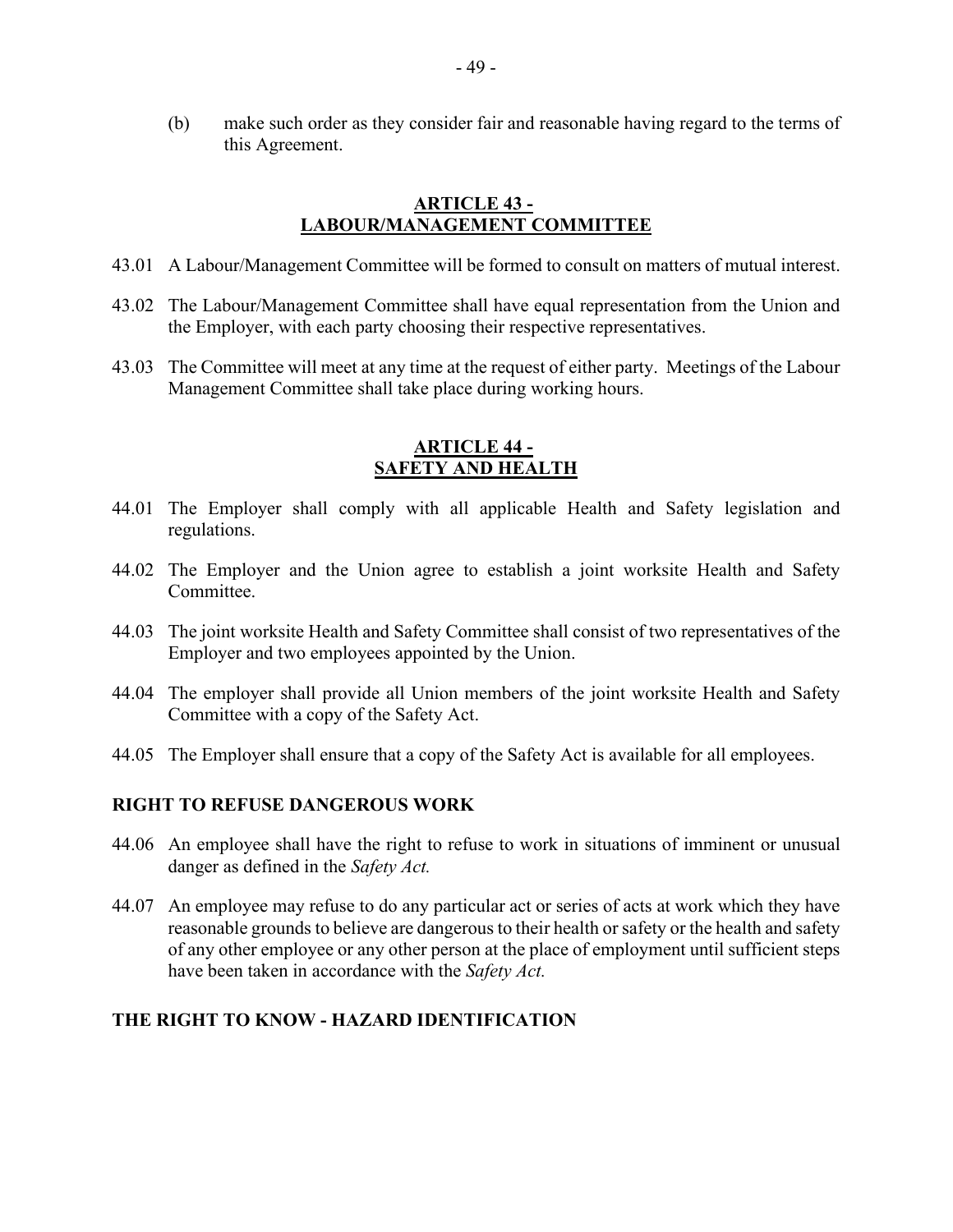(b) make such order as they consider fair and reasonable having regard to the terms of this Agreement.

## ARTICLE 43 - LABOUR/MANAGEMENT COMMITTEE

43.01 A Labour/Management Committee will be formed to consult on matters of mutual interest.

43.02 The Labour/Management Committee shall have equal representation from the Union and the Employer, with each party choosing their respective representatives.

43.03 The Committee will meet at any time at the request of either party. Meetings of the Labour Management Committee shall take place during working hours.

## ARTICLE 44 - SAFETY AND HEALTH

44.01 The Employer shall comply with all applicable Health and Safety legislation and regulations.

44.02 The Employer and the Union agree to establish a joint worksite Health and Safety Committee.

44.03 The joint worksite Health and Safety Committee shall consist of two representatives of the Employer and two employees appointed by the Union.

44.04 The employer shall provide all Union members of the joint worksite Health and Safety Committee with a copy of the Safety Act.

44.05 The Employer shall ensure that a copy of the Safety Act is available for all employees.

### RIGHT TO REFUSE DANGEROUS WORK

44.06 An employee shall have the right to refuse to work in situations of imminent or unusual danger as defined in the *Safety Act.*

44.07 An employee may refuse to do any particular act or series of acts at work which they have reasonable grounds to believe are dangerous to their health or safety or the health and safety of any other employee or any other person at the place of employment until sufficient steps have been taken in accordance with the *Safety Act.*

### THE RIGHT TO KNOW - HAZARD IDENTIFICATION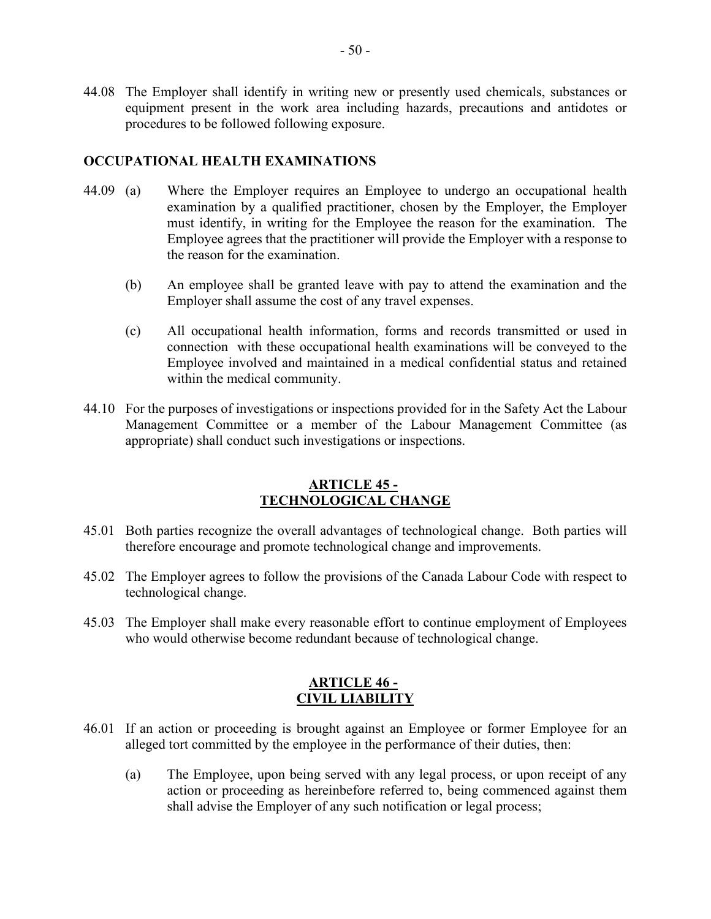44.08 The Employer shall identify in writing new or presently used chemicals, substances or equipment present in the work area including hazards, precautions and antidotes or procedures to be followed following exposure.

**OCCUPATIONAL HEALTH EXAMINATIONS**

44.09 (a) Where the Employer requires an Employee to undergo an occupational health examination by a qualified practitioner, chosen by the Employer, the Employer must identify, in writing for the Employee the reason for the examination. The Employee agrees that the practitioner will provide the Employer with a response to the reason for the examination.

(b) An employee shall be granted leave with pay to attend the examination and the Employer shall assume the cost of any travel expenses.

(c) All occupational health information, forms and records transmitted or used in connection with these occupational health examinations will be conveyed to the Employee involved and maintained in a medical confidential status and retained within the medical community.

44.10 For the purposes of investigations or inspections provided for in the Safety Act the Labour Management Committee or a member of the Labour Management Committee (as appropriate) shall conduct such investigations or inspections.

## ARTICLE 45 - TECHNOLOGICAL CHANGE

45.01 Both parties recognize the overall advantages of technological change. Both parties will therefore encourage and promote technological change and improvements.

45.02 The Employer agrees to follow the provisions of the Canada Labour Code with respect to technological change.

45.03 The Employer shall make every reasonable effort to continue employment of Employees who would otherwise become redundant because of technological change.

## ARTICLE 46 - CIVIL LIABILITY

46.01 If an action or proceeding is brought against an Employee or former Employee for an alleged tort committed by the employee in the performance of their duties, then:

(a) The Employee, upon being served with any legal process, or upon receipt of any action or proceeding as hereinbefore referred to, being commenced against them shall advise the Employer of any such notification or legal process;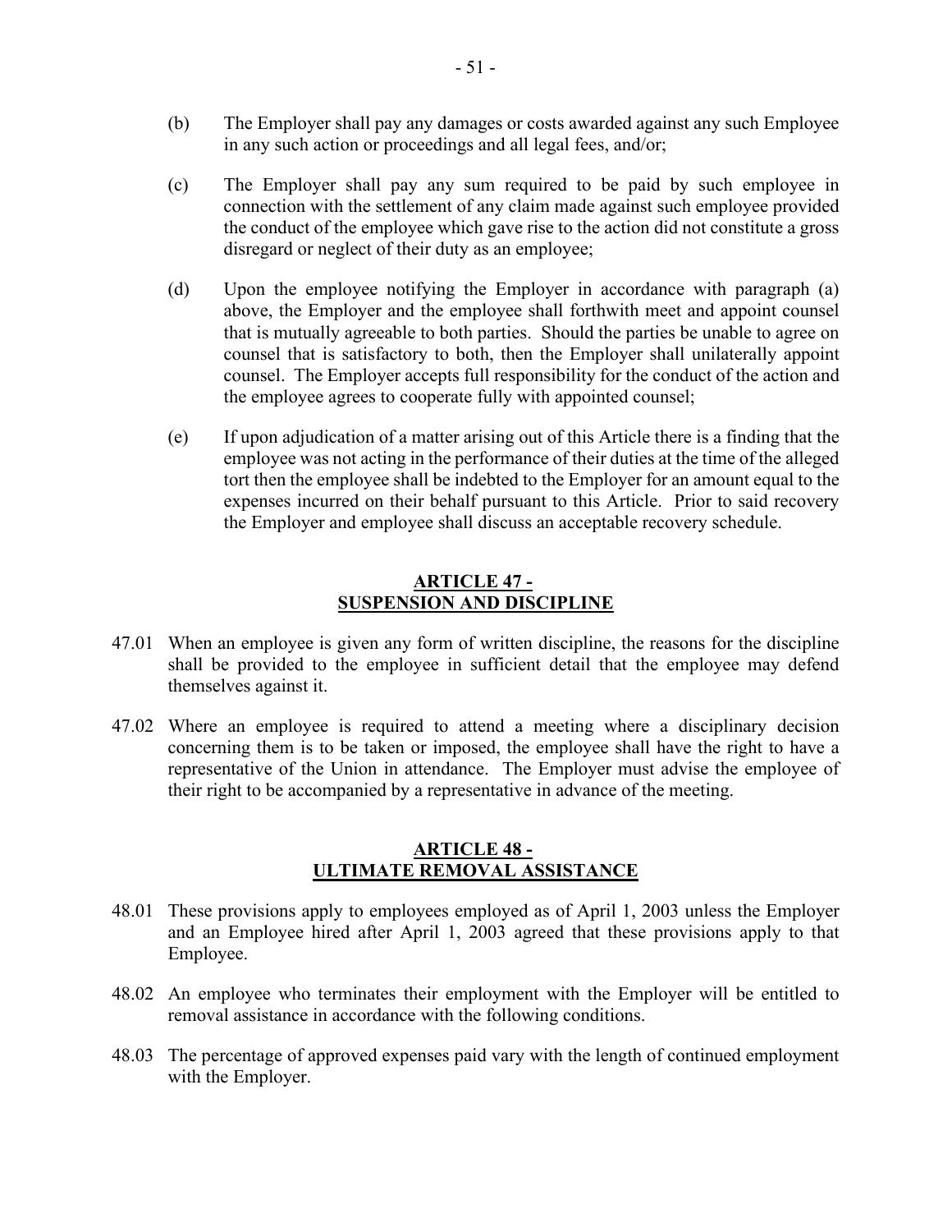(b) The Employer shall pay any damages or costs awarded against any such Employee in any such action or proceedings and all legal fees, and/or;

(c) The Employer shall pay any sum required to be paid by such employee in connection with the settlement of any claim made against such employee provided the conduct of the employee which gave rise to the action did not constitute a gross disregard or neglect of their duty as an employee;

(d) Upon the employee notifying the Employer in accordance with paragraph (a) above, the Employer and the employee shall forthwith meet and appoint counsel that is mutually agreeable to both parties. Should the parties be unable to agree on counsel that is satisfactory to both, then the Employer shall unilaterally appoint counsel. The Employer accepts full responsibility for the conduct of the action and the employee agrees to cooperate fully with appointed counsel;

(e) If upon adjudication of a matter arising out of this Article there is a finding that the employee was not acting in the performance of their duties at the time of the alleged tort then the employee shall be indebted to the Employer for an amount equal to the expenses incurred on their behalf pursuant to this Article. Prior to said recovery the Employer and employee shall discuss an acceptable recovery schedule.

## ARTICLE 47 - SUSPENSION AND DISCIPLINE

47.01 When an employee is given any form of written discipline, the reasons for the discipline shall be provided to the employee in sufficient detail that the employee may defend themselves against it.

47.02 Where an employee is required to attend a meeting where a disciplinary decision concerning them is to be taken or imposed, the employee shall have the right to have a representative of the Union in attendance. The Employer must advise the employee of their right to be accompanied by a representative in advance of the meeting.

## ARTICLE 48 - ULTIMATE REMOVAL ASSISTANCE

48.01 These provisions apply to employees employed as of April 1, 2003 unless the Employer and an Employee hired after April 1, 2003 agreed that these provisions apply to that Employee.

48.02 An employee who terminates their employment with the Employer will be entitled to removal assistance in accordance with the following conditions.

48.03 The percentage of approved expenses paid vary with the length of continued employment with the Employer.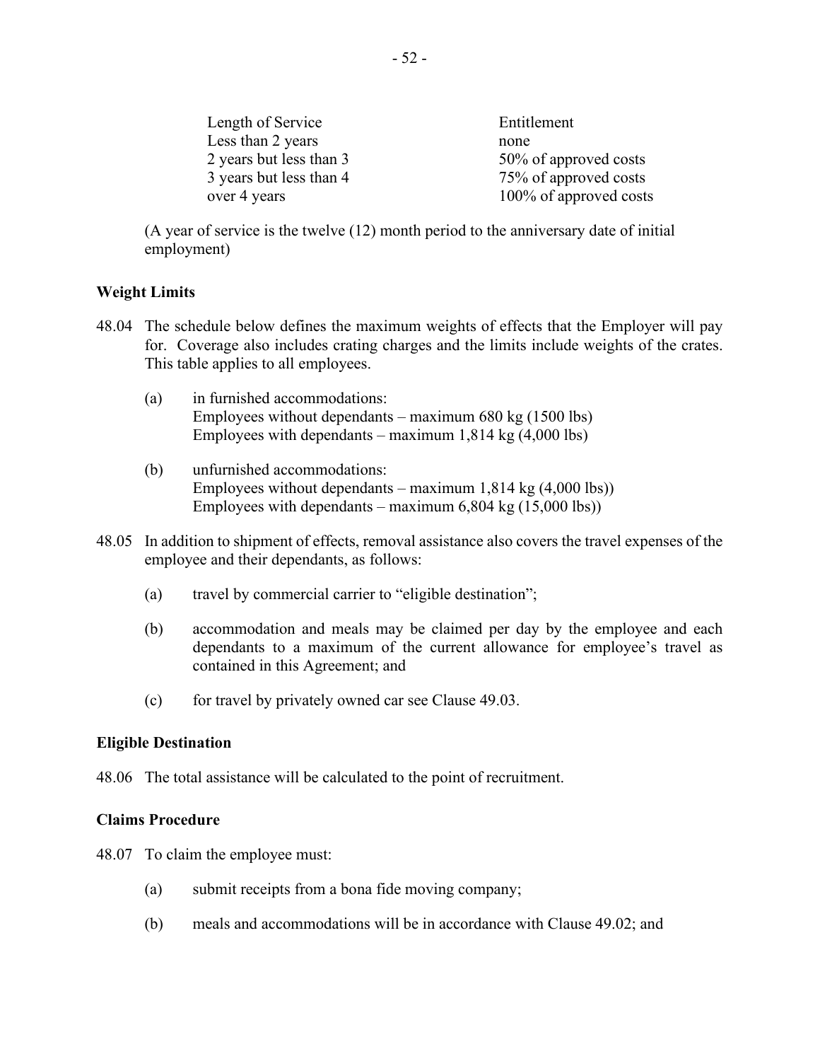| Length of Service | Entitlement |
|---|---|
| Less than 2 years | none |
| 2 years but less than 3 | 50% of approved costs |
| 3 years but less than 4 | 75% of approved costs |
| over 4 years | 100% of approved costs |

(A year of service is the twelve (12) month period to the anniversary date of initial employment)

**Weight Limits**

48.04 The schedule below defines the maximum weights of effects that the Employer will pay for. Coverage also includes crating charges and the limits include weights of the crates. This table applies to all employees.

(a) in furnished accommodations:
Employees without dependants – maximum 680 kg (1500 lbs)
Employees with dependants – maximum 1,814 kg (4,000 lbs)

(b) unfurnished accommodations:
Employees without dependants – maximum 1,814 kg (4,000 lbs))
Employees with dependants – maximum 6,804 kg (15,000 lbs))

48.05 In addition to shipment of effects, removal assistance also covers the travel expenses of the employee and their dependants, as follows:

(a) travel by commercial carrier to "eligible destination";

(b) accommodation and meals may be claimed per day by the employee and each dependants to a maximum of the current allowance for employee's travel as contained in this Agreement; and

(c) for travel by privately owned car see Clause 49.03.

**Eligible Destination**

48.06 The total assistance will be calculated to the point of recruitment.

**Claims Procedure**

48.07 To claim the employee must:

(a) submit receipts from a bona fide moving company;

(b) meals and accommodations will be in accordance with Clause 49.02; and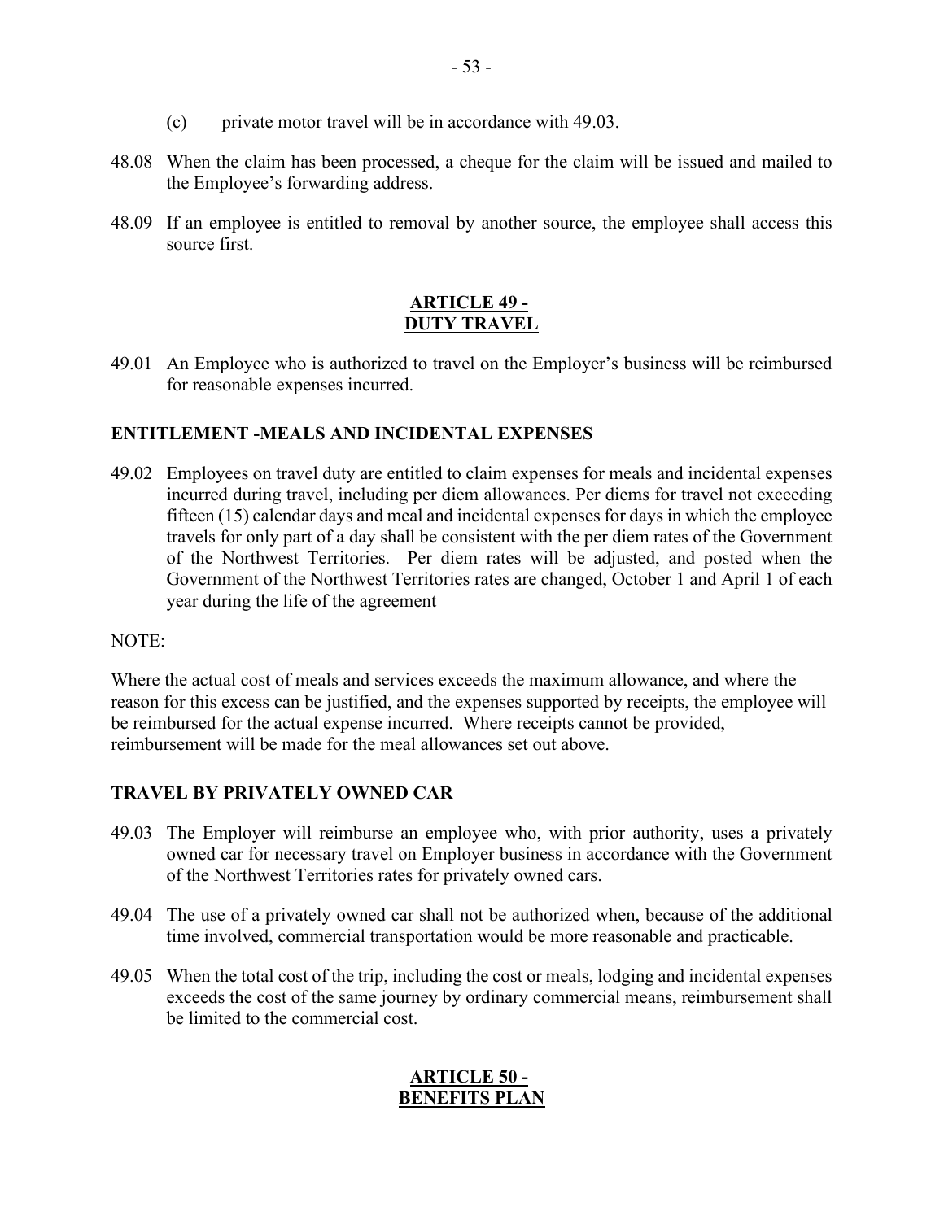(c) private motor travel will be in accordance with 49.03.

48.08 When the claim has been processed, a cheque for the claim will be issued and mailed to the Employee's forwarding address.

48.09 If an employee is entitled to removal by another source, the employee shall access this source first.

## ARTICLE 49 - DUTY TRAVEL

49.01 An Employee who is authorized to travel on the Employer's business will be reimbursed for reasonable expenses incurred.

### ENTITLEMENT -MEALS AND INCIDENTAL EXPENSES

49.02 Employees on travel duty are entitled to claim expenses for meals and incidental expenses incurred during travel, including per diem allowances. Per diems for travel not exceeding fifteen (15) calendar days and meal and incidental expenses for days in which the employee travels for only part of a day shall be consistent with the per diem rates of the Government of the Northwest Territories. Per diem rates will be adjusted, and posted when the Government of the Northwest Territories rates are changed, October 1 and April 1 of each year during the life of the agreement

NOTE:

Where the actual cost of meals and services exceeds the maximum allowance, and where the reason for this excess can be justified, and the expenses supported by receipts, the employee will be reimbursed for the actual expense incurred. Where receipts cannot be provided, reimbursement will be made for the meal allowances set out above.

### TRAVEL BY PRIVATELY OWNED CAR

49.03 The Employer will reimburse an employee who, with prior authority, uses a privately owned car for necessary travel on Employer business in accordance with the Government of the Northwest Territories rates for privately owned cars.

49.04 The use of a privately owned car shall not be authorized when, because of the additional time involved, commercial transportation would be more reasonable and practicable.

49.05 When the total cost of the trip, including the cost or meals, lodging and incidental expenses exceeds the cost of the same journey by ordinary commercial means, reimbursement shall be limited to the commercial cost.

## ARTICLE 50 - BENEFITS PLAN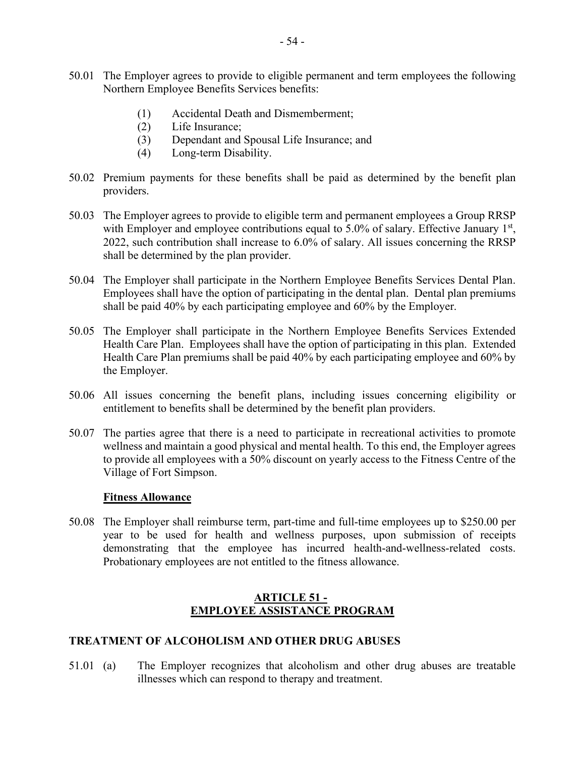50.01 The Employer agrees to provide to eligible permanent and term employees the following Northern Employee Benefits Services benefits:

(1) Accidental Death and Dismemberment;
(2) Life Insurance;
(3) Dependant and Spousal Life Insurance; and
(4) Long-term Disability.

50.02 Premium payments for these benefits shall be paid as determined by the benefit plan providers.

50.03 The Employer agrees to provide to eligible term and permanent employees a Group RRSP with Employer and employee contributions equal to 5.0% of salary. Effective January 1st, 2022, such contribution shall increase to 6.0% of salary. All issues concerning the RRSP shall be determined by the plan provider.

50.04 The Employer shall participate in the Northern Employee Benefits Services Dental Plan. Employees shall have the option of participating in the dental plan. Dental plan premiums shall be paid 40% by each participating employee and 60% by the Employer.

50.05 The Employer shall participate in the Northern Employee Benefits Services Extended Health Care Plan. Employees shall have the option of participating in this plan. Extended Health Care Plan premiums shall be paid 40% by each participating employee and 60% by the Employer.

50.06 All issues concerning the benefit plans, including issues concerning eligibility or entitlement to benefits shall be determined by the benefit plan providers.

50.07 The parties agree that there is a need to participate in recreational activities to promote wellness and maintain a good physical and mental health. To this end, the Employer agrees to provide all employees with a 50% discount on yearly access to the Fitness Centre of the Village of Fort Simpson.

**Fitness Allowance**

50.08 The Employer shall reimburse term, part-time and full-time employees up to $250.00 per year to be used for health and wellness purposes, upon submission of receipts demonstrating that the employee has incurred health-and-wellness-related costs. Probationary employees are not entitled to the fitness allowance.

## ARTICLE 51 - EMPLOYEE ASSISTANCE PROGRAM

### TREATMENT OF ALCOHOLISM AND OTHER DRUG ABUSES

51.01 (a) The Employer recognizes that alcoholism and other drug abuses are treatable illnesses which can respond to therapy and treatment.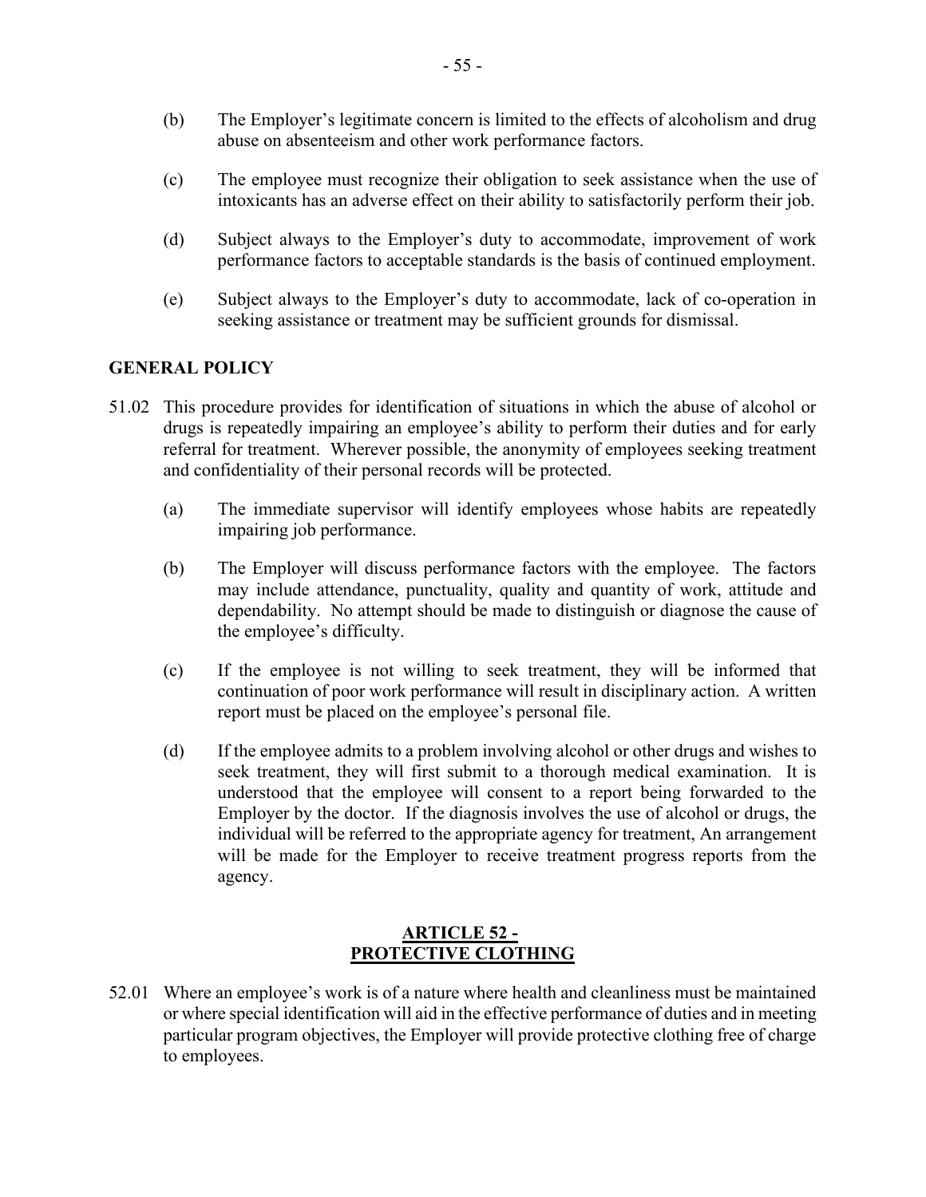(b) The Employer's legitimate concern is limited to the effects of alcoholism and drug abuse on absenteeism and other work performance factors.

(c) The employee must recognize their obligation to seek assistance when the use of intoxicants has an adverse effect on their ability to satisfactorily perform their job.

(d) Subject always to the Employer's duty to accommodate, improvement of work performance factors to acceptable standards is the basis of continued employment.

(e) Subject always to the Employer's duty to accommodate, lack of co-operation in seeking assistance or treatment may be sufficient grounds for dismissal.

**GENERAL POLICY**

51.02 This procedure provides for identification of situations in which the abuse of alcohol or drugs is repeatedly impairing an employee's ability to perform their duties and for early referral for treatment. Wherever possible, the anonymity of employees seeking treatment and confidentiality of their personal records will be protected.

(a) The immediate supervisor will identify employees whose habits are repeatedly impairing job performance.

(b) The Employer will discuss performance factors with the employee. The factors may include attendance, punctuality, quality and quantity of work, attitude and dependability. No attempt should be made to distinguish or diagnose the cause of the employee's difficulty.

(c) If the employee is not willing to seek treatment, they will be informed that continuation of poor work performance will result in disciplinary action. A written report must be placed on the employee's personal file.

(d) If the employee admits to a problem involving alcohol or other drugs and wishes to seek treatment, they will first submit to a thorough medical examination. It is understood that the employee will consent to a report being forwarded to the Employer by the doctor. If the diagnosis involves the use of alcohol or drugs, the individual will be referred to the appropriate agency for treatment, An arrangement will be made for the Employer to receive treatment progress reports from the agency.

## ARTICLE 52 - PROTECTIVE CLOTHING

52.01 Where an employee's work is of a nature where health and cleanliness must be maintained or where special identification will aid in the effective performance of duties and in meeting particular program objectives, the Employer will provide protective clothing free of charge to employees.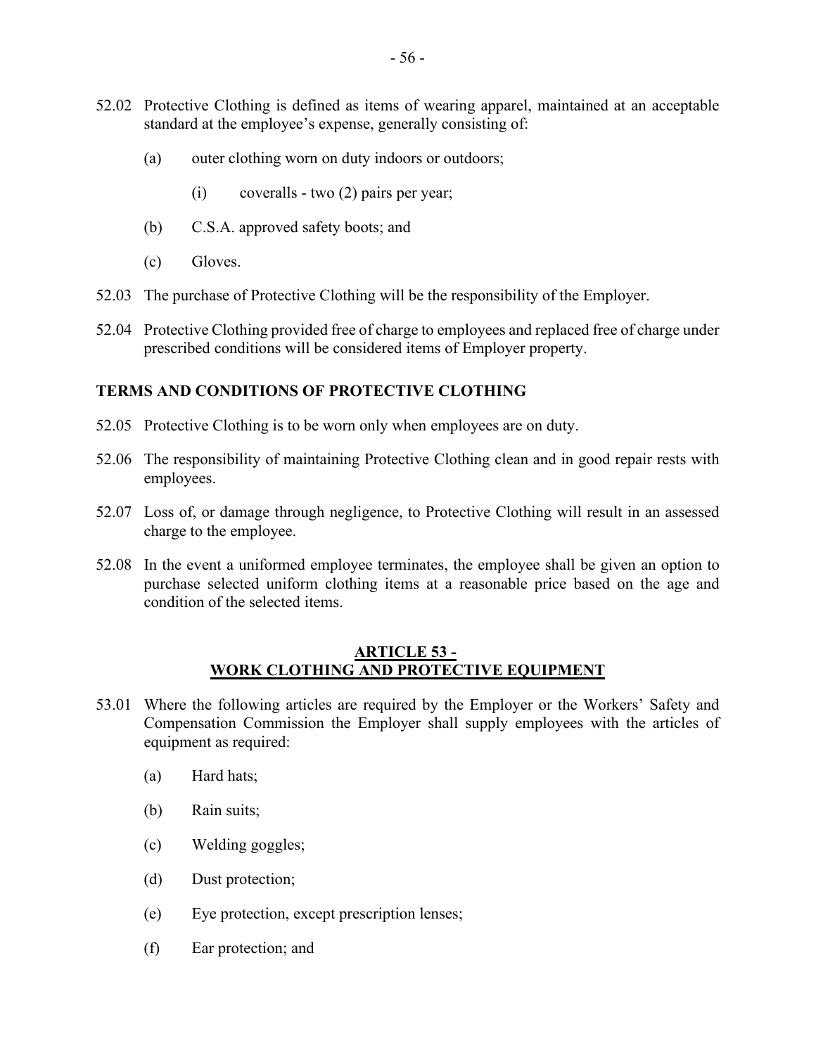52.02 Protective Clothing is defined as items of wearing apparel, maintained at an acceptable standard at the employee's expense, generally consisting of:

   (a) outer clothing worn on duty indoors or outdoors;

      (i) coveralls - two (2) pairs per year;

   (b) C.S.A. approved safety boots; and

   (c) Gloves.

52.03 The purchase of Protective Clothing will be the responsibility of the Employer.

52.04 Protective Clothing provided free of charge to employees and replaced free of charge under prescribed conditions will be considered items of Employer property.

**TERMS AND CONDITIONS OF PROTECTIVE CLOTHING**

52.05 Protective Clothing is to be worn only when employees are on duty.

52.06 The responsibility of maintaining Protective Clothing clean and in good repair rests with employees.

52.07 Loss of, or damage through negligence, to Protective Clothing will result in an assessed charge to the employee.

52.08 In the event a uniformed employee terminates, the employee shall be given an option to purchase selected uniform clothing items at a reasonable price based on the age and condition of the selected items.

## ARTICLE 53 - WORK CLOTHING AND PROTECTIVE EQUIPMENT

53.01 Where the following articles are required by the Employer or the Workers' Safety and Compensation Commission the Employer shall supply employees with the articles of equipment as required:

   (a) Hard hats;

   (b) Rain suits;

   (c) Welding goggles;

   (d) Dust protection;

   (e) Eye protection, except prescription lenses;

   (f) Ear protection; and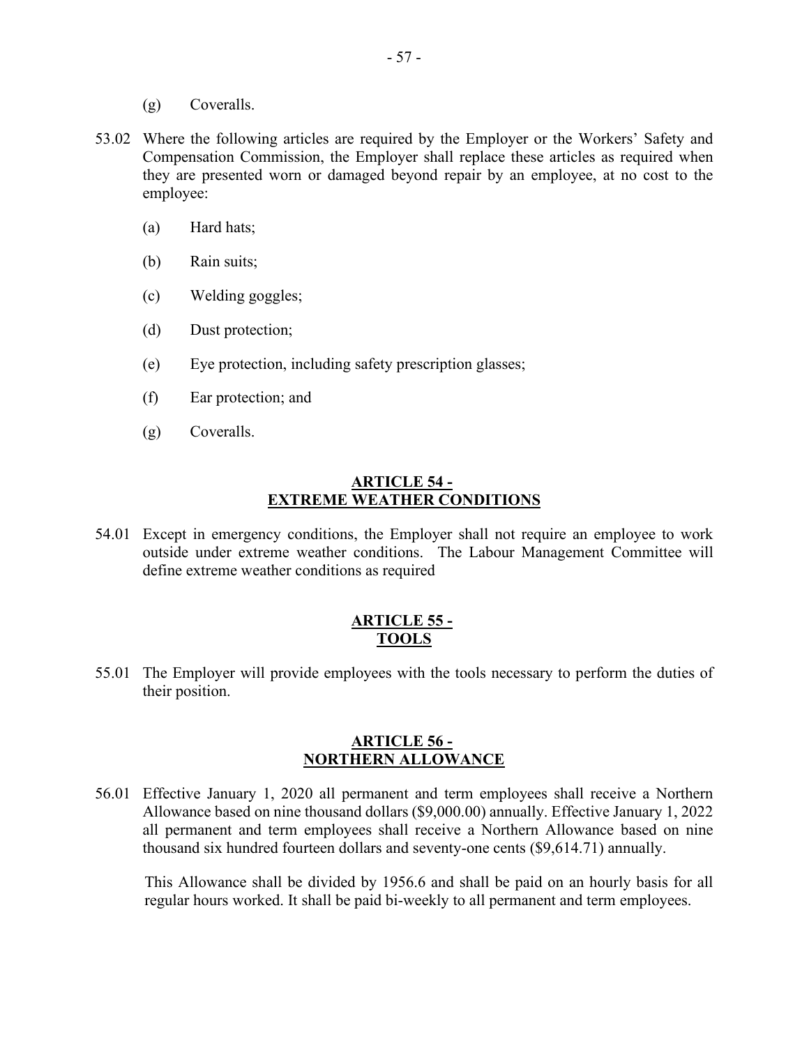(g) Coveralls.

53.02 Where the following articles are required by the Employer or the Workers' Safety and Compensation Commission, the Employer shall replace these articles as required when they are presented worn or damaged beyond repair by an employee, at no cost to the employee:

(a) Hard hats;

(b) Rain suits;

(c) Welding goggles;

(d) Dust protection;

(e) Eye protection, including safety prescription glasses;

(f) Ear protection; and

(g) Coveralls.

## ARTICLE 54 - EXTREME WEATHER CONDITIONS

54.01 Except in emergency conditions, the Employer shall not require an employee to work outside under extreme weather conditions. The Labour Management Committee will define extreme weather conditions as required

## ARTICLE 55 - TOOLS

55.01 The Employer will provide employees with the tools necessary to perform the duties of their position.

## ARTICLE 56 - NORTHERN ALLOWANCE

56.01 Effective January 1, 2020 all permanent and term employees shall receive a Northern Allowance based on nine thousand dollars ($9,000.00) annually. Effective January 1, 2022 all permanent and term employees shall receive a Northern Allowance based on nine thousand six hundred fourteen dollars and seventy-one cents ($9,614.71) annually.

This Allowance shall be divided by 1956.6 and shall be paid on an hourly basis for all regular hours worked. It shall be paid bi-weekly to all permanent and term employees.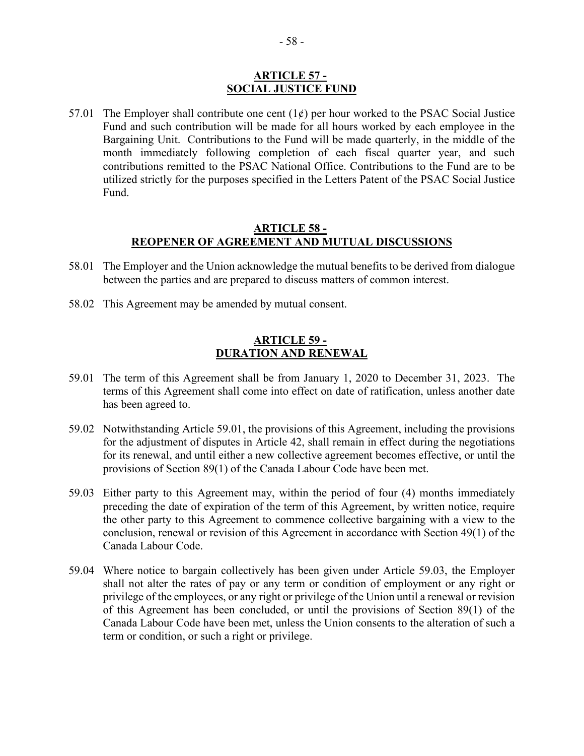## ARTICLE 57 - SOCIAL JUSTICE FUND

57.01 The Employer shall contribute one cent (1¢) per hour worked to the PSAC Social Justice Fund and such contribution will be made for all hours worked by each employee in the Bargaining Unit. Contributions to the Fund will be made quarterly, in the middle of the month immediately following completion of each fiscal quarter year, and such contributions remitted to the PSAC National Office. Contributions to the Fund are to be utilized strictly for the purposes specified in the Letters Patent of the PSAC Social Justice Fund.

## ARTICLE 58 - REOPENER OF AGREEMENT AND MUTUAL DISCUSSIONS

58.01 The Employer and the Union acknowledge the mutual benefits to be derived from dialogue between the parties and are prepared to discuss matters of common interest.

58.02 This Agreement may be amended by mutual consent.

## ARTICLE 59 - DURATION AND RENEWAL

59.01 The term of this Agreement shall be from January 1, 2020 to December 31, 2023. The terms of this Agreement shall come into effect on date of ratification, unless another date has been agreed to.

59.02 Notwithstanding Article 59.01, the provisions of this Agreement, including the provisions for the adjustment of disputes in Article 42, shall remain in effect during the negotiations for its renewal, and until either a new collective agreement becomes effective, or until the provisions of Section 89(1) of the Canada Labour Code have been met.

59.03 Either party to this Agreement may, within the period of four (4) months immediately preceding the date of expiration of the term of this Agreement, by written notice, require the other party to this Agreement to commence collective bargaining with a view to the conclusion, renewal or revision of this Agreement in accordance with Section 49(1) of the Canada Labour Code.

59.04 Where notice to bargain collectively has been given under Article 59.03, the Employer shall not alter the rates of pay or any term or condition of employment or any right or privilege of the employees, or any right or privilege of the Union until a renewal or revision of this Agreement has been concluded, or until the provisions of Section 89(1) of the Canada Labour Code have been met, unless the Union consents to the alteration of such a term or condition, or such a right or privilege.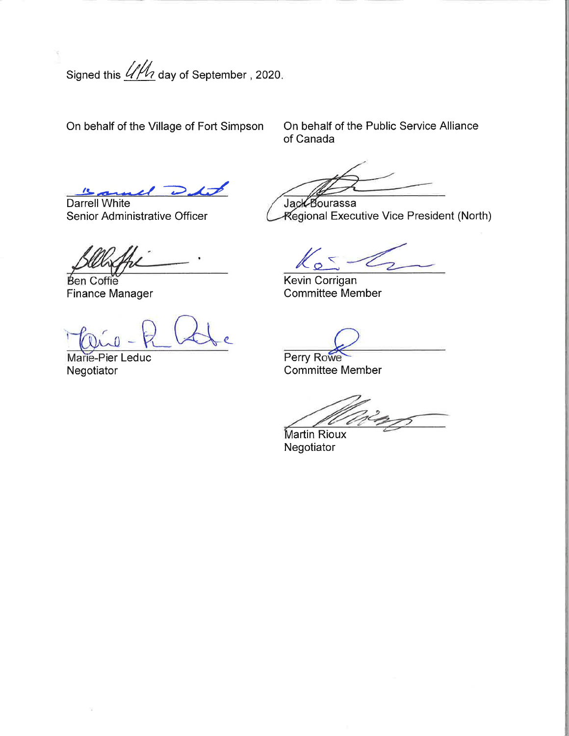Signed this 4th day of September , 2020.

| On behalf of the Village of Fort Simpson | On behalf of the Public Service Alliance of Canada |
| --- | --- |
| Darrell White<br>Senior Administrative Officer | Jack Bourassa<br>Regional Executive Vice President (North) |
| Ben Coffie<br>Finance Manager | Kevin Corrigan<br>Committee Member |
| Marie-Pier Leduc<br>Negotiator | Perry Rowe<br>Committee Member |
| | Martin Rioux<br>Negotiator |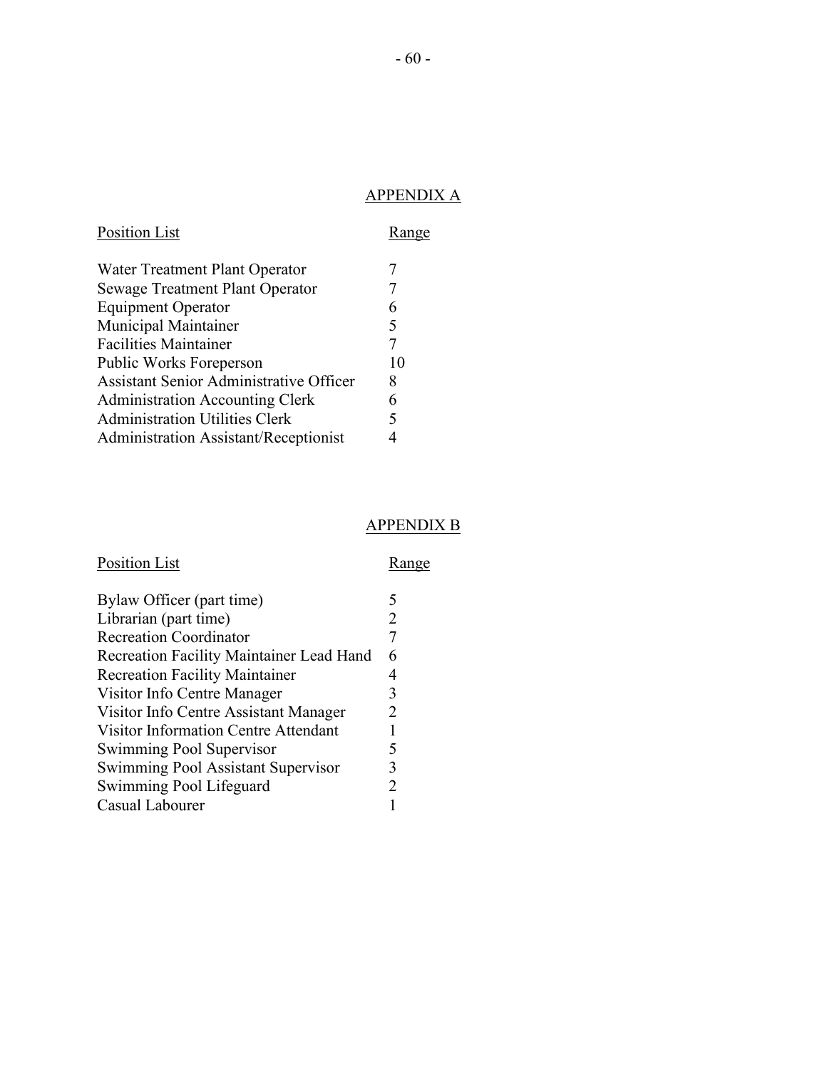## APPENDIX A

| Position List | Range |
| --- | --- |
| Water Treatment Plant Operator | 7 |
| Sewage Treatment Plant Operator | 7 |
| Equipment Operator | 6 |
| Municipal Maintainer | 5 |
| Facilities Maintainer | 7 |
| Public Works Foreperson | 10 |
| Assistant Senior Administrative Officer | 8 |
| Administration Accounting Clerk | 6 |
| Administration Utilities Clerk | 5 |
| Administration Assistant/Receptionist | 4 |

## APPENDIX B

| Position List | Range |
| --- | --- |
| Bylaw Officer (part time) | 5 |
| Librarian (part time) | 2 |
| Recreation Coordinator | 7 |
| Recreation Facility Maintainer Lead Hand | 6 |
| Recreation Facility Maintainer | 4 |
| Visitor Info Centre Manager | 3 |
| Visitor Info Centre Assistant Manager | 2 |
| Visitor Information Centre Attendant | 1 |
| Swimming Pool Supervisor | 5 |
| Swimming Pool Assistant Supervisor | 3 |
| Swimming Pool Lifeguard | 2 |
| Casual Labourer | 1 |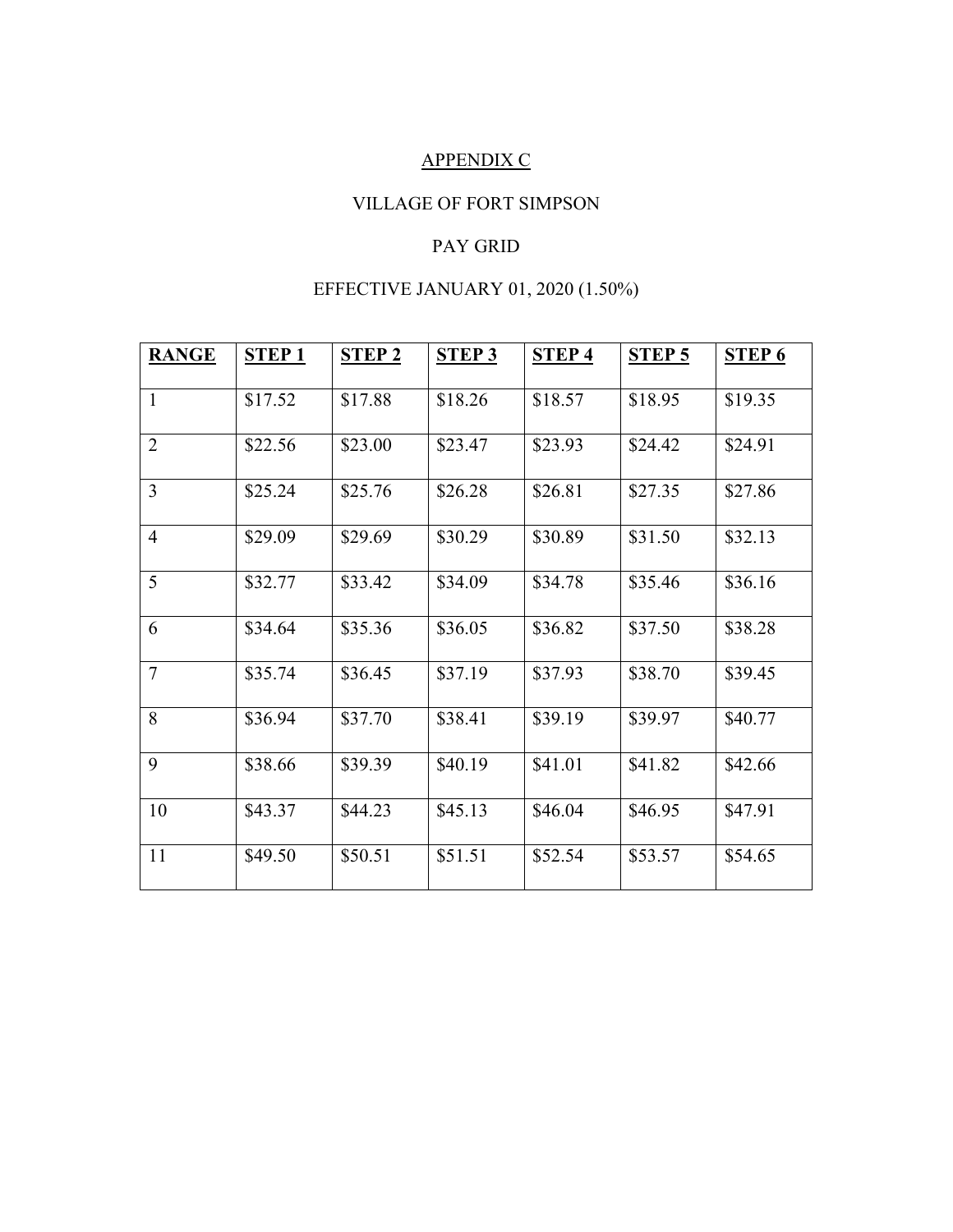# APPENDIX C

## VILLAGE OF FORT SIMPSON

## PAY GRID

## EFFECTIVE JANUARY 01, 2020 (1.50%)

| RANGE | STEP 1 | STEP 2 | STEP 3 | STEP 4 | STEP 5 | STEP 6 |
|---|---|---|---|---|---|---|
| 1 | $17.52 | $17.88 | $18.26 | $18.57 | $18.95 | $19.35 |
| 2 | $22.56 | $23.00 | $23.47 | $23.93 | $24.42 | $24.91 |
| 3 | $25.24 | $25.76 | $26.28 | $26.81 | $27.35 | $27.86 |
| 4 | $29.09 | $29.69 | $30.29 | $30.89 | $31.50 | $32.13 |
| 5 | $32.77 | $33.42 | $34.09 | $34.78 | $35.46 | $36.16 |
| 6 | $34.64 | $35.36 | $36.05 | $36.82 | $37.50 | $38.28 |
| 7 | $35.74 | $36.45 | $37.19 | $37.93 | $38.70 | $39.45 |
| 8 | $36.94 | $37.70 | $38.41 | $39.19 | $39.97 | $40.77 |
| 9 | $38.66 | $39.39 | $40.19 | $41.01 | $41.82 | $42.66 |
| 10 | $43.37 | $44.23 | $45.13 | $46.04 | $46.95 | $47.91 |
| 11 | $49.50 | $50.51 | $51.51 | $52.54 | $53.57 | $54.65 |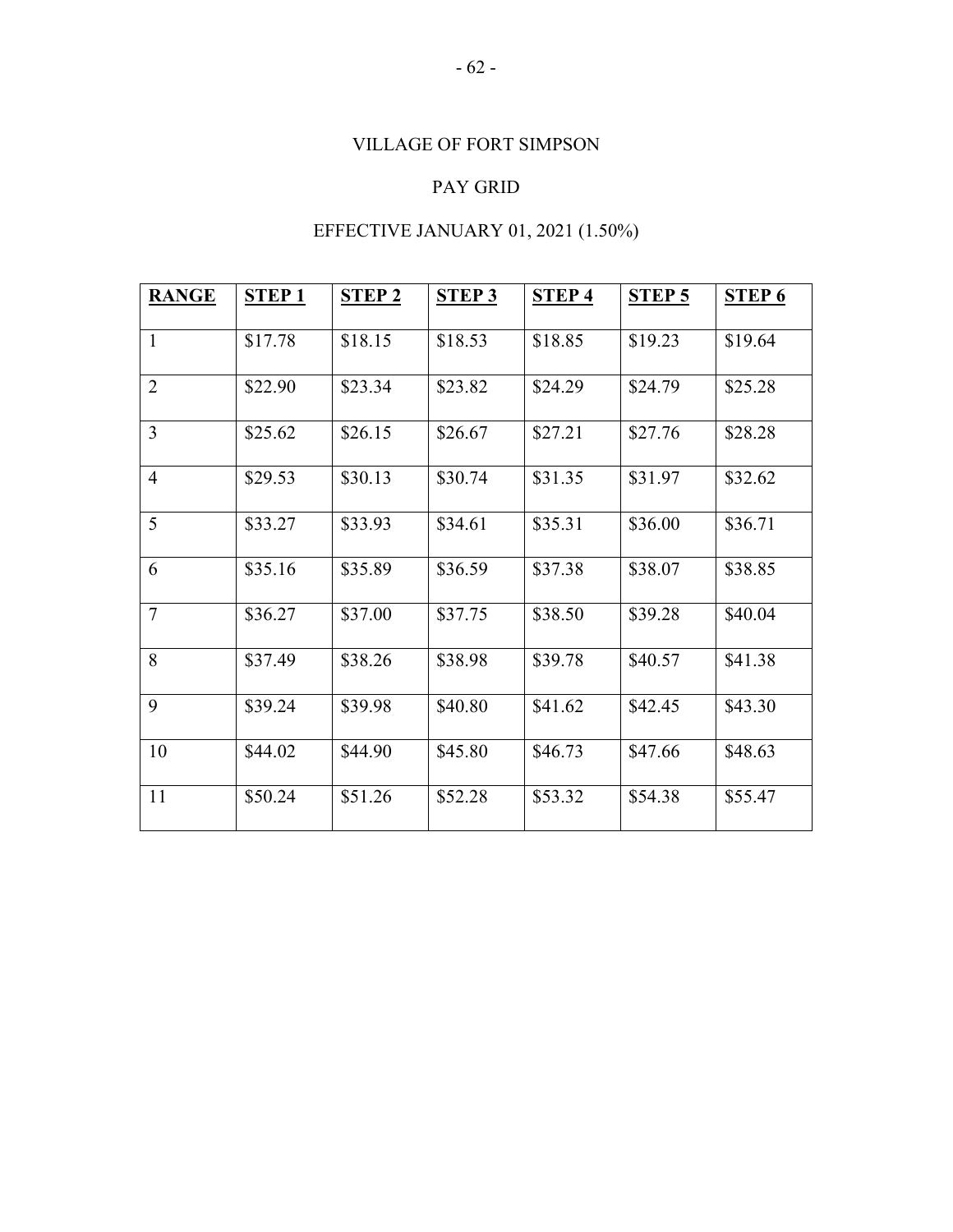VILLAGE OF FORT SIMPSON

PAY GRID

EFFECTIVE JANUARY 01, 2021 (1.50%)

| **RANGE** | **STEP 1** | **STEP 2** | **STEP 3** | **STEP 4** | **STEP 5** | **STEP 6** |
|---|---|---|---|---|---|---|
| 1 | $17.78 | $18.15 | $18.53 | $18.85 | $19.23 | $19.64 |
| 2 | $22.90 | $23.34 | $23.82 | $24.29 | $24.79 | $25.28 |
| 3 | $25.62 | $26.15 | $26.67 | $27.21 | $27.76 | $28.28 |
| 4 | $29.53 | $30.13 | $30.74 | $31.35 | $31.97 | $32.62 |
| 5 | $33.27 | $33.93 | $34.61 | $35.31 | $36.00 | $36.71 |
| 6 | $35.16 | $35.89 | $36.59 | $37.38 | $38.07 | $38.85 |
| 7 | $36.27 | $37.00 | $37.75 | $38.50 | $39.28 | $40.04 |
| 8 | $37.49 | $38.26 | $38.98 | $39.78 | $40.57 | $41.38 |
| 9 | $39.24 | $39.98 | $40.80 | $41.62 | $42.45 | $43.30 |
| 10 | $44.02 | $44.90 | $45.80 | $46.73 | $47.66 | $48.63 |
| 11 | $50.24 | $51.26 | $52.28 | $53.32 | $54.38 | $55.47 |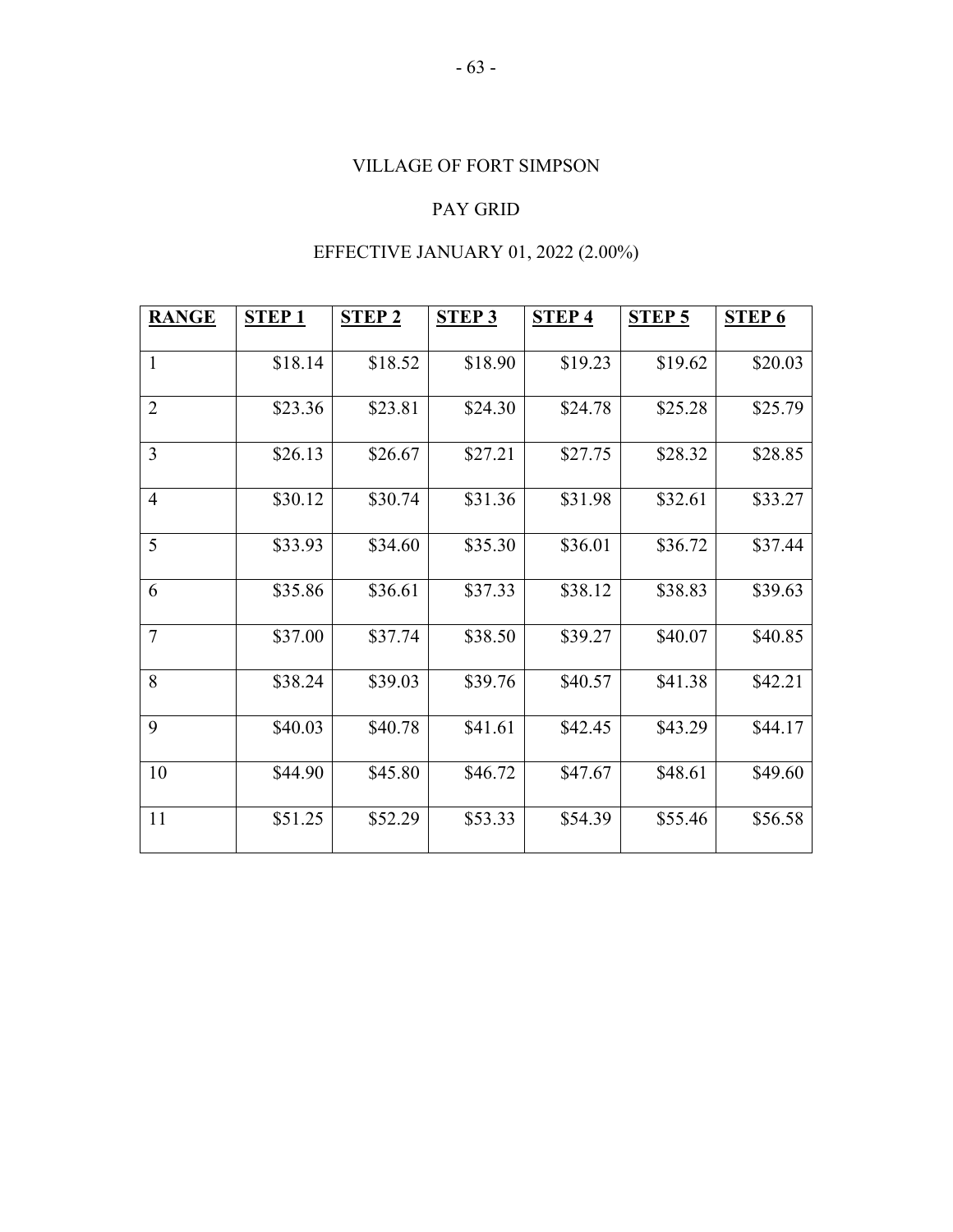VILLAGE OF FORT SIMPSON

PAY GRID

EFFECTIVE JANUARY 01, 2022 (2.00%)

| RANGE | STEP 1 | STEP 2 | STEP 3 | STEP 4 | STEP 5 | STEP 6 |
|---|---|---|---|---|---|---|
| 1 | $18.14 | $18.52 | $18.90 | $19.23 | $19.62 | $20.03 |
| 2 | $23.36 | $23.81 | $24.30 | $24.78 | $25.28 | $25.79 |
| 3 | $26.13 | $26.67 | $27.21 | $27.75 | $28.32 | $28.85 |
| 4 | $30.12 | $30.74 | $31.36 | $31.98 | $32.61 | $33.27 |
| 5 | $33.93 | $34.60 | $35.30 | $36.01 | $36.72 | $37.44 |
| 6 | $35.86 | $36.61 | $37.33 | $38.12 | $38.83 | $39.63 |
| 7 | $37.00 | $37.74 | $38.50 | $39.27 | $40.07 | $40.85 |
| 8 | $38.24 | $39.03 | $39.76 | $40.57 | $41.38 | $42.21 |
| 9 | $40.03 | $40.78 | $41.61 | $42.45 | $43.29 | $44.17 |
| 10 | $44.90 | $45.80 | $46.72 | $47.67 | $48.61 | $49.60 |
| 11 | $51.25 | $52.29 | $53.33 | $54.39 | $55.46 | $56.58 |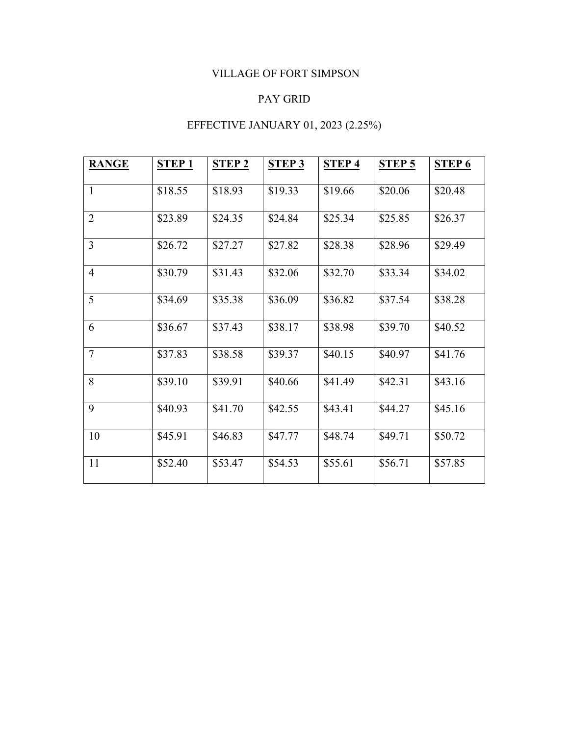VILLAGE OF FORT SIMPSON

PAY GRID

EFFECTIVE JANUARY 01, 2023 (2.25%)

| **RANGE** | **STEP 1** | **STEP 2** | **STEP 3** | **STEP 4** | **STEP 5** | **STEP 6** |
|---|---|---|---|---|---|---|
| 1 | $18.55 | $18.93 | $19.33 | $19.66 | $20.06 | $20.48 |
| 2 | $23.89 | $24.35 | $24.84 | $25.34 | $25.85 | $26.37 |
| 3 | $26.72 | $27.27 | $27.82 | $28.38 | $28.96 | $29.49 |
| 4 | $30.79 | $31.43 | $32.06 | $32.70 | $33.34 | $34.02 |
| 5 | $34.69 | $35.38 | $36.09 | $36.82 | $37.54 | $38.28 |
| 6 | $36.67 | $37.43 | $38.17 | $38.98 | $39.70 | $40.52 |
| 7 | $37.83 | $38.58 | $39.37 | $40.15 | $40.97 | $41.76 |
| 8 | $39.10 | $39.91 | $40.66 | $41.49 | $42.31 | $43.16 |
| 9 | $40.93 | $41.70 | $42.55 | $43.41 | $44.27 | $45.16 |
| 10 | $45.91 | $46.83 | $47.77 | $48.74 | $49.71 | $50.72 |
| 11 | $52.40 | $53.47 | $54.53 | $55.61 | $56.71 | $57.85 |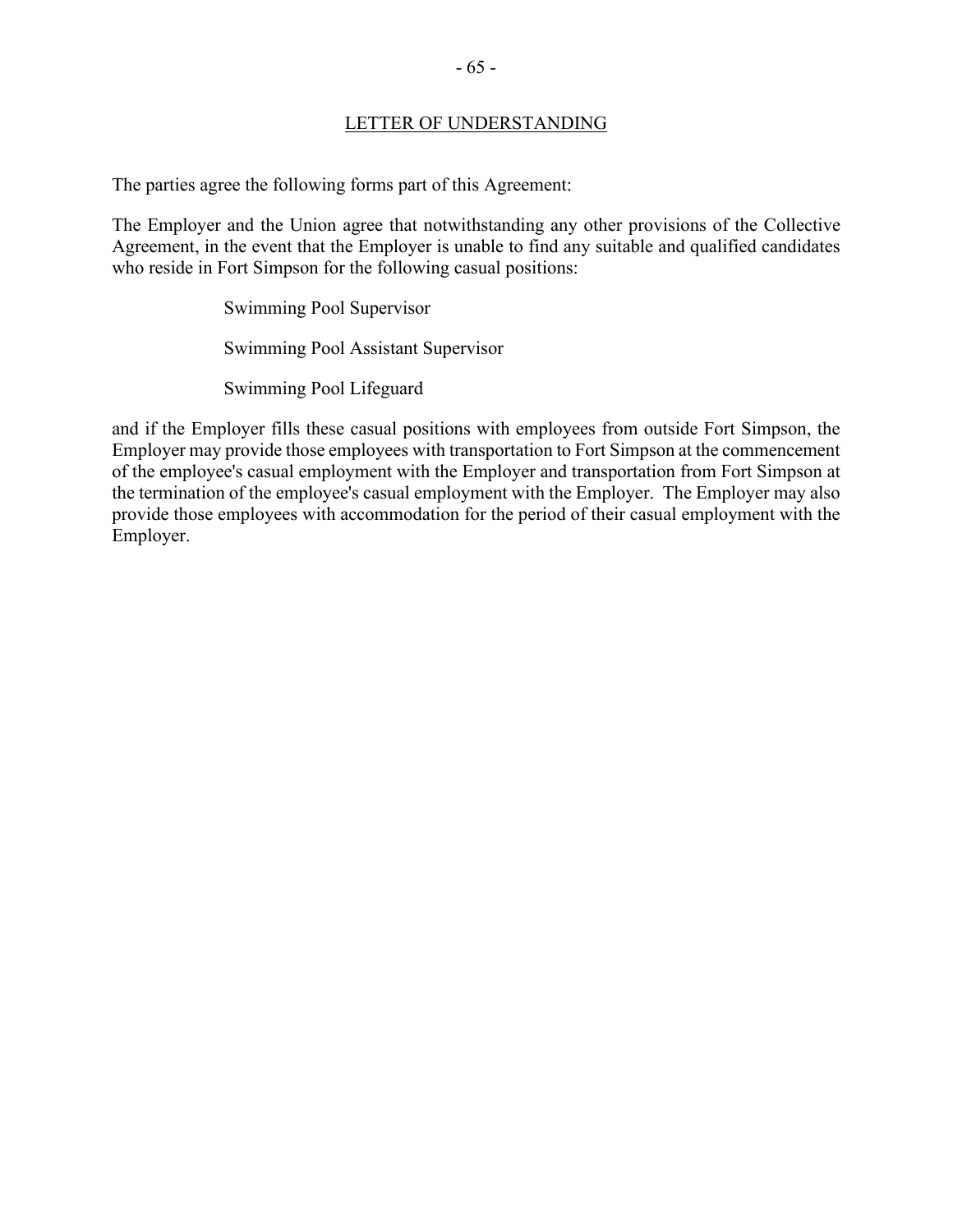## LETTER OF UNDERSTANDING

The parties agree the following forms part of this Agreement:

The Employer and the Union agree that notwithstanding any other provisions of the Collective Agreement, in the event that the Employer is unable to find any suitable and qualified candidates who reside in Fort Simpson for the following casual positions:

Swimming Pool Supervisor

Swimming Pool Assistant Supervisor

Swimming Pool Lifeguard

and if the Employer fills these casual positions with employees from outside Fort Simpson, the Employer may provide those employees with transportation to Fort Simpson at the commencement of the employee's casual employment with the Employer and transportation from Fort Simpson at the termination of the employee's casual employment with the Employer. The Employer may also provide those employees with accommodation for the period of their casual employment with the Employer.